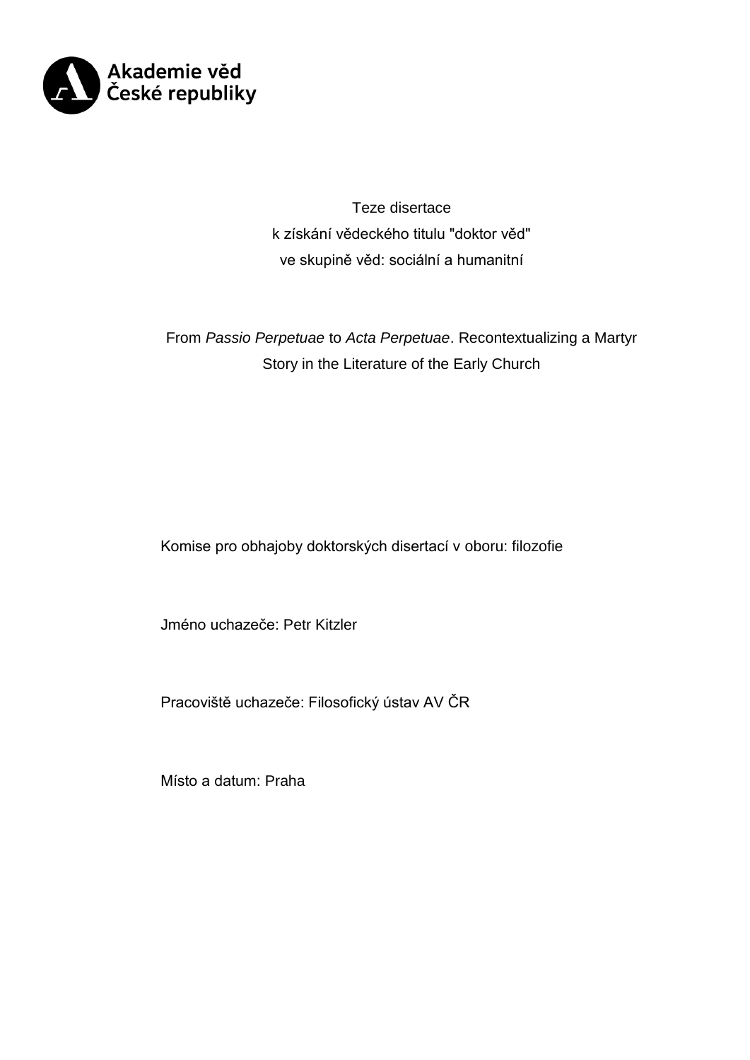Akademie věd České republiky

Teze disertace
k získání vědeckého titulu "doktor věd"
ve skupině věd: sociální a humanitní

From *Passio Perpetuae* to *Acta Perpetuae*. Recontextualizing a Martyr Story in the Literature of the Early Church

Komise pro obhajoby doktorských disertací v oboru: filozofie

Jméno uchazeče: Petr Kitzler

Pracoviště uchazeče: Filosofický ústav AV ČR

Místo a datum: Praha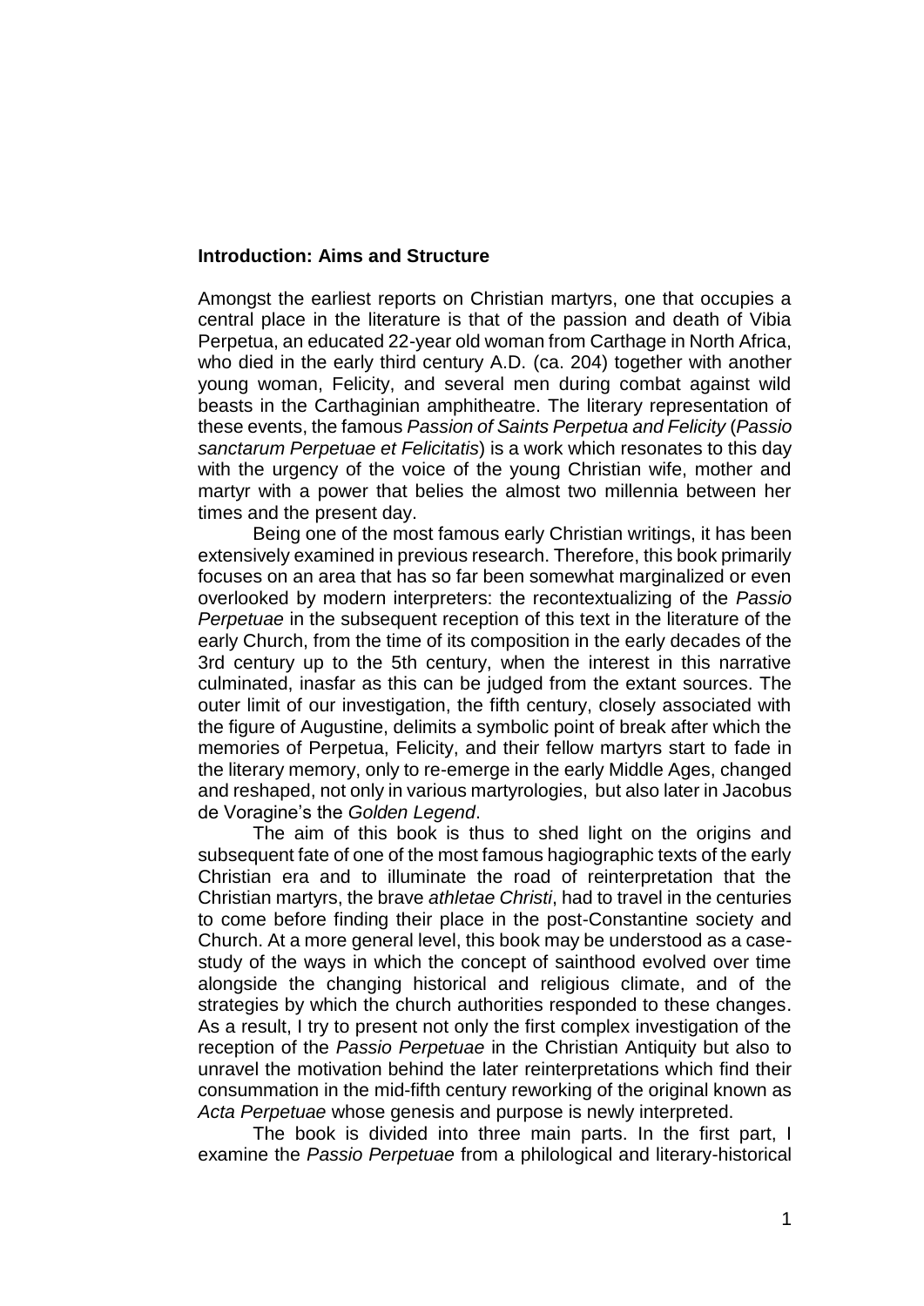## Introduction: Aims and Structure

Amongst the earliest reports on Christian martyrs, one that occupies a central place in the literature is that of the passion and death of Vibia Perpetua, an educated 22-year old woman from Carthage in North Africa, who died in the early third century A.D. (ca. 204) together with another young woman, Felicity, and several men during combat against wild beasts in the Carthaginian amphitheatre. The literary representation of these events, the famous *Passion of Saints Perpetua and Felicity* (*Passio sanctarum Perpetuae et Felicitatis*) is a work which resonates to this day with the urgency of the voice of the young Christian wife, mother and martyr with a power that belies the almost two millennia between her times and the present day.

Being one of the most famous early Christian writings, it has been extensively examined in previous research. Therefore, this book primarily focuses on an area that has so far been somewhat marginalized or even overlooked by modern interpreters: the recontextualizing of the *Passio Perpetuae* in the subsequent reception of this text in the literature of the early Church, from the time of its composition in the early decades of the 3rd century up to the 5th century, when the interest in this narrative culminated, inasfar as this can be judged from the extant sources. The outer limit of our investigation, the fifth century, closely associated with the figure of Augustine, delimits a symbolic point of break after which the memories of Perpetua, Felicity, and their fellow martyrs start to fade in the literary memory, only to re-emerge in the early Middle Ages, changed and reshaped, not only in various martyrologies, but also later in Jacobus de Voragine's the *Golden Legend*.

The aim of this book is thus to shed light on the origins and subsequent fate of one of the most famous hagiographic texts of the early Christian era and to illuminate the road of reinterpretation that the Christian martyrs, the brave *athletae Christi*, had to travel in the centuries to come before finding their place in the post-Constantine society and Church. At a more general level, this book may be understood as a case-study of the ways in which the concept of sainthood evolved over time alongside the changing historical and religious climate, and of the strategies by which the church authorities responded to these changes. As a result, I try to present not only the first complex investigation of the reception of the *Passio Perpetuae* in the Christian Antiquity but also to unravel the motivation behind the later reinterpretations which find their consummation in the mid-fifth century reworking of the original known as *Acta Perpetuae* whose genesis and purpose is newly interpreted.

The book is divided into three main parts. In the first part, I examine the *Passio Perpetuae* from a philological and literary-historical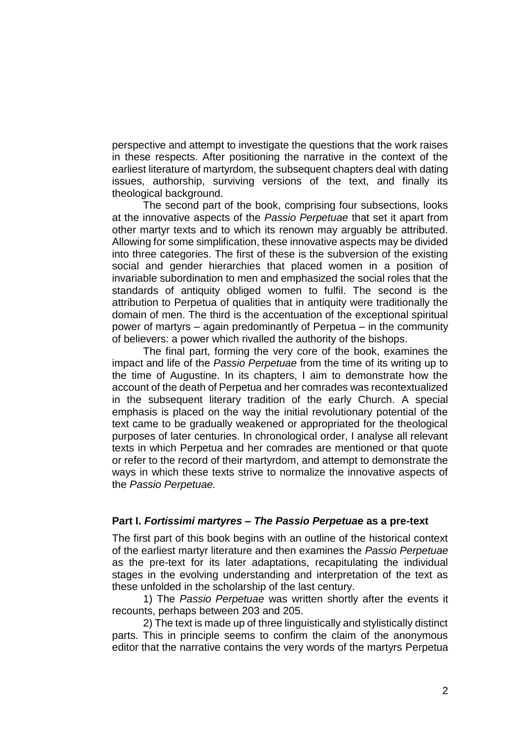perspective and attempt to investigate the questions that the work raises in these respects. After positioning the narrative in the context of the earliest literature of martyrdom, the subsequent chapters deal with dating issues, authorship, surviving versions of the text, and finally its theological background.

The second part of the book, comprising four subsections, looks at the innovative aspects of the *Passio Perpetuae* that set it apart from other martyr texts and to which its renown may arguably be attributed. Allowing for some simplification, these innovative aspects may be divided into three categories. The first of these is the subversion of the existing social and gender hierarchies that placed women in a position of invariable subordination to men and emphasized the social roles that the standards of antiquity obliged women to fulfil. The second is the attribution to Perpetua of qualities that in antiquity were traditionally the domain of men. The third is the accentuation of the exceptional spiritual power of martyrs – again predominantly of Perpetua – in the community of believers: a power which rivalled the authority of the bishops.

The final part, forming the very core of the book, examines the impact and life of the *Passio Perpetuae* from the time of its writing up to the time of Augustine. In its chapters, I aim to demonstrate how the account of the death of Perpetua and her comrades was recontextualized in the subsequent literary tradition of the early Church. A special emphasis is placed on the way the initial revolutionary potential of the text came to be gradually weakened or appropriated for the theological purposes of later centuries. In chronological order, I analyse all relevant texts in which Perpetua and her comrades are mentioned or that quote or refer to the record of their martyrdom, and attempt to demonstrate the ways in which these texts strive to normalize the innovative aspects of the *Passio Perpetuae.*

### Part I. *Fortissimi martyres – The Passio Perpetuae* as a pre-text

The first part of this book begins with an outline of the historical context of the earliest martyr literature and then examines the *Passio Perpetuae* as the pre-text for its later adaptations, recapitulating the individual stages in the evolving understanding and interpretation of the text as these unfolded in the scholarship of the last century.

1) The *Passio Perpetuae* was written shortly after the events it recounts, perhaps between 203 and 205.

2) The text is made up of three linguistically and stylistically distinct parts. This in principle seems to confirm the claim of the anonymous editor that the narrative contains the very words of the martyrs Perpetua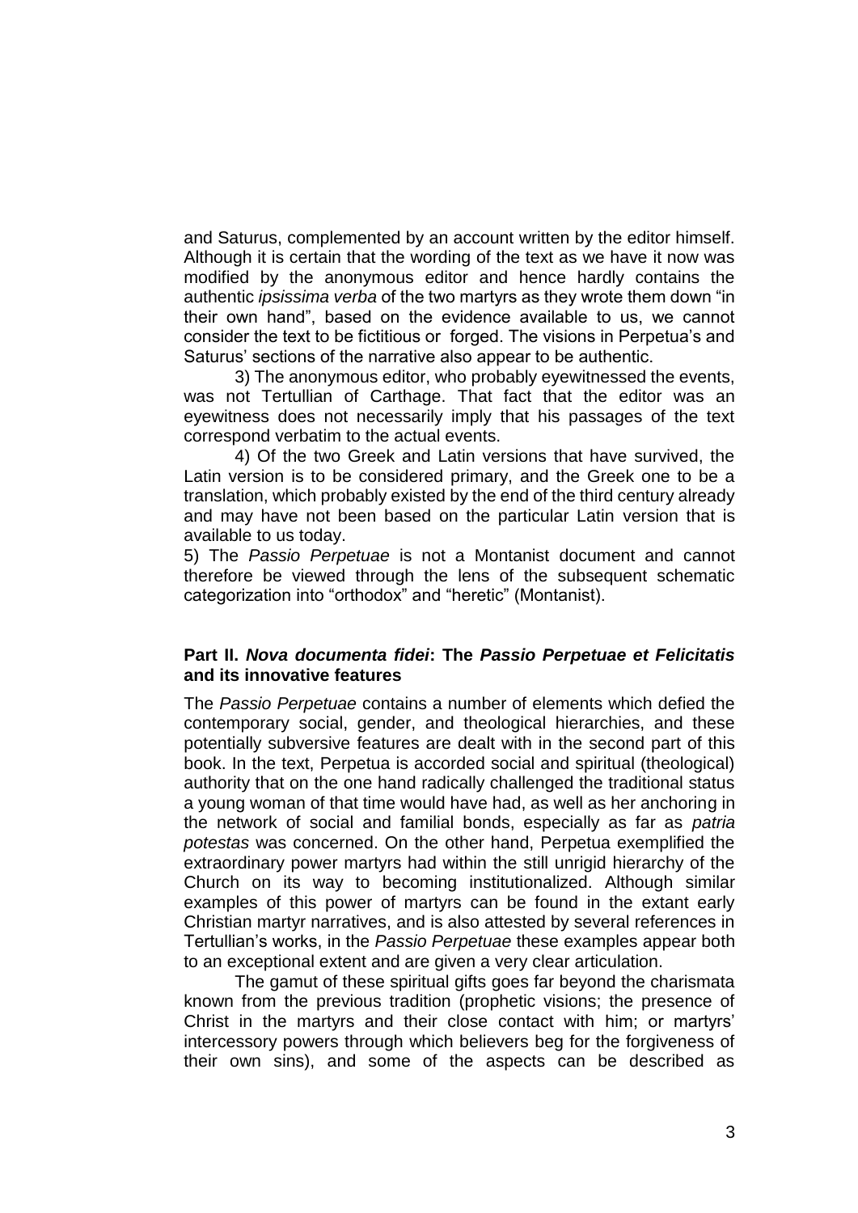and Saturus, complemented by an account written by the editor himself. Although it is certain that the wording of the text as we have it now was modified by the anonymous editor and hence hardly contains the authentic *ipsissima verba* of the two martyrs as they wrote them down "in their own hand", based on the evidence available to us, we cannot consider the text to be fictitious or forged. The visions in Perpetua's and Saturus' sections of the narrative also appear to be authentic.

3) The anonymous editor, who probably eyewitnessed the events, was not Tertullian of Carthage. That fact that the editor was an eyewitness does not necessarily imply that his passages of the text correspond verbatim to the actual events.

4) Of the two Greek and Latin versions that have survived, the Latin version is to be considered primary, and the Greek one to be a translation, which probably existed by the end of the third century already and may have not been based on the particular Latin version that is available to us today.

5) The *Passio Perpetuae* is not a Montanist document and cannot therefore be viewed through the lens of the subsequent schematic categorization into "orthodox" and "heretic" (Montanist).

### Part II. *Nova documenta fidei*: The *Passio Perpetuae et Felicitatis* and its innovative features

The *Passio Perpetuae* contains a number of elements which defied the contemporary social, gender, and theological hierarchies, and these potentially subversive features are dealt with in the second part of this book. In the text, Perpetua is accorded social and spiritual (theological) authority that on the one hand radically challenged the traditional status a young woman of that time would have had, as well as her anchoring in the network of social and familial bonds, especially as far as *patria potestas* was concerned. On the other hand, Perpetua exemplified the extraordinary power martyrs had within the still unrigid hierarchy of the Church on its way to becoming institutionalized. Although similar examples of this power of martyrs can be found in the extant early Christian martyr narratives, and is also attested by several references in Tertullian's works, in the *Passio Perpetuae* these examples appear both to an exceptional extent and are given a very clear articulation.

The gamut of these spiritual gifts goes far beyond the charismata known from the previous tradition (prophetic visions; the presence of Christ in the martyrs and their close contact with him; or martyrs' intercessory powers through which believers beg for the forgiveness of their own sins), and some of the aspects can be described as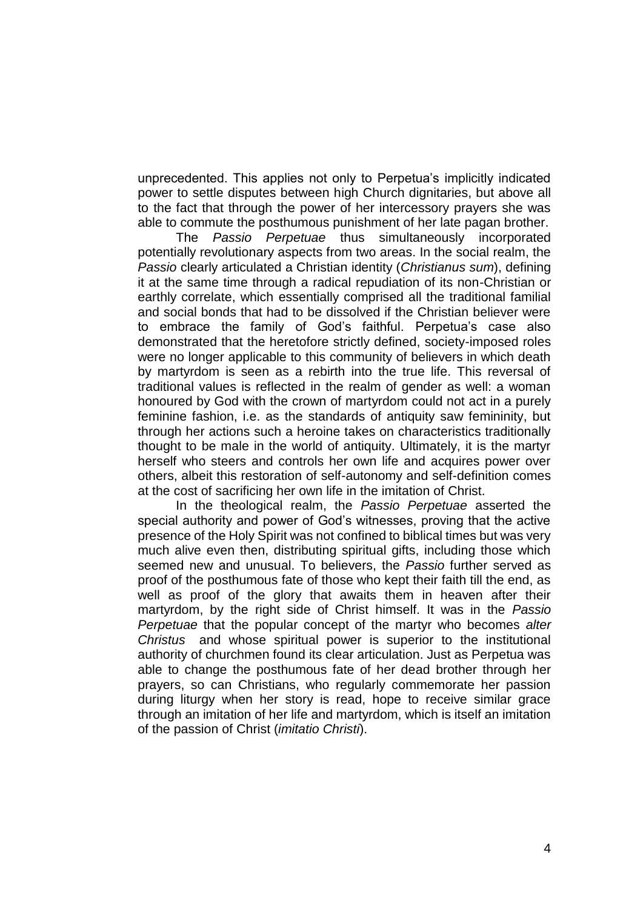unprecedented. This applies not only to Perpetua's implicitly indicated power to settle disputes between high Church dignitaries, but above all to the fact that through the power of her intercessory prayers she was able to commute the posthumous punishment of her late pagan brother.

The *Passio Perpetuae* thus simultaneously incorporated potentially revolutionary aspects from two areas. In the social realm, the *Passio* clearly articulated a Christian identity (*Christianus sum*), defining it at the same time through a radical repudiation of its non-Christian or earthly correlate, which essentially comprised all the traditional familial and social bonds that had to be dissolved if the Christian believer were to embrace the family of God's faithful. Perpetua's case also demonstrated that the heretofore strictly defined, society-imposed roles were no longer applicable to this community of believers in which death by martyrdom is seen as a rebirth into the true life. This reversal of traditional values is reflected in the realm of gender as well: a woman honoured by God with the crown of martyrdom could not act in a purely feminine fashion, i.e. as the standards of antiquity saw femininity, but through her actions such a heroine takes on characteristics traditionally thought to be male in the world of antiquity. Ultimately, it is the martyr herself who steers and controls her own life and acquires power over others, albeit this restoration of self-autonomy and self-definition comes at the cost of sacrificing her own life in the imitation of Christ.

In the theological realm, the *Passio Perpetuae* asserted the special authority and power of God's witnesses, proving that the active presence of the Holy Spirit was not confined to biblical times but was very much alive even then, distributing spiritual gifts, including those which seemed new and unusual. To believers, the *Passio* further served as proof of the posthumous fate of those who kept their faith till the end, as well as proof of the glory that awaits them in heaven after their martyrdom, by the right side of Christ himself. It was in the *Passio Perpetuae* that the popular concept of the martyr who becomes *alter Christus* and whose spiritual power is superior to the institutional authority of churchmen found its clear articulation. Just as Perpetua was able to change the posthumous fate of her dead brother through her prayers, so can Christians, who regularly commemorate her passion during liturgy when her story is read, hope to receive similar grace through an imitation of her life and martyrdom, which is itself an imitation of the passion of Christ (*imitatio Christi*).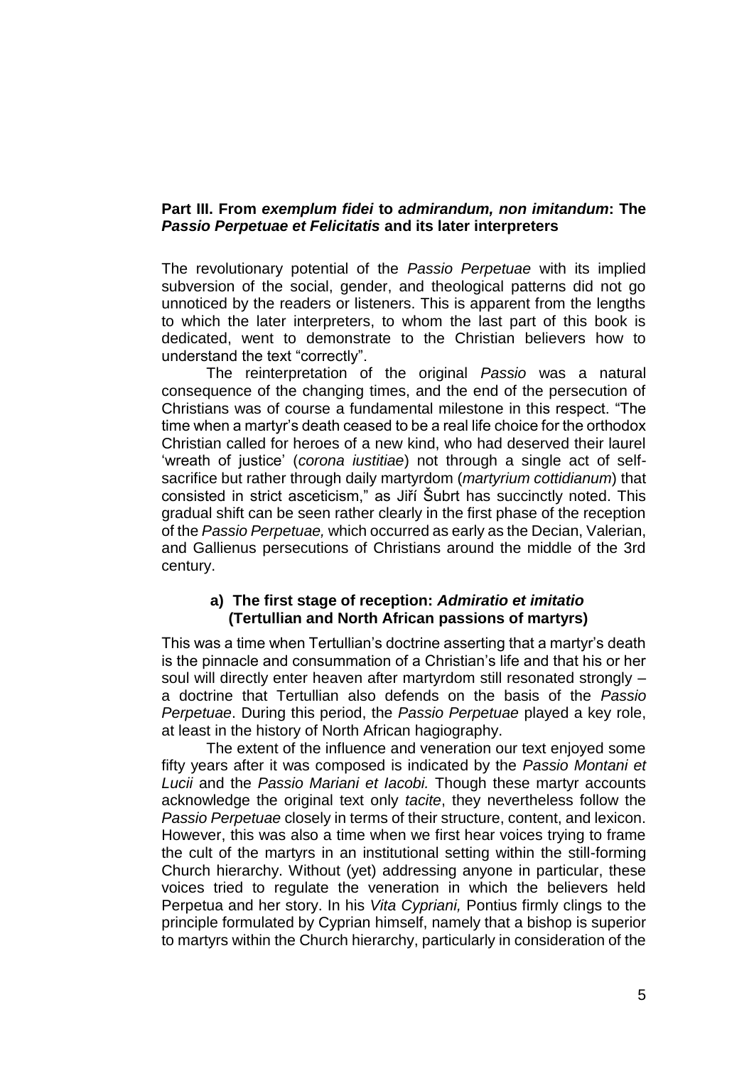## Part III. From *exemplum fidei* to *admirandum, non imitandum*: The *Passio Perpetuae et Felicitatis* and its later interpreters

The revolutionary potential of the *Passio Perpetuae* with its implied subversion of the social, gender, and theological patterns did not go unnoticed by the readers or listeners. This is apparent from the lengths to which the later interpreters, to whom the last part of this book is dedicated, went to demonstrate to the Christian believers how to understand the text "correctly".

The reinterpretation of the original *Passio* was a natural consequence of the changing times, and the end of the persecution of Christians was of course a fundamental milestone in this respect. "The time when a martyr's death ceased to be a real life choice for the orthodox Christian called for heroes of a new kind, who had deserved their laurel 'wreath of justice' (*corona iustitiae*) not through a single act of self-sacrifice but rather through daily martyrdom (*martyrium cottidianum*) that consisted in strict asceticism," as Jiří Šubrt has succinctly noted. This gradual shift can be seen rather clearly in the first phase of the reception of the *Passio Perpetuae,* which occurred as early as the Decian, Valerian, and Gallienus persecutions of Christians around the middle of the 3rd century.

### a) The first stage of reception: *Admiratio et imitatio* (Tertullian and North African passions of martyrs)

This was a time when Tertullian's doctrine asserting that a martyr's death is the pinnacle and consummation of a Christian's life and that his or her soul will directly enter heaven after martyrdom still resonated strongly – a doctrine that Tertullian also defends on the basis of the *Passio Perpetuae*. During this period, the *Passio Perpetuae* played a key role, at least in the history of North African hagiography.

The extent of the influence and veneration our text enjoyed some fifty years after it was composed is indicated by the *Passio Montani et Lucii* and the *Passio Mariani et Iacobi.* Though these martyr accounts acknowledge the original text only *tacite*, they nevertheless follow the *Passio Perpetuae* closely in terms of their structure, content, and lexicon. However, this was also a time when we first hear voices trying to frame the cult of the martyrs in an institutional setting within the still-forming Church hierarchy. Without (yet) addressing anyone in particular, these voices tried to regulate the veneration in which the believers held Perpetua and her story. In his *Vita Cypriani,* Pontius firmly clings to the principle formulated by Cyprian himself, namely that a bishop is superior to martyrs within the Church hierarchy, particularly in consideration of the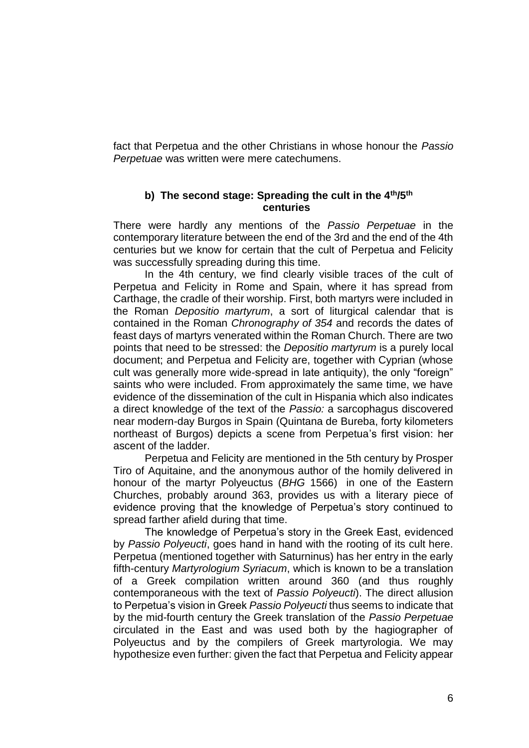fact that Perpetua and the other Christians in whose honour the *Passio Perpetuae* was written were mere catechumens.

### b) The second stage: Spreading the cult in the 4th/5th centuries

There were hardly any mentions of the *Passio Perpetuae* in the contemporary literature between the end of the 3rd and the end of the 4th centuries but we know for certain that the cult of Perpetua and Felicity was successfully spreading during this time.

In the 4th century, we find clearly visible traces of the cult of Perpetua and Felicity in Rome and Spain, where it has spread from Carthage, the cradle of their worship. First, both martyrs were included in the Roman *Depositio martyrum*, a sort of liturgical calendar that is contained in the Roman *Chronography of 354* and records the dates of feast days of martyrs venerated within the Roman Church. There are two points that need to be stressed: the *Depositio martyrum* is a purely local document; and Perpetua and Felicity are, together with Cyprian (whose cult was generally more wide-spread in late antiquity), the only "foreign" saints who were included. From approximately the same time, we have evidence of the dissemination of the cult in Hispania which also indicates a direct knowledge of the text of the *Passio:* a sarcophagus discovered near modern-day Burgos in Spain (Quintana de Bureba, forty kilometers northeast of Burgos) depicts a scene from Perpetua's first vision: her ascent of the ladder.

Perpetua and Felicity are mentioned in the 5th century by Prosper Tiro of Aquitaine, and the anonymous author of the homily delivered in honour of the martyr Polyeuctus (*BHG* 1566) in one of the Eastern Churches, probably around 363, provides us with a literary piece of evidence proving that the knowledge of Perpetua's story continued to spread farther afield during that time.

The knowledge of Perpetua's story in the Greek East, evidenced by *Passio Polyeucti*, goes hand in hand with the rooting of its cult here. Perpetua (mentioned together with Saturninus) has her entry in the early fifth-century *Martyrologium Syriacum*, which is known to be a translation of a Greek compilation written around 360 (and thus roughly contemporaneous with the text of *Passio Polyeucti*). The direct allusion to Perpetua's vision in Greek *Passio Polyeucti* thus seems to indicate that by the mid-fourth century the Greek translation of the *Passio Perpetuae* circulated in the East and was used both by the hagiographer of Polyeuctus and by the compilers of Greek martyrologia. We may hypothesize even further: given the fact that Perpetua and Felicity appear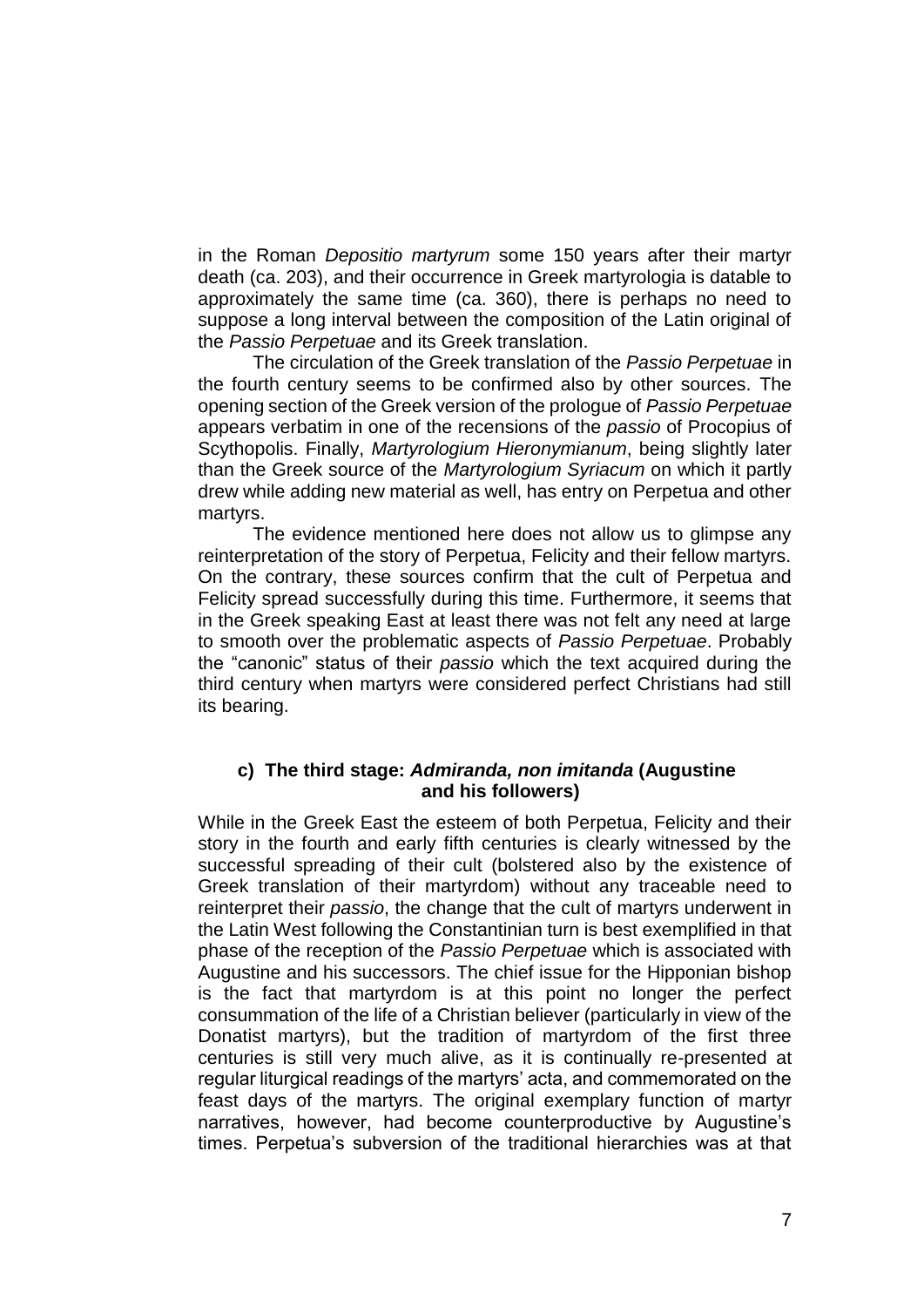in the Roman *Depositio martyrum* some 150 years after their martyr death (ca. 203), and their occurrence in Greek martyrologia is datable to approximately the same time (ca. 360), there is perhaps no need to suppose a long interval between the composition of the Latin original of the *Passio Perpetuae* and its Greek translation.

The circulation of the Greek translation of the *Passio Perpetuae* in the fourth century seems to be confirmed also by other sources. The opening section of the Greek version of the prologue of *Passio Perpetuae* appears verbatim in one of the recensions of the *passio* of Procopius of Scythopolis. Finally, *Martyrologium Hieronymianum*, being slightly later than the Greek source of the *Martyrologium Syriacum* on which it partly drew while adding new material as well, has entry on Perpetua and other martyrs.

The evidence mentioned here does not allow us to glimpse any reinterpretation of the story of Perpetua, Felicity and their fellow martyrs. On the contrary, these sources confirm that the cult of Perpetua and Felicity spread successfully during this time. Furthermore, it seems that in the Greek speaking East at least there was not felt any need at large to smooth over the problematic aspects of *Passio Perpetuae*. Probably the "canonic" status of their *passio* which the text acquired during the third century when martyrs were considered perfect Christians had still its bearing.

### c) The third stage: *Admiranda, non imitanda* (Augustine and his followers)

While in the Greek East the esteem of both Perpetua, Felicity and their story in the fourth and early fifth centuries is clearly witnessed by the successful spreading of their cult (bolstered also by the existence of Greek translation of their martyrdom) without any traceable need to reinterpret their *passio*, the change that the cult of martyrs underwent in the Latin West following the Constantinian turn is best exemplified in that phase of the reception of the *Passio Perpetuae* which is associated with Augustine and his successors. The chief issue for the Hipponian bishop is the fact that martyrdom is at this point no longer the perfect consummation of the life of a Christian believer (particularly in view of the Donatist martyrs), but the tradition of martyrdom of the first three centuries is still very much alive, as it is continually re-presented at regular liturgical readings of the martyrs' acta, and commemorated on the feast days of the martyrs. The original exemplary function of martyr narratives, however, had become counterproductive by Augustine's times. Perpetua's subversion of the traditional hierarchies was at that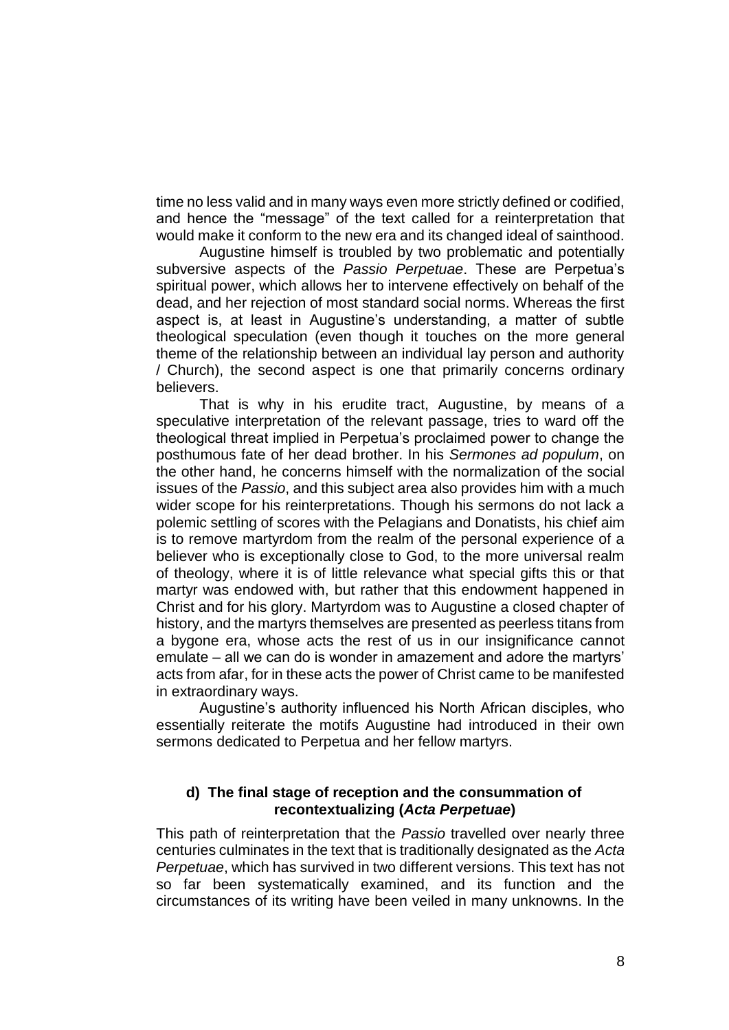time no less valid and in many ways even more strictly defined or codified, and hence the "message" of the text called for a reinterpretation that would make it conform to the new era and its changed ideal of sainthood.

Augustine himself is troubled by two problematic and potentially subversive aspects of the *Passio Perpetuae*. These are Perpetua's spiritual power, which allows her to intervene effectively on behalf of the dead, and her rejection of most standard social norms. Whereas the first aspect is, at least in Augustine's understanding, a matter of subtle theological speculation (even though it touches on the more general theme of the relationship between an individual lay person and authority / Church), the second aspect is one that primarily concerns ordinary believers.

That is why in his erudite tract, Augustine, by means of a speculative interpretation of the relevant passage, tries to ward off the theological threat implied in Perpetua's proclaimed power to change the posthumous fate of her dead brother. In his *Sermones ad populum*, on the other hand, he concerns himself with the normalization of the social issues of the *Passio*, and this subject area also provides him with a much wider scope for his reinterpretations. Though his sermons do not lack a polemic settling of scores with the Pelagians and Donatists, his chief aim is to remove martyrdom from the realm of the personal experience of a believer who is exceptionally close to God, to the more universal realm of theology, where it is of little relevance what special gifts this or that martyr was endowed with, but rather that this endowment happened in Christ and for his glory. Martyrdom was to Augustine a closed chapter of history, and the martyrs themselves are presented as peerless titans from a bygone era, whose acts the rest of us in our insignificance cannot emulate – all we can do is wonder in amazement and adore the martyrs' acts from afar, for in these acts the power of Christ came to be manifested in extraordinary ways.

Augustine's authority influenced his North African disciples, who essentially reiterate the motifs Augustine had introduced in their own sermons dedicated to Perpetua and her fellow martyrs.

### d) The final stage of reception and the consummation of recontextualizing (*Acta Perpetuae*)

This path of reinterpretation that the *Passio* travelled over nearly three centuries culminates in the text that is traditionally designated as the *Acta Perpetuae*, which has survived in two different versions. This text has not so far been systematically examined, and its function and the circumstances of its writing have been veiled in many unknowns. In the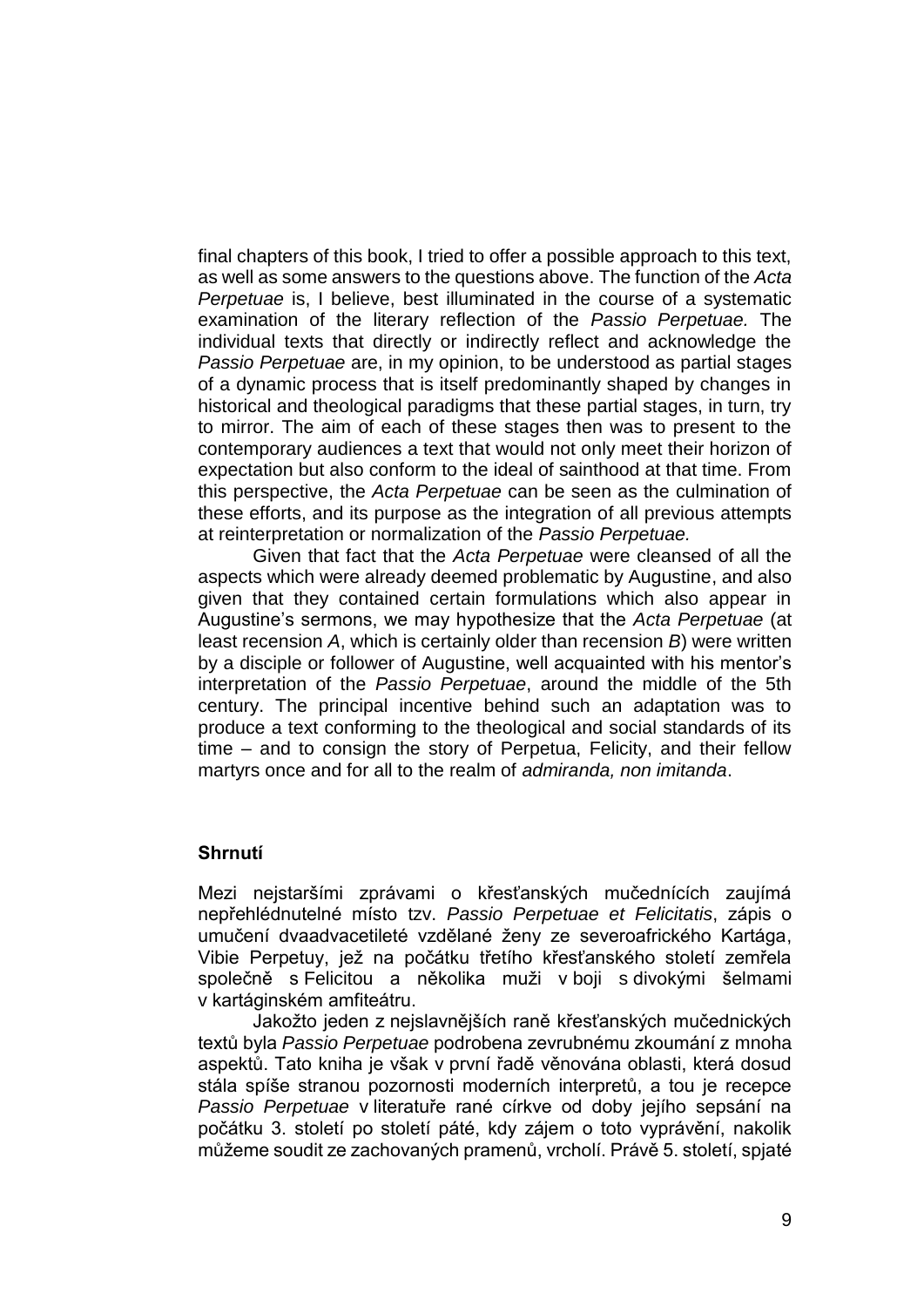final chapters of this book, I tried to offer a possible approach to this text, as well as some answers to the questions above. The function of the *Acta Perpetuae* is, I believe, best illuminated in the course of a systematic examination of the literary reflection of the *Passio Perpetuae.* The individual texts that directly or indirectly reflect and acknowledge the *Passio Perpetuae* are, in my opinion, to be understood as partial stages of a dynamic process that is itself predominantly shaped by changes in historical and theological paradigms that these partial stages, in turn, try to mirror. The aim of each of these stages then was to present to the contemporary audiences a text that would not only meet their horizon of expectation but also conform to the ideal of sainthood at that time. From this perspective, the *Acta Perpetuae* can be seen as the culmination of these efforts, and its purpose as the integration of all previous attempts at reinterpretation or normalization of the *Passio Perpetuae.*

Given that fact that the *Acta Perpetuae* were cleansed of all the aspects which were already deemed problematic by Augustine, and also given that they contained certain formulations which also appear in Augustine's sermons, we may hypothesize that the *Acta Perpetuae* (at least recension *A*, which is certainly older than recension *B*) were written by a disciple or follower of Augustine, well acquainted with his mentor's interpretation of the *Passio Perpetuae*, around the middle of the 5th century. The principal incentive behind such an adaptation was to produce a text conforming to the theological and social standards of its time – and to consign the story of Perpetua, Felicity, and their fellow martyrs once and for all to the realm of *admiranda, non imitanda*.

### Shrnutí

Mezi nejstaršími zprávami o křesťanských mučednících zaujímá nepřehlédnutelné místo tzv. *Passio Perpetuae et Felicitatis*, zápis o umučení dvaadvacetileté vzdělané ženy ze severoafrického Kartága, Vibie Perpetuy, jež na počátku třetího křesťanského století zemřela společně s Felicitou a několika muži v boji s divokými šelmami v kartáginském amfiteátru.

Jakožto jeden z nejslavnějších raně křesťanských mučednických textů byla *Passio Perpetuae* podrobena zevrubnému zkoumání z mnoha aspektů. Tato kniha je však v první řadě věnována oblasti, která dosud stála spíše stranou pozornosti moderních interpretů, a tou je recepce *Passio Perpetuae* v literatuře rané církve od doby jejího sepsání na počátku 3. století po století páté, kdy zájem o toto vyprávění, nakolik můžeme soudit ze zachovaných pramenů, vrcholí. Právě 5. století, spjaté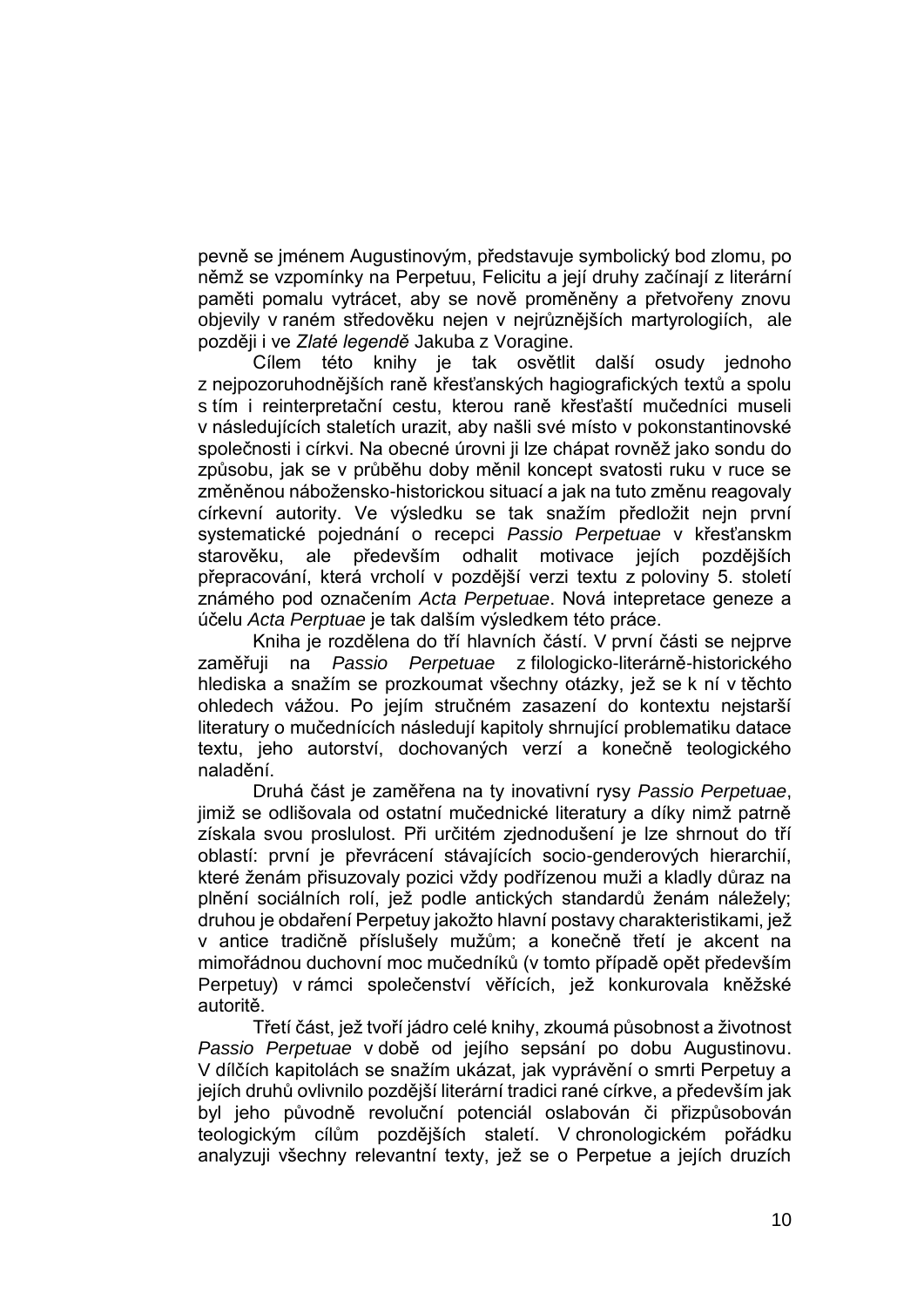pevně se jménem Augustinovým, představuje symbolický bod zlomu, po němž se vzpomínky na Perpetuu, Felicitu a její druhy začínají z literární paměti pomalu vytrácet, aby se nově proměněny a přetvořeny znovu objevily v raném středověku nejen v nejrůznějších martyrologiích, ale později i ve *Zlaté legendě* Jakuba z Voragine.

Cílem této knihy je tak osvětlit další osudy jednoho z nejpozoruhodnějších raně křesťanských hagiografických textů a spolu s tím i reinterpretační cestu, kterou raně křesťaští mučedníci museli v následujících staletích urazit, aby našli své místo v pokonstantinovské společnosti i církvi. Na obecné úrovni ji lze chápat rovněž jako sondu do způsobu, jak se v průběhu doby měnil koncept svatosti ruku v ruce se změněnou nábožensko-historickou situací a jak na tuto změnu reagovaly církevní autority. Ve výsledku se tak snažím předložit nejn první systematické pojednání o recepci *Passio Perpetuae* v křesťanskm starověku, ale především odhalit motivace jejích pozdějších přepracování, která vrcholí v pozdější verzi textu z poloviny 5. století známého pod označením *Acta Perpetuae*. Nová intepretace geneze a účelu *Acta Perptuae* je tak dalším výsledkem této práce.

Kniha je rozdělena do tří hlavních částí. V první části se nejprve zaměřuji na *Passio Perpetuae* z filologicko-literárně-historického hlediska a snažím se prozkoumat všechny otázky, jež se k ní v těchto ohledech vážou. Po jejím stručném zasazení do kontextu nejstarší literatury o mučednících následují kapitoly shrnující problematiku datace textu, jeho autorství, dochovaných verzí a konečně teologického naladění.

Druhá část je zaměřena na ty inovativní rysy *Passio Perpetuae*, jimiž se odlišovala od ostatní mučednické literatury a díky nimž patrně získala svou proslulost. Při určitém zjednodušení je lze shrnout do tří oblastí: první je převrácení stávajících socio-genderových hierarchií, které ženám přisuzovaly pozici vždy podřízenou muži a kladly důraz na plnění sociálních rolí, jež podle antických standardů ženám náležely; druhou je obdaření Perpetuy jakožto hlavní postavy charakteristikami, jež v antice tradičně příslušely mužům; a konečně třetí je akcent na mimořádnou duchovní moc mučedníků (v tomto případě opět především Perpetuy) v rámci společenství věřících, jež konkurovala kněžské autoritě.

Třetí část, jež tvoří jádro celé knihy, zkoumá působnost a životnost *Passio Perpetuae* v době od jejího sepsání po dobu Augustinovu. V dílčích kapitolách se snažím ukázat, jak vyprávění o smrti Perpetuy a jejích druhů ovlivnilo pozdější literární tradici rané církve, a především jak byl jeho původně revoluční potenciál oslabován či přizpůsobován teologickým cílům pozdějších staletí. V chronologickém pořádku analyzuji všechny relevantní texty, jež se o Perpetue a jejích druzích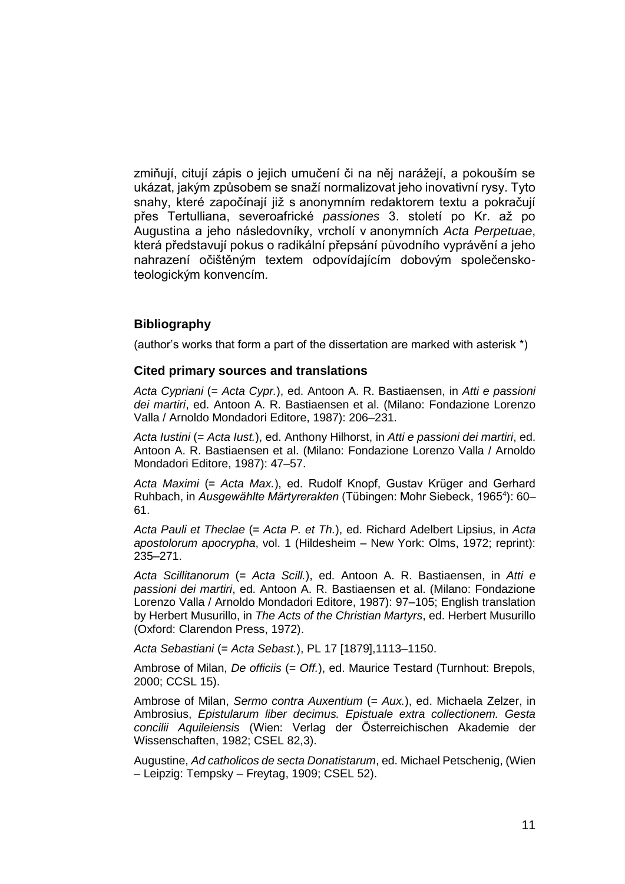zmiňují, citují zápis o jejich umučení či na něj narážejí, a pokouším se ukázat, jakým způsobem se snaží normalizovat jeho inovativní rysy. Tyto snahy, které započínají již s anonymním redaktorem textu a pokračují přes Tertulliana, severoafrické *passiones* 3. století po Kr. až po Augustina a jeho následovníky, vrcholí v anonymních *Acta Perpetuae*, která představují pokus o radikální přepsání původního vyprávění a jeho nahrazení očištěným textem odpovídajícím dobovým společensko-teologickým konvencím.

### Bibliography

(author's works that form a part of the dissertation are marked with asterisk *)

#### Cited primary sources and translations

*Acta Cypriani* (= *Acta Cypr.*), ed. Antoon A. R. Bastiaensen, in *Atti e passioni dei martiri*, ed. Antoon A. R. Bastiaensen et al. (Milano: Fondazione Lorenzo Valla / Arnoldo Mondadori Editore, 1987): 206–231.

*Acta Iustini* (= *Acta Iust.*), ed. Anthony Hilhorst, in *Atti e passioni dei martiri*, ed. Antoon A. R. Bastiaensen et al. (Milano: Fondazione Lorenzo Valla / Arnoldo Mondadori Editore, 1987): 47–57.

*Acta Maximi* (= *Acta Max.*), ed. Rudolf Knopf, Gustav Krüger and Gerhard Ruhbach, in *Ausgewählte Märtyrerakten* (Tübingen: Mohr Siebeck, 1965[4]): 60–61.

*Acta Pauli et Theclae* (= *Acta P. et Th.*), ed. Richard Adelbert Lipsius, in *Acta apostolorum apocrypha*, vol. 1 (Hildesheim – New York: Olms, 1972; reprint): 235–271.

*Acta Scillitanorum* (= *Acta Scill.*), ed. Antoon A. R. Bastiaensen, in *Atti e passioni dei martiri*, ed. Antoon A. R. Bastiaensen et al. (Milano: Fondazione Lorenzo Valla / Arnoldo Mondadori Editore, 1987): 97–105; English translation by Herbert Musurillo, in *The Acts of the Christian Martyrs*, ed. Herbert Musurillo (Oxford: Clarendon Press, 1972).

*Acta Sebastiani* (= *Acta Sebast.*), PL 17 [1879],1113–1150.

Ambrose of Milan, *De officiis* (= *Off.*), ed. Maurice Testard (Turnhout: Brepols, 2000; CCSL 15).

Ambrose of Milan, *Sermo contra Auxentium* (= *Aux.*), ed. Michaela Zelzer, in Ambrosius, *Epistularum liber decimus. Epistuale extra collectionem. Gesta concilii Aquileiensis* (Wien: Verlag der Österreichischen Akademie der Wissenschaften, 1982; CSEL 82,3).

Augustine, *Ad catholicos de secta Donatistarum*, ed. Michael Petschenig, (Wien – Leipzig: Tempsky – Freytag, 1909; CSEL 52).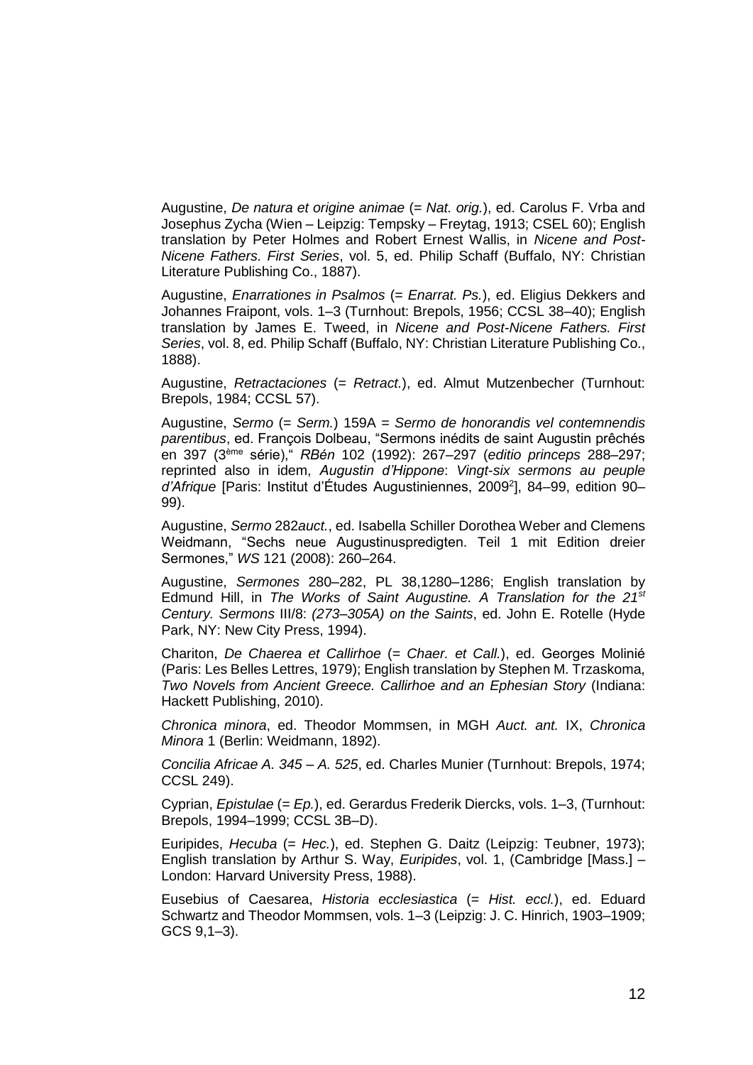Augustine, *De natura et origine animae* (= *Nat. orig.*), ed. Carolus F. Vrba and Josephus Zycha (Wien – Leipzig: Tempsky – Freytag, 1913; CSEL 60); English translation by Peter Holmes and Robert Ernest Wallis, in *Nicene and Post-Nicene Fathers. First Series*, vol. 5, ed. Philip Schaff (Buffalo, NY: Christian Literature Publishing Co., 1887).

Augustine, *Enarrationes in Psalmos* (= *Enarrat. Ps.*), ed. Eligius Dekkers and Johannes Fraipont, vols. 1–3 (Turnhout: Brepols, 1956; CCSL 38–40); English translation by James E. Tweed, in *Nicene and Post-Nicene Fathers. First Series*, vol. 8, ed. Philip Schaff (Buffalo, NY: Christian Literature Publishing Co., 1888).

Augustine, *Retractaciones* (= *Retract.*), ed. Almut Mutzenbecher (Turnhout: Brepols, 1984; CCSL 57).

Augustine, *Sermo* (= *Serm.*) 159A = *Sermo de honorandis vel contemnendis parentibus*, ed. François Dolbeau, "Sermons inédits de saint Augustin prêchés en 397 (3ème série)," *RBén* 102 (1992): 267–297 (*editio princeps* 288–297; reprinted also in idem, *Augustin d'Hippone*: *Vingt-six sermons au peuple d'Afrique* [Paris: Institut d'Études Augustiniennes, 2009²], 84–99, edition 90–99).

Augustine, *Sermo* 282*auct.*, ed. Isabella Schiller Dorothea Weber and Clemens Weidmann, "Sechs neue Augustinuspredigten. Teil 1 mit Edition dreier Sermones," *WS* 121 (2008): 260–264.

Augustine, *Sermones* 280–282, PL 38,1280–1286; English translation by Edmund Hill, in *The Works of Saint Augustine. A Translation for the 21st Century. Sermons* III/8: *(273–305A) on the Saints*, ed. John E. Rotelle (Hyde Park, NY: New City Press, 1994).

Chariton, *De Chaerea et Callirhoe* (= *Chaer. et Call.*), ed. Georges Molinié (Paris: Les Belles Lettres, 1979); English translation by Stephen M. Trzaskoma, *Two Novels from Ancient Greece. Callirhoe and an Ephesian Story* (Indiana: Hackett Publishing, 2010).

*Chronica minora*, ed. Theodor Mommsen, in MGH *Auct. ant.* IX, *Chronica Minora* 1 (Berlin: Weidmann, 1892).

*Concilia Africae A. 345 – A. 525*, ed. Charles Munier (Turnhout: Brepols, 1974; CCSL 249).

Cyprian, *Epistulae* (= *Ep.*), ed. Gerardus Frederik Diercks, vols. 1–3, (Turnhout: Brepols, 1994–1999; CCSL 3B–D).

Euripides, *Hecuba* (= *Hec.*), ed. Stephen G. Daitz (Leipzig: Teubner, 1973); English translation by Arthur S. Way, *Euripides*, vol. 1, (Cambridge [Mass.] – London: Harvard University Press, 1988).

Eusebius of Caesarea, *Historia ecclesiastica* (= *Hist. eccl.*), ed. Eduard Schwartz and Theodor Mommsen, vols. 1–3 (Leipzig: J. C. Hinrich, 1903–1909; GCS 9,1–3).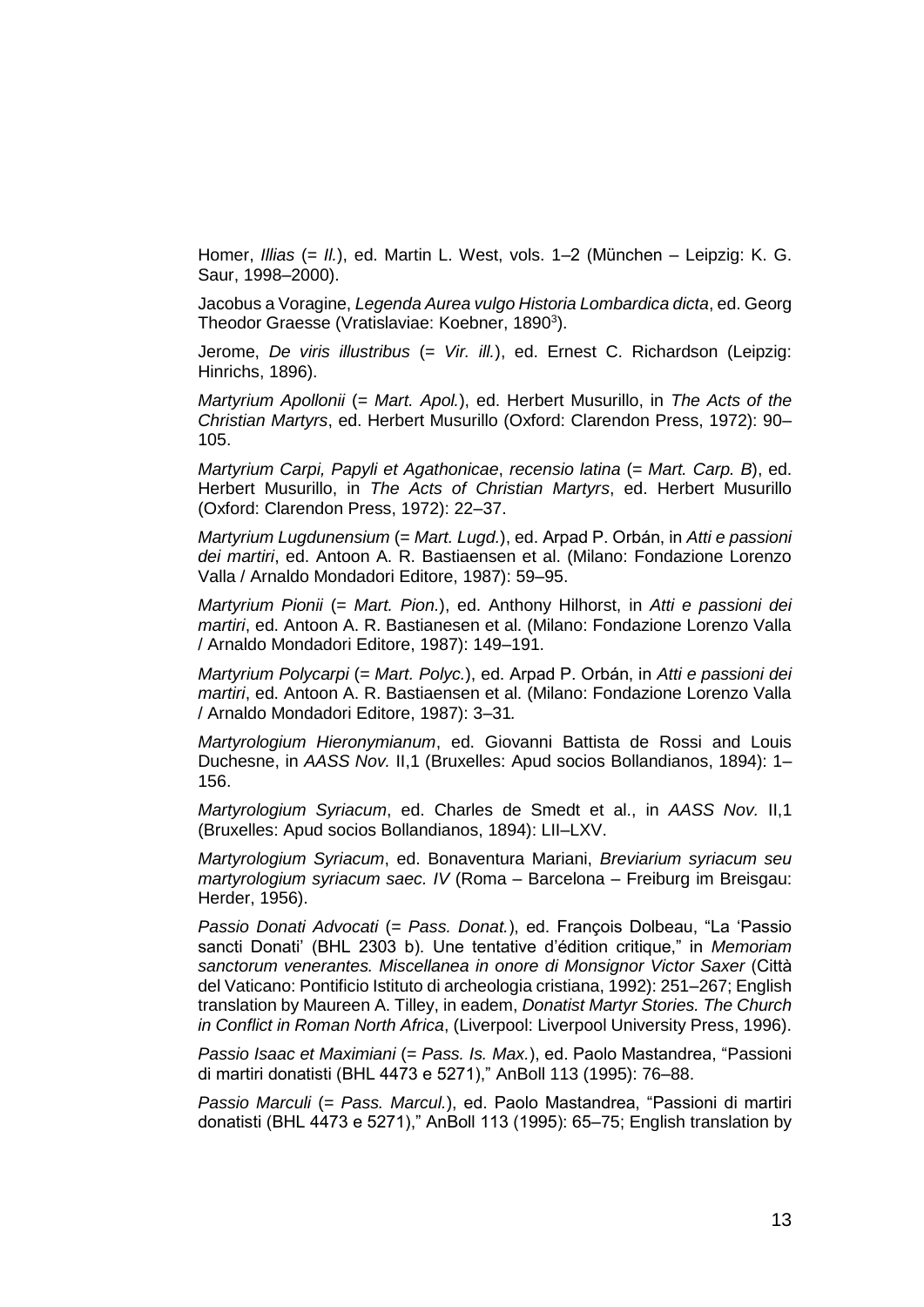Homer, *Illias* (= *Il.*), ed. Martin L. West, vols. 1–2 (München – Leipzig: K. G. Saur, 1998–2000).

Jacobus a Voragine, *Legenda Aurea vulgo Historia Lombardica dicta*, ed. Georg Theodor Graesse (Vratislaviae: Koebner, 1890[3]).

Jerome, *De viris illustribus* (= *Vir. ill.*), ed. Ernest C. Richardson (Leipzig: Hinrichs, 1896).

*Martyrium Apollonii* (= *Mart. Apol.*), ed. Herbert Musurillo, in *The Acts of the Christian Martyrs*, ed. Herbert Musurillo (Oxford: Clarendon Press, 1972): 90–105.

*Martyrium Carpi, Papyli et Agathonicae*, *recensio latina* (= *Mart. Carp. B*), ed. Herbert Musurillo, in *The Acts of Christian Martyrs*, ed. Herbert Musurillo (Oxford: Clarendon Press, 1972): 22–37.

*Martyrium Lugdunensium* (= *Mart. Lugd.*), ed. Arpad P. Orbán, in *Atti e passioni dei martiri*, ed. Antoon A. R. Bastiaensen et al. (Milano: Fondazione Lorenzo Valla / Arnaldo Mondadori Editore, 1987): 59–95.

*Martyrium Pionii* (= *Mart. Pion.*), ed. Anthony Hilhorst, in *Atti e passioni dei martiri*, ed. Antoon A. R. Bastianesen et al. (Milano: Fondazione Lorenzo Valla / Arnaldo Mondadori Editore, 1987): 149–191.

*Martyrium Polycarpi* (= *Mart. Polyc.*), ed. Arpad P. Orbán, in *Atti e passioni dei martiri*, ed. Antoon A. R. Bastiaensen et al. (Milano: Fondazione Lorenzo Valla / Arnaldo Mondadori Editore, 1987): 3–31.

*Martyrologium Hieronymianum*, ed. Giovanni Battista de Rossi and Louis Duchesne, in *AASS Nov.* II,1 (Bruxelles: Apud socios Bollandianos, 1894): 1–156.

*Martyrologium Syriacum*, ed. Charles de Smedt et al., in *AASS Nov.* II,1 (Bruxelles: Apud socios Bollandianos, 1894): LII–LXV.

*Martyrologium Syriacum*, ed. Bonaventura Mariani, *Breviarium syriacum seu martyrologium syriacum saec. IV* (Roma – Barcelona – Freiburg im Breisgau: Herder, 1956).

*Passio Donati Advocati* (= *Pass. Donat.*), ed. François Dolbeau, "La 'Passio sancti Donati' (BHL 2303 b). Une tentative d'édition critique," in *Memoriam sanctorum venerantes. Miscellanea in onore di Monsignor Victor Saxer* (Città del Vaticano: Pontificio Istituto di archeologia cristiana, 1992): 251–267; English translation by Maureen A. Tilley, in eadem, *Donatist Martyr Stories. The Church in Conflict in Roman North Africa*, (Liverpool: Liverpool University Press, 1996).

*Passio Isaac et Maximiani* (= *Pass. Is. Max.*), ed. Paolo Mastandrea, "Passioni di martiri donatisti (BHL 4473 e 5271)," AnBoll 113 (1995): 76–88.

*Passio Marculi* (= *Pass. Marcul.*), ed. Paolo Mastandrea, "Passioni di martiri donatisti (BHL 4473 e 5271)," AnBoll 113 (1995): 65–75; English translation by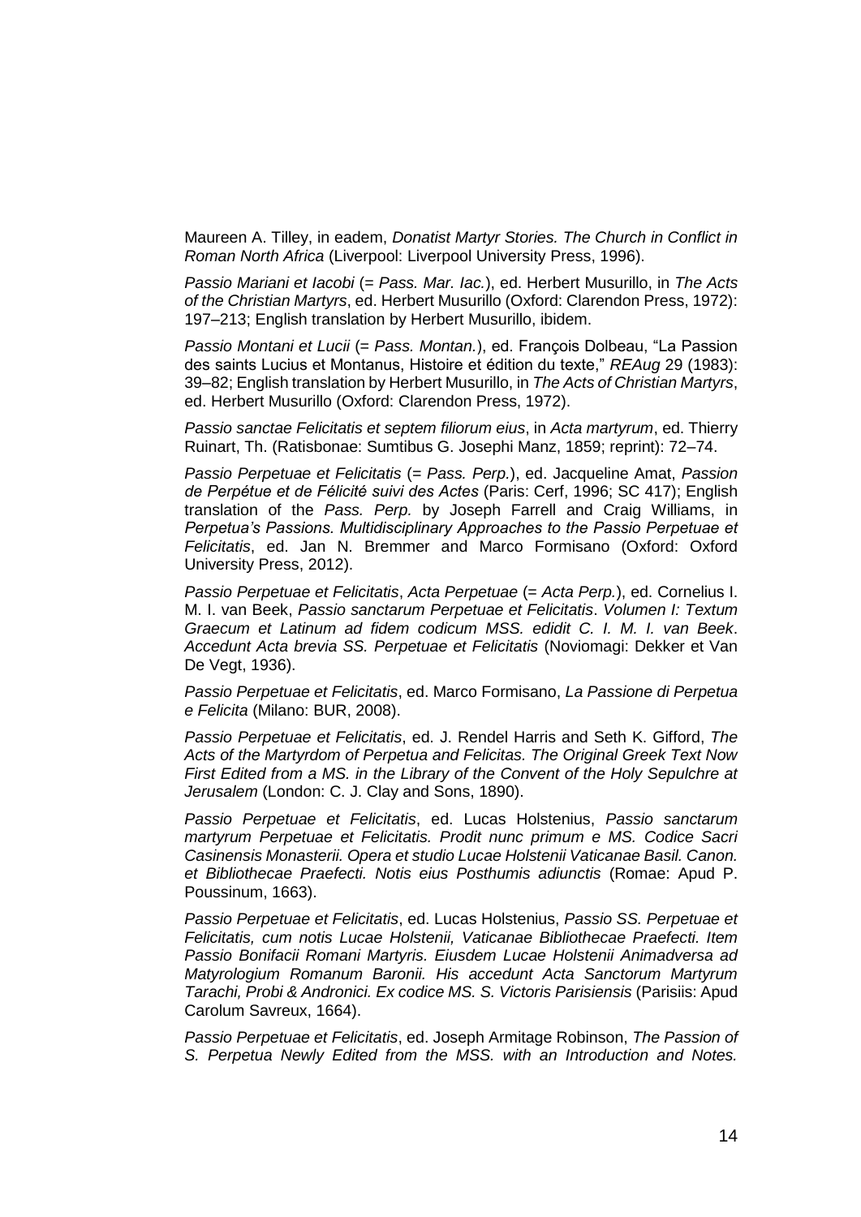Maureen A. Tilley, in eadem, *Donatist Martyr Stories. The Church in Conflict in Roman North Africa* (Liverpool: Liverpool University Press, 1996).

*Passio Mariani et Iacobi* (= *Pass. Mar. Iac.*), ed. Herbert Musurillo, in *The Acts of the Christian Martyrs*, ed. Herbert Musurillo (Oxford: Clarendon Press, 1972): 197–213; English translation by Herbert Musurillo, ibidem.

*Passio Montani et Lucii* (= *Pass. Montan.*), ed. François Dolbeau, "La Passion des saints Lucius et Montanus, Histoire et édition du texte," *REAug* 29 (1983): 39–82; English translation by Herbert Musurillo, in *The Acts of Christian Martyrs*, ed. Herbert Musurillo (Oxford: Clarendon Press, 1972).

*Passio sanctae Felicitatis et septem filiorum eius*, in *Acta martyrum*, ed. Thierry Ruinart, Th. (Ratisbonae: Sumtibus G. Josephi Manz, 1859; reprint): 72–74.

*Passio Perpetuae et Felicitatis* (= *Pass. Perp.*), ed. Jacqueline Amat, *Passion de Perpétue et de Félicité suivi des Actes* (Paris: Cerf, 1996; SC 417); English translation of the *Pass. Perp.* by Joseph Farrell and Craig Williams, in *Perpetua's Passions. Multidisciplinary Approaches to the Passio Perpetuae et Felicitatis*, ed. Jan N. Bremmer and Marco Formisano (Oxford: Oxford University Press, 2012).

*Passio Perpetuae et Felicitatis*, *Acta Perpetuae* (= *Acta Perp.*), ed. Cornelius I. M. I. van Beek, *Passio sanctarum Perpetuae et Felicitatis*. *Volumen I: Textum Graecum et Latinum ad fidem codicum MSS. edidit C. I. M. I. van Beek*. *Accedunt Acta brevia SS. Perpetuae et Felicitatis* (Noviomagi: Dekker et Van De Vegt, 1936).

*Passio Perpetuae et Felicitatis*, ed. Marco Formisano, *La Passione di Perpetua e Felicita* (Milano: BUR, 2008).

*Passio Perpetuae et Felicitatis*, ed. J. Rendel Harris and Seth K. Gifford, *The Acts of the Martyrdom of Perpetua and Felicitas. The Original Greek Text Now First Edited from a MS. in the Library of the Convent of the Holy Sepulchre at Jerusalem* (London: C. J. Clay and Sons, 1890).

*Passio Perpetuae et Felicitatis*, ed. Lucas Holstenius, *Passio sanctarum martyrum Perpetuae et Felicitatis. Prodit nunc primum e MS. Codice Sacri Casinensis Monasterii. Opera et studio Lucae Holstenii Vaticanae Basil. Canon. et Bibliothecae Praefecti. Notis eius Posthumis adiunctis* (Romae: Apud P. Poussinum, 1663).

*Passio Perpetuae et Felicitatis*, ed. Lucas Holstenius, *Passio SS. Perpetuae et Felicitatis, cum notis Lucae Holstenii, Vaticanae Bibliothecae Praefecti. Item Passio Bonifacii Romani Martyris. Eiusdem Lucae Holstenii Animadversa ad Matyrologium Romanum Baronii. His accedunt Acta Sanctorum Martyrum Tarachi, Probi & Andronici. Ex codice MS. S. Victoris Parisiensis* (Parisiis: Apud Carolum Savreux, 1664).

*Passio Perpetuae et Felicitatis*, ed. Joseph Armitage Robinson, *The Passion of S. Perpetua Newly Edited from the MSS. with an Introduction and Notes.*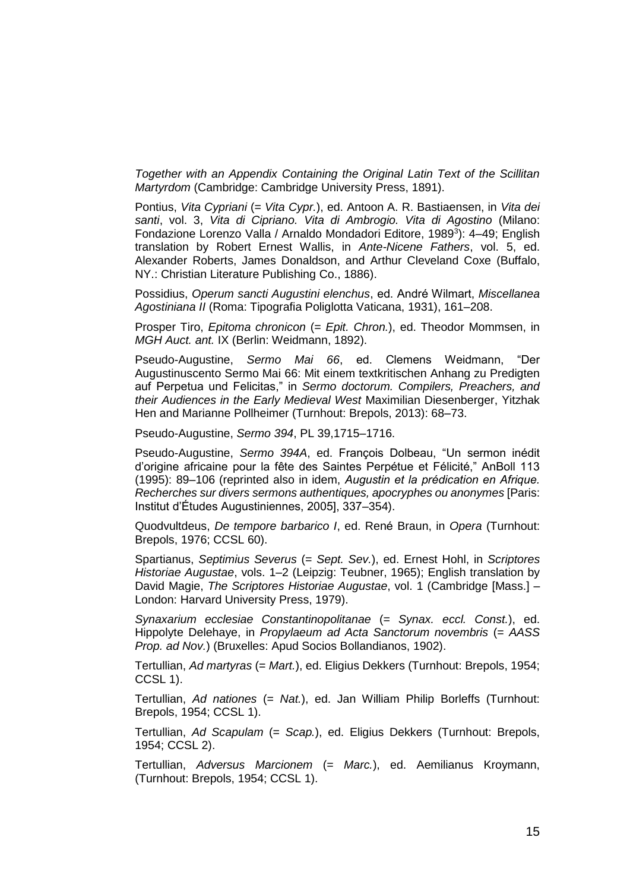*Together with an Appendix Containing the Original Latin Text of the Scillitan Martyrdom* (Cambridge: Cambridge University Press, 1891).

Pontius, *Vita Cypriani* (= *Vita Cypr.*), ed. Antoon A. R. Bastiaensen, in *Vita dei santi*, vol. 3, *Vita di Cipriano. Vita di Ambrogio. Vita di Agostino* (Milano: Fondazione Lorenzo Valla / Arnaldo Mondadori Editore, 1989[3]): 4–49; English translation by Robert Ernest Wallis, in *Ante-Nicene Fathers*, vol. 5, ed. Alexander Roberts, James Donaldson, and Arthur Cleveland Coxe (Buffalo, NY.: Christian Literature Publishing Co., 1886).

Possidius, *Operum sancti Augustini elenchus*, ed. André Wilmart, *Miscellanea Agostiniana II* (Roma: Tipografia Poliglotta Vaticana, 1931), 161–208.

Prosper Tiro, *Epitoma chronicon* (= *Epit. Chron.*), ed. Theodor Mommsen, in *MGH Auct. ant.* IX (Berlin: Weidmann, 1892).

Pseudo-Augustine, *Sermo Mai 66*, ed. Clemens Weidmann, "Der Augustinuscento Sermo Mai 66: Mit einem textkritischen Anhang zu Predigten auf Perpetua und Felicitas," in *Sermo doctorum. Compilers, Preachers, and their Audiences in the Early Medieval West* Maximilian Diesenberger, Yitzhak Hen and Marianne Pollheimer (Turnhout: Brepols, 2013): 68–73.

Pseudo-Augustine, *Sermo 394*, PL 39,1715–1716.

Pseudo-Augustine, *Sermo 394A*, ed. François Dolbeau, "Un sermon inédit d'origine africaine pour la fête des Saintes Perpétue et Félicité," AnBoll 113 (1995): 89–106 (reprinted also in idem, *Augustin et la prédication en Afrique. Recherches sur divers sermons authentiques, apocryphes ou anonymes* [Paris: Institut d'Études Augustiniennes, 2005], 337–354).

Quodvultdeus, *De tempore barbarico I*, ed. René Braun, in *Opera* (Turnhout: Brepols, 1976; CCSL 60).

Spartianus, *Septimius Severus* (= *Sept. Sev.*), ed. Ernest Hohl, in *Scriptores Historiae Augustae*, vols. 1–2 (Leipzig: Teubner, 1965); English translation by David Magie, *The Scriptores Historiae Augustae*, vol. 1 (Cambridge [Mass.] – London: Harvard University Press, 1979).

*Synaxarium ecclesiae Constantinopolitanae* (= *Synax. eccl. Const.*), ed. Hippolyte Delehaye, in *Propylaeum ad Acta Sanctorum novembris* (= *AASS Prop. ad Nov.*) (Bruxelles: Apud Socios Bollandianos, 1902).

Tertullian, *Ad martyras* (= *Mart.*), ed. Eligius Dekkers (Turnhout: Brepols, 1954; CCSL 1).

Tertullian, *Ad nationes* (= *Nat.*), ed. Jan William Philip Borleffs (Turnhout: Brepols, 1954; CCSL 1).

Tertullian, *Ad Scapulam* (= *Scap.*), ed. Eligius Dekkers (Turnhout: Brepols, 1954; CCSL 2).

Tertullian, *Adversus Marcionem* (= *Marc.*), ed. Aemilianus Kroymann, (Turnhout: Brepols, 1954; CCSL 1).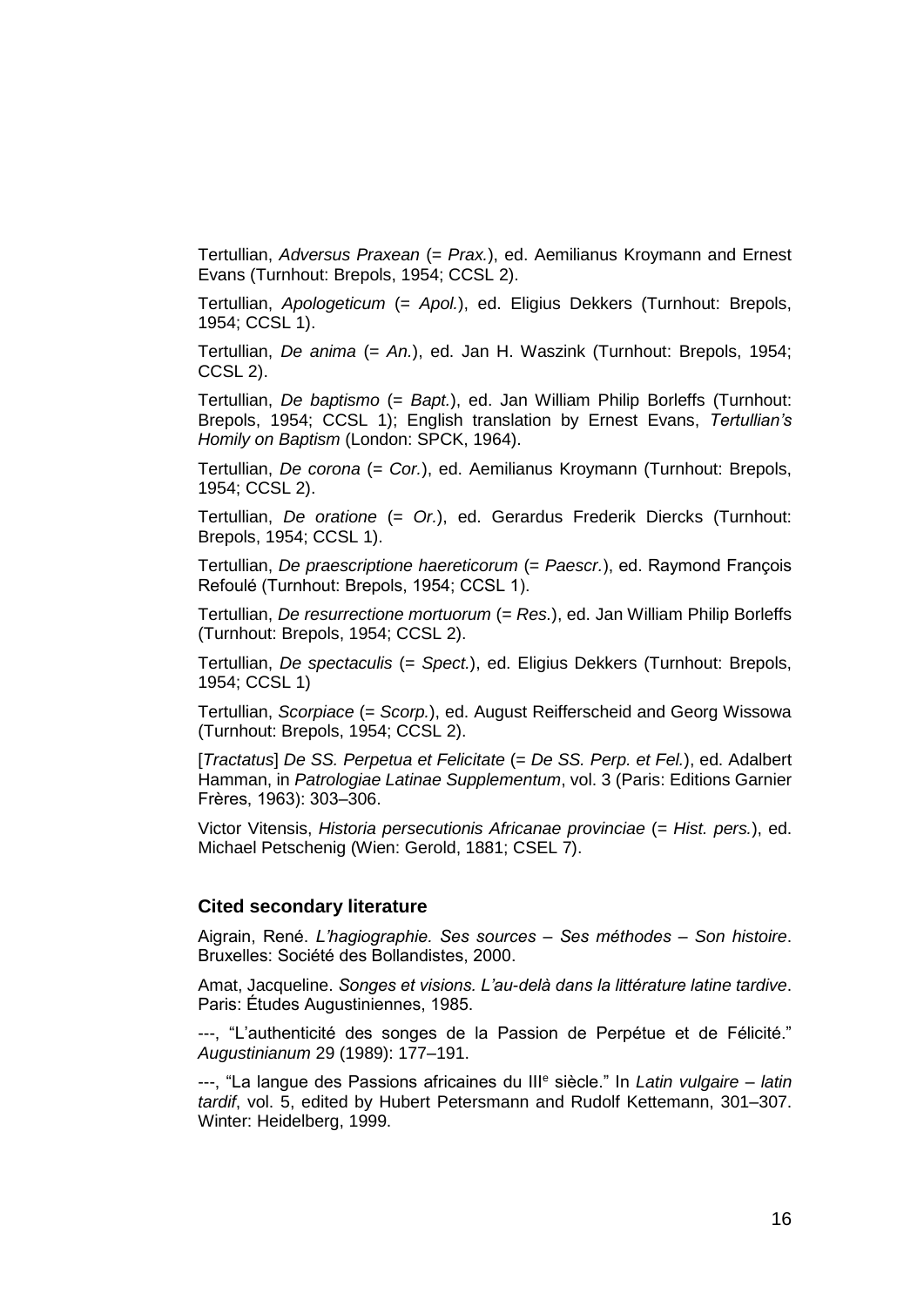Tertullian, *Adversus Praxean* (= *Prax.*), ed. Aemilianus Kroymann and Ernest Evans (Turnhout: Brepols, 1954; CCSL 2).

Tertullian, *Apologeticum* (= *Apol.*), ed. Eligius Dekkers (Turnhout: Brepols, 1954; CCSL 1).

Tertullian, *De anima* (= *An.*), ed. Jan H. Waszink (Turnhout: Brepols, 1954; CCSL 2).

Tertullian, *De baptismo* (= *Bapt.*), ed. Jan William Philip Borleffs (Turnhout: Brepols, 1954; CCSL 1); English translation by Ernest Evans, *Tertullian's Homily on Baptism* (London: SPCK, 1964).

Tertullian, *De corona* (= *Cor.*), ed. Aemilianus Kroymann (Turnhout: Brepols, 1954; CCSL 2).

Tertullian, *De oratione* (= *Or.*), ed. Gerardus Frederik Diercks (Turnhout: Brepols, 1954; CCSL 1).

Tertullian, *De praescriptione haereticorum* (= *Paescr.*), ed. Raymond François Refoulé (Turnhout: Brepols, 1954; CCSL 1).

Tertullian, *De resurrectione mortuorum* (= *Res.*), ed. Jan William Philip Borleffs (Turnhout: Brepols, 1954; CCSL 2).

Tertullian, *De spectaculis* (= *Spect.*), ed. Eligius Dekkers (Turnhout: Brepols, 1954; CCSL 1)

Tertullian, *Scorpiace* (= *Scorp.*), ed. August Reifferscheid and Georg Wissowa (Turnhout: Brepols, 1954; CCSL 2).

[*Tractatus*] *De SS. Perpetua et Felicitate* (= *De SS. Perp. et Fel.*), ed. Adalbert Hamman, in *Patrologiae Latinae Supplementum*, vol. 3 (Paris: Editions Garnier Frères, 1963): 303–306.

Victor Vitensis, *Historia persecutionis Africanae provinciae* (= *Hist. pers.*), ed. Michael Petschenig (Wien: Gerold, 1881; CSEL 7).

### Cited secondary literature

Aigrain, René. *L'hagiographie. Ses sources – Ses méthodes – Son histoire*. Bruxelles: Société des Bollandistes, 2000.

Amat, Jacqueline. *Songes et visions. L'au-delà dans la littérature latine tardive*. Paris: Études Augustiniennes, 1985.

---, "L'authenticité des songes de la Passion de Perpétue et de Félicité." *Augustinianum* 29 (1989): 177–191.

---, "La langue des Passions africaines du III[e] siècle." In *Latin vulgaire – latin tardif*, vol. 5, edited by Hubert Petersmann and Rudolf Kettemann, 301–307. Winter: Heidelberg, 1999.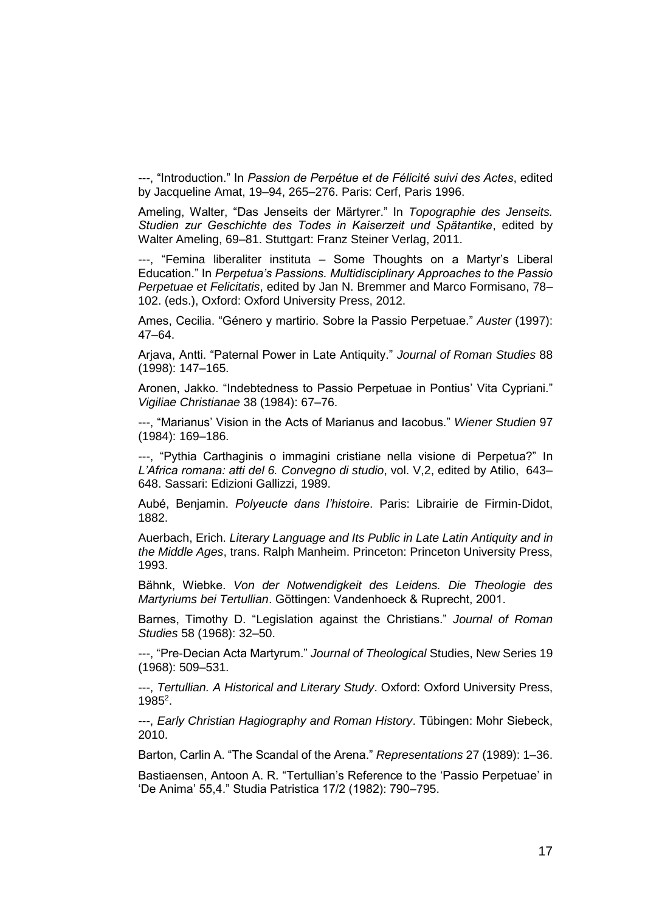---, “Introduction.” In *Passion de Perpétue et de Félicité suivi des Actes*, edited by Jacqueline Amat, 19–94, 265–276. Paris: Cerf, Paris 1996.

Ameling, Walter, “Das Jenseits der Märtyrer.” In *Topographie des Jenseits. Studien zur Geschichte des Todes in Kaiserzeit und Spätantike*, edited by Walter Ameling, 69–81. Stuttgart: Franz Steiner Verlag, 2011.

---, “Femina liberaliter instituta – Some Thoughts on a Martyr’s Liberal Education.” In *Perpetua’s Passions. Multidisciplinary Approaches to the Passio Perpetuae et Felicitatis*, edited by Jan N. Bremmer and Marco Formisano, 78–102. (eds.), Oxford: Oxford University Press, 2012.

Ames, Cecilia. “Género y martirio. Sobre la Passio Perpetuae.” *Auster* (1997): 47–64.

Arjava, Antti. “Paternal Power in Late Antiquity.” *Journal of Roman Studies* 88 (1998): 147–165.

Aronen, Jakko. “Indebtedness to Passio Perpetuae in Pontius’ Vita Cypriani.” *Vigiliae Christianae* 38 (1984): 67–76.

---, “Marianus’ Vision in the Acts of Marianus and Iacobus.” *Wiener Studien* 97 (1984): 169–186.

---, “Pythia Carthaginis o immagini cristiane nella visione di Perpetua?” In *L’Africa romana: atti del 6. Convegno di studio*, vol. V,2, edited by Atilio, 643–648. Sassari: Edizioni Gallizzi, 1989.

Aubé, Benjamin. *Polyeucte dans l’histoire*. Paris: Librairie de Firmin-Didot, 1882.

Auerbach, Erich. *Literary Language and Its Public in Late Latin Antiquity and in the Middle Ages*, trans. Ralph Manheim. Princeton: Princeton University Press, 1993.

Bähnk, Wiebke. *Von der Notwendigkeit des Leidens. Die Theologie des Martyriums bei Tertullian*. Göttingen: Vandenhoeck & Ruprecht, 2001.

Barnes, Timothy D. “Legislation against the Christians.” *Journal of Roman Studies* 58 (1968): 32–50.

---, “Pre-Decian Acta Martyrum.” *Journal of Theological* Studies, New Series 19 (1968): 509–531.

---, *Tertullian. A Historical and Literary Study*. Oxford: Oxford University Press, 1985[2].

---, *Early Christian Hagiography and Roman History*. Tübingen: Mohr Siebeck, 2010.

Barton, Carlin A. “The Scandal of the Arena.” *Representations* 27 (1989): 1–36.

Bastiaensen, Antoon A. R. “Tertullian’s Reference to the ‘Passio Perpetuae’ in ‘De Anima’ 55,4.” Studia Patristica 17/2 (1982): 790–795.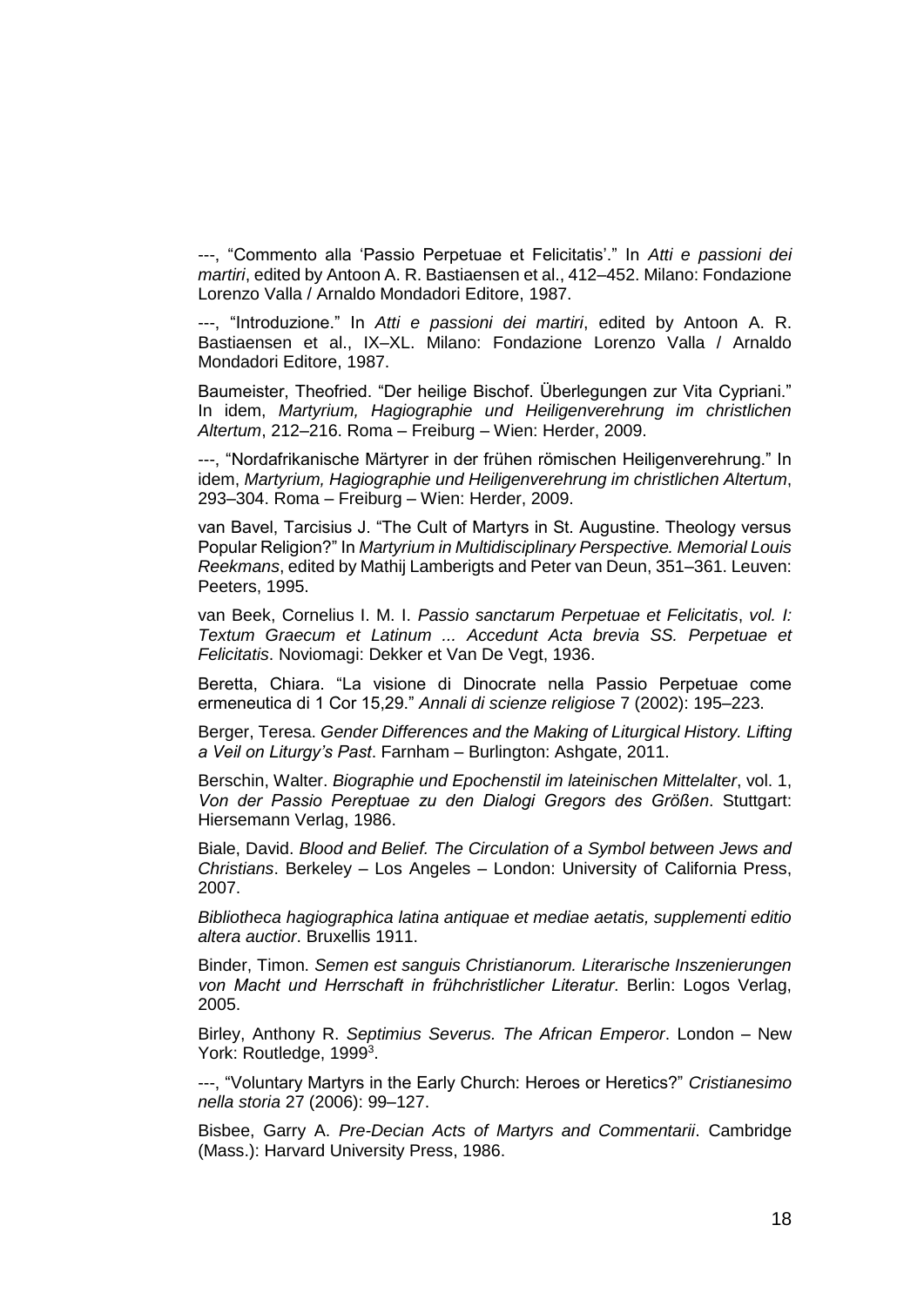---, “Commento alla ‘Passio Perpetuae et Felicitatis’.” In *Atti e passioni dei martiri*, edited by Antoon A. R. Bastiaensen et al., 412–452. Milano: Fondazione Lorenzo Valla / Arnaldo Mondadori Editore, 1987.

---, “Introduzione.” In *Atti e passioni dei martiri*, edited by Antoon A. R. Bastiaensen et al., IX–XL. Milano: Fondazione Lorenzo Valla / Arnaldo Mondadori Editore, 1987.

Baumeister, Theofried. “Der heilige Bischof. Überlegungen zur Vita Cypriani.” In idem, *Martyrium, Hagiographie und Heiligenverehrung im christlichen Altertum*, 212–216. Roma – Freiburg – Wien: Herder, 2009.

---, “Nordafrikanische Märtyrer in der frühen römischen Heiligenverehrung.” In idem, *Martyrium, Hagiographie und Heiligenverehrung im christlichen Altertum*, 293–304. Roma – Freiburg – Wien: Herder, 2009.

van Bavel, Tarcisius J. “The Cult of Martyrs in St. Augustine. Theology versus Popular Religion?” In *Martyrium in Multidisciplinary Perspective. Memorial Louis Reekmans*, edited by Mathij Lamberigts and Peter van Deun, 351–361. Leuven: Peeters, 1995.

van Beek, Cornelius I. M. I. *Passio sanctarum Perpetuae et Felicitatis*, *vol. I: Textum Graecum et Latinum ... Accedunt Acta brevia SS. Perpetuae et Felicitatis*. Noviomagi: Dekker et Van De Vegt, 1936.

Beretta, Chiara. “La visione di Dinocrate nella Passio Perpetuae come ermeneutica di 1 Cor 15,29.” *Annali di scienze religiose* 7 (2002): 195–223.

Berger, Teresa. *Gender Differences and the Making of Liturgical History. Lifting a Veil on Liturgy’s Past*. Farnham – Burlington: Ashgate, 2011.

Berschin, Walter. *Biographie und Epochenstil im lateinischen Mittelalter*, vol. 1, *Von der Passio Pereptuae zu den Dialogi Gregors des Größen*. Stuttgart: Hiersemann Verlag, 1986.

Biale, David. *Blood and Belief. The Circulation of a Symbol between Jews and Christians*. Berkeley – Los Angeles – London: University of California Press, 2007.

*Bibliotheca hagiographica latina antiquae et mediae aetatis, supplementi editio altera auctior*. Bruxellis 1911.

Binder, Timon. *Semen est sanguis Christianorum. Literarische Inszenierungen von Macht und Herrschaft in frühchristlicher Literatur*. Berlin: Logos Verlag, 2005.

Birley, Anthony R. *Septimius Severus. The African Emperor*. London – New York: Routledge, 1999[3].

---, “Voluntary Martyrs in the Early Church: Heroes or Heretics?” *Cristianesimo nella storia* 27 (2006): 99–127.

Bisbee, Garry A. *Pre-Decian Acts of Martyrs and Commentarii*. Cambridge (Mass.): Harvard University Press, 1986.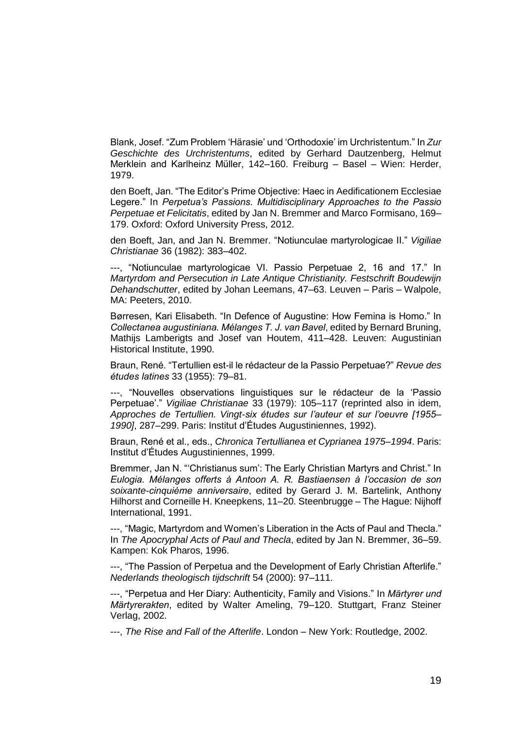Blank, Josef. “Zum Problem ‘Härasie’ und ‘Orthodoxie’ im Urchristentum.” In *Zur Geschichte des Urchristentums*, edited by Gerhard Dautzenberg, Helmut Merklein and Karlheinz Müller, 142–160. Freiburg – Basel – Wien: Herder, 1979.

den Boeft, Jan. “The Editor’s Prime Objective: Haec in Aedificationem Ecclesiae Legere.” In *Perpetua’s Passions. Multidisciplinary Approaches to the Passio Perpetuae et Felicitatis*, edited by Jan N. Bremmer and Marco Formisano, 169–179. Oxford: Oxford University Press, 2012.

den Boeft, Jan, and Jan N. Bremmer. “Notiunculae martyrologicae II.” *Vigiliae Christianae* 36 (1982): 383–402.

---, “Notiunculae martyrologicae VI. Passio Perpetuae 2, 16 and 17.” In *Martyrdom and Persecution in Late Antique Christianity. Festschrift Boudewijn Dehandschutter*, edited by Johan Leemans, 47–63. Leuven – Paris – Walpole, MA: Peeters, 2010.

Børresen, Kari Elisabeth. “In Defence of Augustine: How Femina is Homo.” In *Collectanea augustiniana. Mélanges T. J. van Bavel*, edited by Bernard Bruning, Mathijs Lamberigts and Josef van Houtem, 411–428. Leuven: Augustinian Historical Institute, 1990.

Braun, René. “Tertullien est-il le rédacteur de la Passio Perpetuae?” *Revue des études latines* 33 (1955): 79–81.

---, “Nouvelles observations linguistiques sur le rédacteur de la ‘Passio Perpetuae’.” *Vigiliae Christianae* 33 (1979): 105–117 (reprinted also in idem, *Approches de Tertullien. Vingt-six études sur l’auteur et sur l’oeuvre [1955–1990]*, 287–299. Paris: Institut d’Études Augustiniennes, 1992).

Braun, René et al., eds., *Chronica Tertullianea et Cyprianea 1975–1994*. Paris: Institut d’Études Augustiniennes, 1999.

Bremmer, Jan N. “‘Christianus sum’: The Early Christian Martyrs and Christ.” In *Eulogia. Mélanges offerts à Antoon A. R. Bastiaensen à l’occasion de son soixante-cinquième anniversaire*, edited by Gerard J. M. Bartelink, Anthony Hilhorst and Corneille H. Kneepkens, 11–20. Steenbrugge – The Hague: Nijhoff International, 1991.

---, “Magic, Martyrdom and Women’s Liberation in the Acts of Paul and Thecla.” In *The Apocryphal Acts of Paul and Thecla*, edited by Jan N. Bremmer, 36–59. Kampen: Kok Pharos, 1996.

---, “The Passion of Perpetua and the Development of Early Christian Afterlife.” *Nederlands theologisch tijdschrift* 54 (2000): 97–111.

---, “Perpetua and Her Diary: Authenticity, Family and Visions.” In *Märtyrer und Märtyrerakten*, edited by Walter Ameling, 79–120. Stuttgart, Franz Steiner Verlag, 2002.

---, *The Rise and Fall of the Afterlife*. London – New York: Routledge, 2002.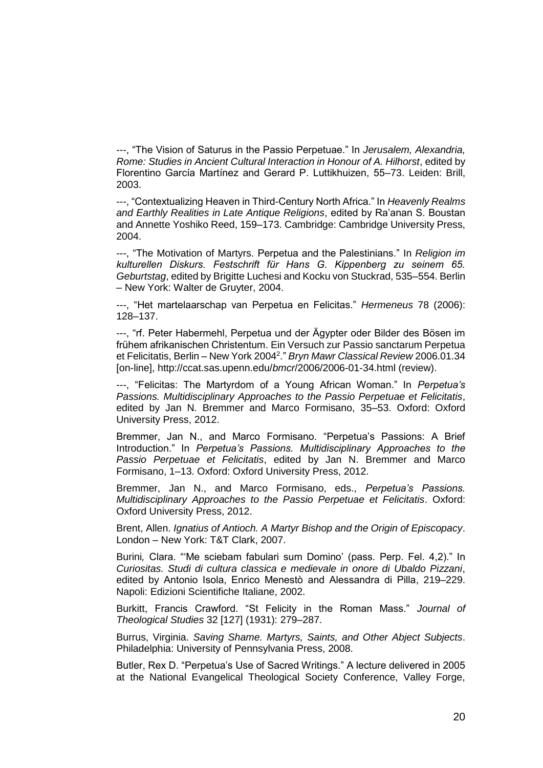---, “The Vision of Saturus in the Passio Perpetuae.” In *Jerusalem, Alexandria, Rome: Studies in Ancient Cultural Interaction in Honour of A. Hilhorst*, edited by Florentino García Martínez and Gerard P. Luttikhuizen, 55–73. Leiden: Brill, 2003.

---, “Contextualizing Heaven in Third-Century North Africa.” In *Heavenly Realms and Earthly Realities in Late Antique Religions*, edited by Ra’anan S. Boustan and Annette Yoshiko Reed, 159–173. Cambridge: Cambridge University Press, 2004.

---, “The Motivation of Martyrs. Perpetua and the Palestinians.” In *Religion im kulturellen Diskurs. Festschrift für Hans G. Kippenberg zu seinem 65. Geburtstag*, edited by Brigitte Luchesi and Kocku von Stuckrad, 535–554. Berlin – New York: Walter de Gruyter, 2004.

---, “Het martelaarschap van Perpetua en Felicitas.” *Hermeneus* 78 (2006): 128–137.

---, “rf. Peter Habermehl, Perpetua und der Ägypter oder Bilder des Bösen im frühem afrikanischen Christentum. Ein Versuch zur Passio sanctarum Perpetua et Felicitatis, Berlin – New York 2004².” *Bryn Mawr Classical Review* 2006.01.34 [on-line], http://ccat.sas.upenn.edu/*bmcr*/2006/2006-01-34.html (review).

---, “Felicitas: The Martyrdom of a Young African Woman.” In *Perpetua’s Passions. Multidisciplinary Approaches to the Passio Perpetuae et Felicitatis*, edited by Jan N. Bremmer and Marco Formisano, 35–53. Oxford: Oxford University Press, 2012.

Bremmer, Jan N., and Marco Formisano. “Perpetua’s Passions: A Brief Introduction.” In *Perpetua’s Passions. Multidisciplinary Approaches to the Passio Perpetuae et Felicitatis*, edited by Jan N. Bremmer and Marco Formisano, 1–13. Oxford: Oxford University Press, 2012.

Bremmer, Jan N., and Marco Formisano, eds., *Perpetua’s Passions. Multidisciplinary Approaches to the Passio Perpetuae et Felicitatis*. Oxford: Oxford University Press, 2012.

Brent, Allen. *Ignatius of Antioch. A Martyr Bishop and the Origin of Episcopacy*. London – New York: T&T Clark, 2007.

Burini, Clara. “‘Me sciebam fabulari sum Domino’ (pass. Perp. Fel. 4,2).” In *Curiositas. Studi di cultura classica e medievale in onore di Ubaldo Pizzani*, edited by Antonio Isola, Enrico Menestò and Alessandra di Pilla, 219–229. Napoli: Edizioni Scientifiche Italiane, 2002.

Burkitt, Francis Crawford. “St Felicity in the Roman Mass.” *Journal of Theological Studies* 32 [127] (1931): 279–287.

Burrus, Virginia. *Saving Shame. Martyrs, Saints, and Other Abject Subjects*. Philadelphia: University of Pennsylvania Press, 2008.

Butler, Rex D. “Perpetua’s Use of Sacred Writings.” A lecture delivered in 2005 at the National Evangelical Theological Society Conference, Valley Forge,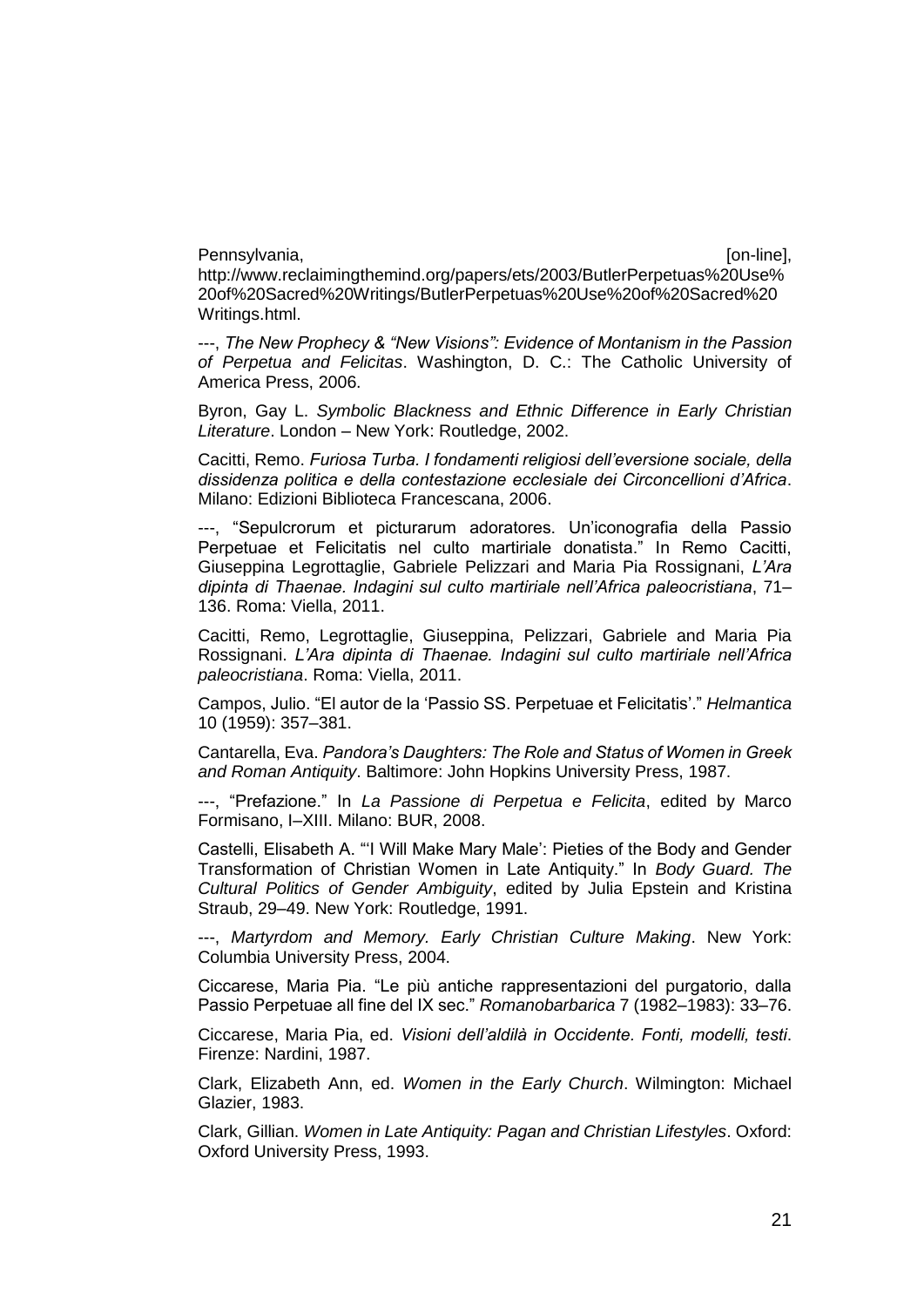Pennsylvania, [on-line], http://www.reclaimingthemind.org/papers/ets/2003/ButlerPerpetuas%20Use%20of%20Sacred%20Writings/ButlerPerpetuas%20Use%20of%20Sacred%20Writings.html.

---, *The New Prophecy & "New Visions": Evidence of Montanism in the Passion of Perpetua and Felicitas*. Washington, D. C.: The Catholic University of America Press, 2006.

Byron, Gay L. *Symbolic Blackness and Ethnic Difference in Early Christian Literature*. London – New York: Routledge, 2002.

Cacitti, Remo. *Furiosa Turba. I fondamenti religiosi dell'eversione sociale, della dissidenza politica e della contestazione ecclesiale dei Circoncellioni d'Africa*. Milano: Edizioni Biblioteca Francescana, 2006.

---, "Sepulcrorum et picturarum adoratores. Un'iconografia della Passio Perpetuae et Felicitatis nel culto martiriale donatista." In Remo Cacitti, Giuseppina Legrottaglie, Gabriele Pelizzari and Maria Pia Rossignani, *L'Ara dipinta di Thaenae. Indagini sul culto martiriale nell'Africa paleocristiana*, 71–136. Roma: Viella, 2011.

Cacitti, Remo, Legrottaglie, Giuseppina, Pelizzari, Gabriele and Maria Pia Rossignani. *L'Ara dipinta di Thaenae. Indagini sul culto martiriale nell'Africa paleocristiana*. Roma: Viella, 2011.

Campos, Julio. "El autor de la 'Passio SS. Perpetuae et Felicitatis'." *Helmantica* 10 (1959): 357–381.

Cantarella, Eva. *Pandora's Daughters: The Role and Status of Women in Greek and Roman Antiquity*. Baltimore: John Hopkins University Press, 1987.

---, "Prefazione." In *La Passione di Perpetua e Felicita*, edited by Marco Formisano, I–XIII. Milano: BUR, 2008.

Castelli, Elisabeth A. "'I Will Make Mary Male': Pieties of the Body and Gender Transformation of Christian Women in Late Antiquity." In *Body Guard. The Cultural Politics of Gender Ambiguity*, edited by Julia Epstein and Kristina Straub, 29–49. New York: Routledge, 1991.

---, *Martyrdom and Memory. Early Christian Culture Making*. New York: Columbia University Press, 2004.

Ciccarese, Maria Pia. "Le più antiche rappresentazioni del purgatorio, dalla Passio Perpetuae all fine del IX sec." *Romanobarbarica* 7 (1982–1983): 33–76.

Ciccarese, Maria Pia, ed. *Visioni dell'aldilà in Occidente. Fonti, modelli, testi*. Firenze: Nardini, 1987.

Clark, Elizabeth Ann, ed. *Women in the Early Church*. Wilmington: Michael Glazier, 1983.

Clark, Gillian. *Women in Late Antiquity: Pagan and Christian Lifestyles*. Oxford: Oxford University Press, 1993.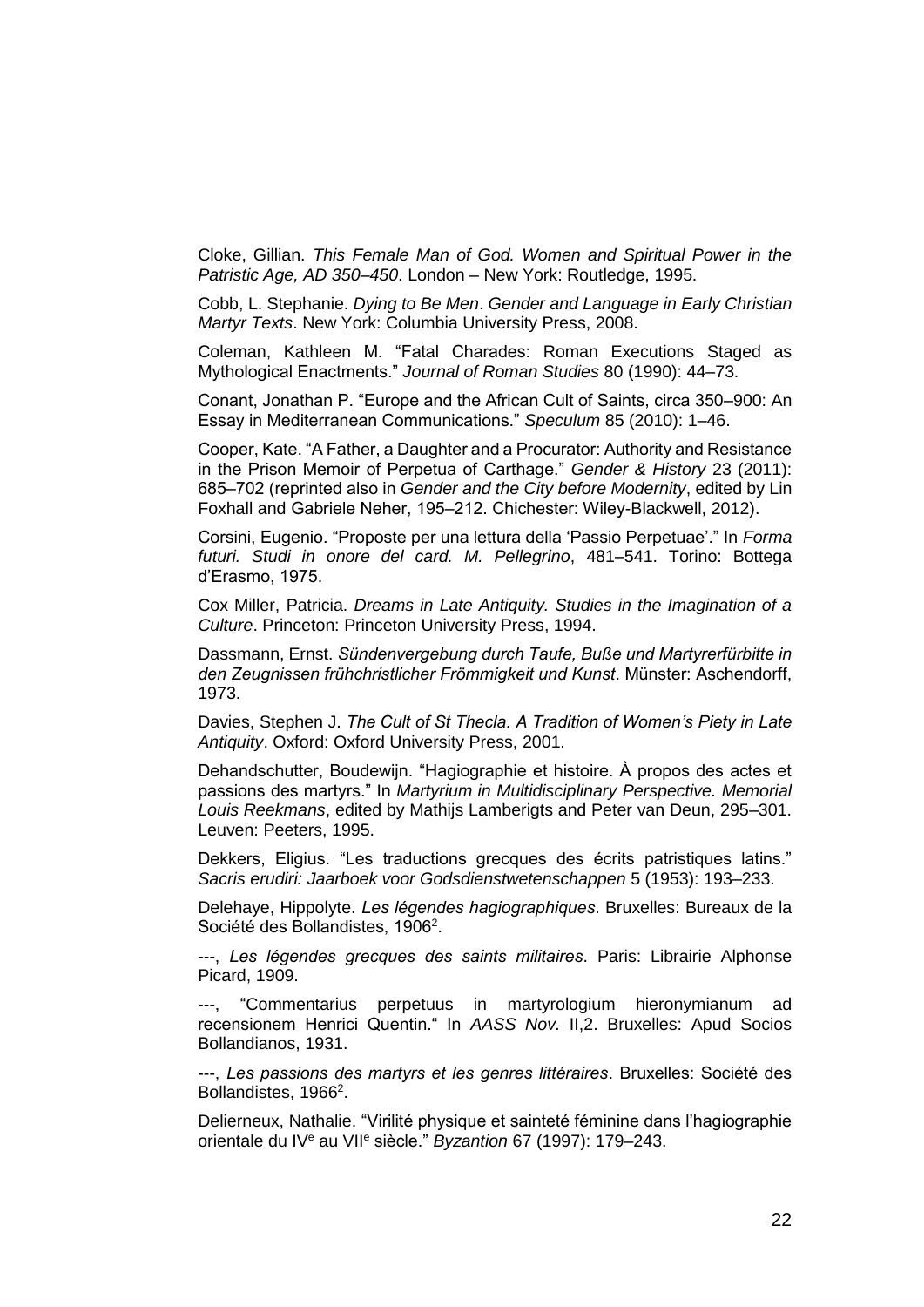Cloke, Gillian. *This Female Man of God. Women and Spiritual Power in the Patristic Age, AD 350–450*. London – New York: Routledge, 1995.

Cobb, L. Stephanie. *Dying to Be Men*. *Gender and Language in Early Christian Martyr Texts*. New York: Columbia University Press, 2008.

Coleman, Kathleen M. "Fatal Charades: Roman Executions Staged as Mythological Enactments." *Journal of Roman Studies* 80 (1990): 44–73.

Conant, Jonathan P. "Europe and the African Cult of Saints, circa 350–900: An Essay in Mediterranean Communications." *Speculum* 85 (2010): 1–46.

Cooper, Kate. "A Father, a Daughter and a Procurator: Authority and Resistance in the Prison Memoir of Perpetua of Carthage." *Gender & History* 23 (2011): 685–702 (reprinted also in *Gender and the City before Modernity*, edited by Lin Foxhall and Gabriele Neher, 195–212. Chichester: Wiley-Blackwell, 2012).

Corsini, Eugenio. "Proposte per una lettura della 'Passio Perpetuae'." In *Forma futuri. Studi in onore del card. M. Pellegrino*, 481–541. Torino: Bottega d'Erasmo, 1975.

Cox Miller, Patricia. *Dreams in Late Antiquity. Studies in the Imagination of a Culture*. Princeton: Princeton University Press, 1994.

Dassmann, Ernst. *Sündenvergebung durch Taufe, Buße und Martyrerfürbitte in den Zeugnissen frühchristlicher Frömmigkeit und Kunst*. Münster: Aschendorff, 1973.

Davies, Stephen J. *The Cult of St Thecla. A Tradition of Women's Piety in Late Antiquity*. Oxford: Oxford University Press, 2001.

Dehandschutter, Boudewijn. "Hagiographie et histoire. À propos des actes et passions des martyrs." In *Martyrium in Multidisciplinary Perspective. Memorial Louis Reekmans*, edited by Mathijs Lamberigts and Peter van Deun, 295–301. Leuven: Peeters, 1995.

Dekkers, Eligius. "Les traductions grecques des écrits patristiques latins." *Sacris erudiri: Jaarboek voor Godsdienstwetenschappen* 5 (1953): 193–233.

Delehaye, Hippolyte. *Les légendes hagiographiques*. Bruxelles: Bureaux de la Société des Bollandistes, 1906[2].

---, *Les légendes grecques des saints militaires*. Paris: Librairie Alphonse Picard, 1909.

---, "Commentarius perpetuus in martyrologium hieronymianum ad recensionem Henrici Quentin." In *AASS Nov.* II,2. Bruxelles: Apud Socios Bollandianos, 1931.

---, *Les passions des martyrs et les genres littéraires*. Bruxelles: Société des Bollandistes, 1966[2].

Delierneux, Nathalie. "Virilité physique et sainteté féminine dans l'hagiographie orientale du IV[e] au VII[e] siècle." *Byzantion* 67 (1997): 179–243.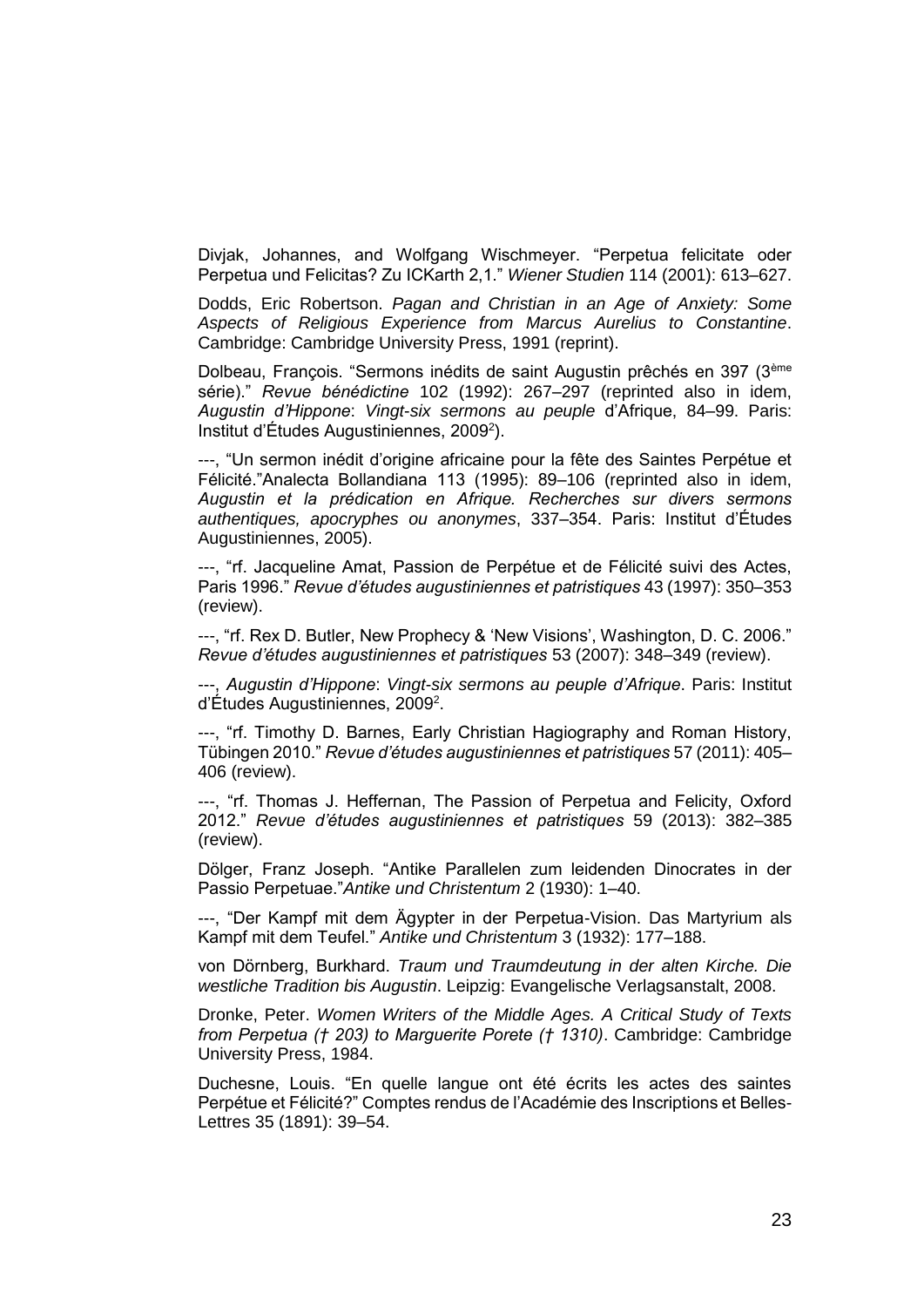Divjak, Johannes, and Wolfgang Wischmeyer. "Perpetua felicitate oder Perpetua und Felicitas? Zu ICKarth 2,1." *Wiener Studien* 114 (2001): 613–627.

Dodds, Eric Robertson. *Pagan and Christian in an Age of Anxiety: Some Aspects of Religious Experience from Marcus Aurelius to Constantine*. Cambridge: Cambridge University Press, 1991 (reprint).

Dolbeau, François. "Sermons inédits de saint Augustin prêchés en 397 (3ème série)." *Revue bénédictine* 102 (1992): 267–297 (reprinted also in idem, *Augustin d'Hippone*: *Vingt-six sermons au peuple* d'Afrique, 84–99. Paris: Institut d'Études Augustiniennes, 2009[2]).

---, "Un sermon inédit d'origine africaine pour la fête des Saintes Perpétue et Félicité."Analecta Bollandiana 113 (1995): 89–106 (reprinted also in idem, *Augustin et la prédication en Afrique. Recherches sur divers sermons authentiques, apocryphes ou anonymes*, 337–354. Paris: Institut d'Études Augustiniennes, 2005).

---, "rf. Jacqueline Amat, Passion de Perpétue et de Félicité suivi des Actes, Paris 1996." *Revue d'études augustiniennes et patristiques* 43 (1997): 350–353 (review).

---, "rf. Rex D. Butler, New Prophecy & 'New Visions', Washington, D. C. 2006." *Revue d'études augustiniennes et patristiques* 53 (2007): 348–349 (review).

---, *Augustin d'Hippone*: *Vingt-six sermons au peuple d'Afrique*. Paris: Institut d'Études Augustiniennes, 2009[2].

---, "rf. Timothy D. Barnes, Early Christian Hagiography and Roman History, Tübingen 2010." *Revue d'études augustiniennes et patristiques* 57 (2011): 405–406 (review).

---, "rf. Thomas J. Heffernan, The Passion of Perpetua and Felicity, Oxford 2012." *Revue d'études augustiniennes et patristiques* 59 (2013): 382–385 (review).

Dölger, Franz Joseph. "Antike Parallelen zum leidenden Dinocrates in der Passio Perpetuae."*Antike und Christentum* 2 (1930): 1–40.

---, "Der Kampf mit dem Ägypter in der Perpetua-Vision. Das Martyrium als Kampf mit dem Teufel." *Antike und Christentum* 3 (1932): 177–188.

von Dörnberg, Burkhard. *Traum und Traumdeutung in der alten Kirche. Die westliche Tradition bis Augustin*. Leipzig: Evangelische Verlagsanstalt, 2008.

Dronke, Peter. *Women Writers of the Middle Ages. A Critical Study of Texts from Perpetua († 203) to Marguerite Porete († 1310)*. Cambridge: Cambridge University Press, 1984.

Duchesne, Louis. "En quelle langue ont été écrits les actes des saintes Perpétue et Félicité?" Comptes rendus de l'Académie des Inscriptions et Belles-Lettres 35 (1891): 39–54.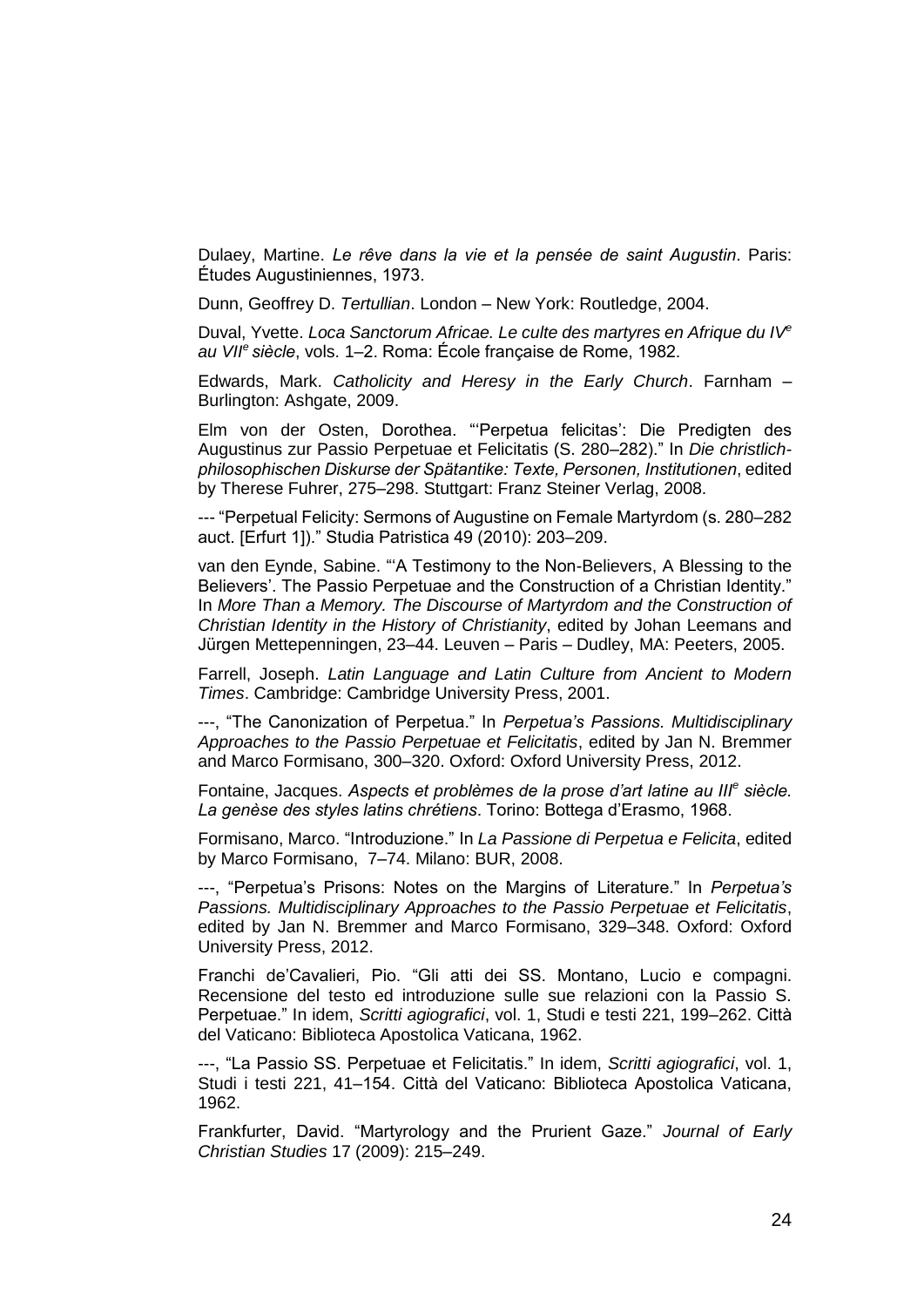Dulaey, Martine. *Le rêve dans la vie et la pensée de saint Augustin*. Paris: Études Augustiniennes, 1973.

Dunn, Geoffrey D. *Tertullian*. London – New York: Routledge, 2004.

Duval, Yvette. *Loca Sanctorum Africae. Le culte des martyres en Afrique du IV$^e$ au VII$^e$ siècle*, vols. 1–2. Roma: École française de Rome, 1982.

Edwards, Mark. *Catholicity and Heresy in the Early Church*. Farnham – Burlington: Ashgate, 2009.

Elm von der Osten, Dorothea. "'Perpetua felicitas': Die Predigten des Augustinus zur Passio Perpetuae et Felicitatis (S. 280–282)." In *Die christlich-philosophischen Diskurse der Spätantike: Texte, Personen, Institutionen*, edited by Therese Fuhrer, 275–298. Stuttgart: Franz Steiner Verlag, 2008.

--- "Perpetual Felicity: Sermons of Augustine on Female Martyrdom (s. 280–282 auct. [Erfurt 1])." Studia Patristica 49 (2010): 203–209.

van den Eynde, Sabine. "'A Testimony to the Non-Believers, A Blessing to the Believers'. The Passio Perpetuae and the Construction of a Christian Identity." In *More Than a Memory. The Discourse of Martyrdom and the Construction of Christian Identity in the History of Christianity*, edited by Johan Leemans and Jürgen Mettepenningen, 23–44. Leuven – Paris – Dudley, MA: Peeters, 2005.

Farrell, Joseph. *Latin Language and Latin Culture from Ancient to Modern Times*. Cambridge: Cambridge University Press, 2001.

---, "The Canonization of Perpetua." In *Perpetua's Passions. Multidisciplinary Approaches to the Passio Perpetuae et Felicitatis*, edited by Jan N. Bremmer and Marco Formisano, 300–320. Oxford: Oxford University Press, 2012.

Fontaine, Jacques. *Aspects et problèmes de la prose d'art latine au III$^e$ siècle. La genèse des styles latins chrétiens*. Torino: Bottega d'Erasmo, 1968.

Formisano, Marco. "Introduzione." In *La Passione di Perpetua e Felicita*, edited by Marco Formisano, 7–74. Milano: BUR, 2008.

---, "Perpetua's Prisons: Notes on the Margins of Literature." In *Perpetua's Passions. Multidisciplinary Approaches to the Passio Perpetuae et Felicitatis*, edited by Jan N. Bremmer and Marco Formisano, 329–348. Oxford: Oxford University Press, 2012.

Franchi de'Cavalieri, Pio. "Gli atti dei SS. Montano, Lucio e compagni. Recensione del testo ed introduzione sulle sue relazioni con la Passio S. Perpetuae." In idem, *Scritti agiografici*, vol. 1, Studi e testi 221, 199–262. Città del Vaticano: Biblioteca Apostolica Vaticana, 1962.

---, "La Passio SS. Perpetuae et Felicitatis." In idem, *Scritti agiografici*, vol. 1, Studi i testi 221, 41–154. Città del Vaticano: Biblioteca Apostolica Vaticana, 1962.

Frankfurter, David. "Martyrology and the Prurient Gaze." *Journal of Early Christian Studies* 17 (2009): 215–249.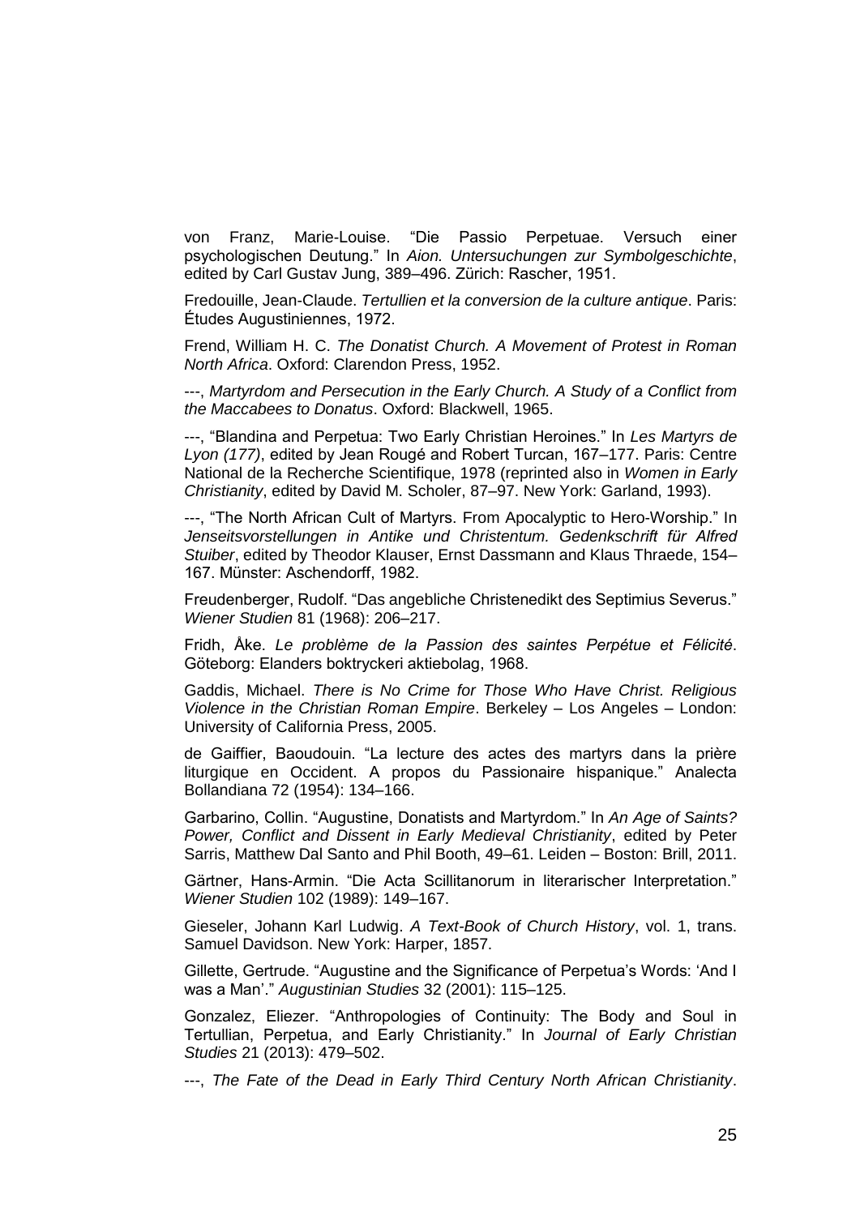von Franz, Marie-Louise. “Die Passio Perpetuae. Versuch einer psychologischen Deutung.” In *Aion. Untersuchungen zur Symbolgeschichte*, edited by Carl Gustav Jung, 389–496. Zürich: Rascher, 1951.

Fredouille, Jean-Claude. *Tertullien et la conversion de la culture antique*. Paris: Études Augustiniennes, 1972.

Frend, William H. C. *The Donatist Church. A Movement of Protest in Roman North Africa*. Oxford: Clarendon Press, 1952.

---, *Martyrdom and Persecution in the Early Church. A Study of a Conflict from the Maccabees to Donatus*. Oxford: Blackwell, 1965.

---, “Blandina and Perpetua: Two Early Christian Heroines.” In *Les Martyrs de Lyon (177)*, edited by Jean Rougé and Robert Turcan, 167–177. Paris: Centre National de la Recherche Scientifique, 1978 (reprinted also in *Women in Early Christianity*, edited by David M. Scholer, 87–97. New York: Garland, 1993).

---, “The North African Cult of Martyrs. From Apocalyptic to Hero-Worship.” In *Jenseitsvorstellungen in Antike und Christentum. Gedenkschrift für Alfred Stuiber*, edited by Theodor Klauser, Ernst Dassmann and Klaus Thraede, 154–167. Münster: Aschendorff, 1982.

Freudenberger, Rudolf. “Das angebliche Christenedikt des Septimius Severus.” *Wiener Studien* 81 (1968): 206–217.

Fridh, Åke. *Le problème de la Passion des saintes Perpétue et Félicité*. Göteborg: Elanders boktryckeri aktiebolag, 1968.

Gaddis, Michael. *There is No Crime for Those Who Have Christ. Religious Violence in the Christian Roman Empire*. Berkeley – Los Angeles – London: University of California Press, 2005.

de Gaiffier, Baoudouin. “La lecture des actes des martyrs dans la prière liturgique en Occident. A propos du Passionaire hispanique.” Analecta Bollandiana 72 (1954): 134–166.

Garbarino, Collin. “Augustine, Donatists and Martyrdom.” In *An Age of Saints? Power, Conflict and Dissent in Early Medieval Christianity*, edited by Peter Sarris, Matthew Dal Santo and Phil Booth, 49–61. Leiden – Boston: Brill, 2011.

Gärtner, Hans-Armin. “Die Acta Scillitanorum in literarischer Interpretation.” *Wiener Studien* 102 (1989): 149–167.

Gieseler, Johann Karl Ludwig. *A Text-Book of Church History*, vol. 1, trans. Samuel Davidson. New York: Harper, 1857.

Gillette, Gertrude. “Augustine and the Significance of Perpetua’s Words: ‘And I was a Man’.” *Augustinian Studies* 32 (2001): 115–125.

Gonzalez, Eliezer. “Anthropologies of Continuity: The Body and Soul in Tertullian, Perpetua, and Early Christianity.” In *Journal of Early Christian Studies* 21 (2013): 479–502.

---, *The Fate of the Dead in Early Third Century North African Christianity*.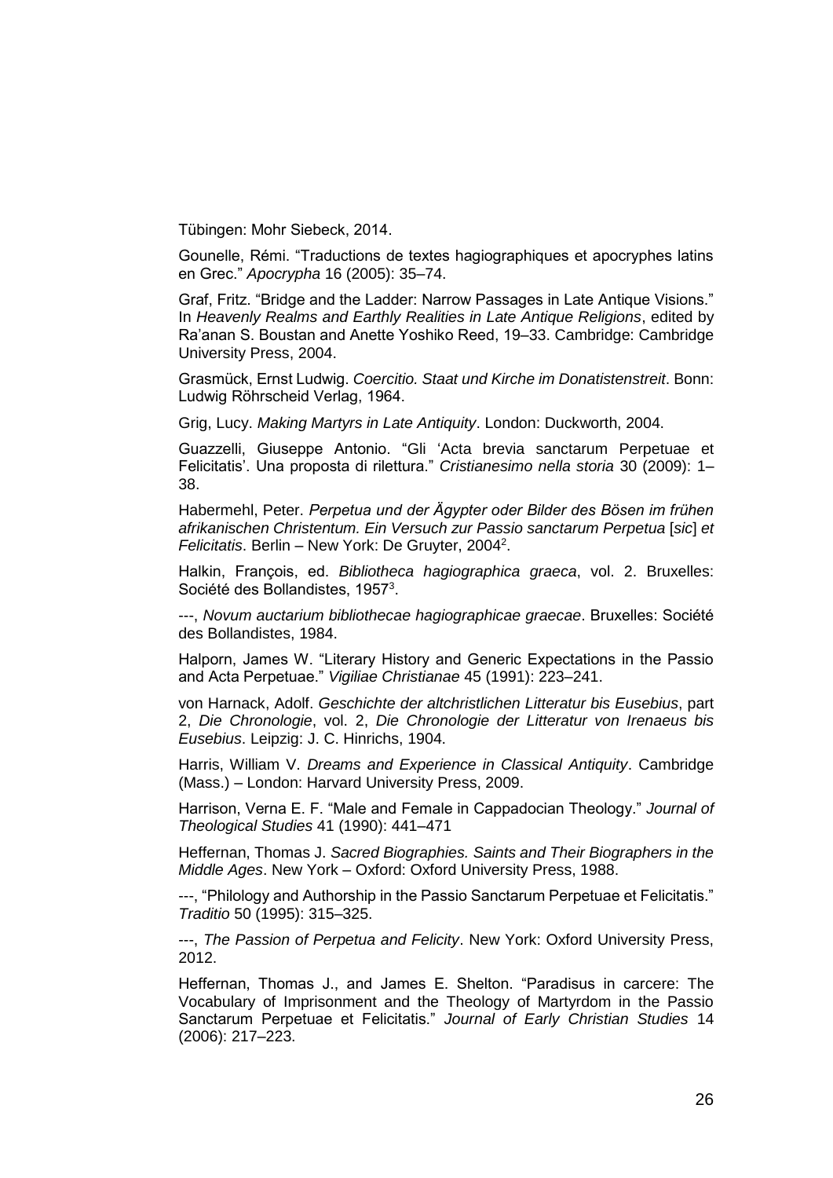Tübingen: Mohr Siebeck, 2014.

Gounelle, Rémi. "Traductions de textes hagiographiques et apocryphes latins en Grec." *Apocrypha* 16 (2005): 35–74.

Graf, Fritz. "Bridge and the Ladder: Narrow Passages in Late Antique Visions." In *Heavenly Realms and Earthly Realities in Late Antique Religions*, edited by Ra'anan S. Boustan and Anette Yoshiko Reed, 19–33. Cambridge: Cambridge University Press, 2004.

Grasmück, Ernst Ludwig. *Coercitio. Staat und Kirche im Donatistenstreit*. Bonn: Ludwig Röhrscheid Verlag, 1964.

Grig, Lucy. *Making Martyrs in Late Antiquity*. London: Duckworth, 2004.

Guazzelli, Giuseppe Antonio. "Gli 'Acta brevia sanctarum Perpetuae et Felicitatis'. Una proposta di rilettura." *Cristianesimo nella storia* 30 (2009): 1–38.

Habermehl, Peter. *Perpetua und der Ägypter oder Bilder des Bösen im frühen afrikanischen Christentum. Ein Versuch zur Passio sanctarum Perpetua* [*sic*] *et Felicitatis*. Berlin – New York: De Gruyter, 2004[2].

Halkin, François, ed. *Bibliotheca hagiographica graeca*, vol. 2. Bruxelles: Société des Bollandistes, 1957[3].

---, *Novum auctarium bibliothecae hagiographicae graecae*. Bruxelles: Société des Bollandistes, 1984.

Halporn, James W. "Literary History and Generic Expectations in the Passio and Acta Perpetuae." *Vigiliae Christianae* 45 (1991): 223–241.

von Harnack, Adolf. *Geschichte der altchristlichen Litteratur bis Eusebius*, part 2, *Die Chronologie*, vol. 2, *Die Chronologie der Litteratur von Irenaeus bis Eusebius*. Leipzig: J. C. Hinrichs, 1904.

Harris, William V. *Dreams and Experience in Classical Antiquity*. Cambridge (Mass.) – London: Harvard University Press, 2009.

Harrison, Verna E. F. "Male and Female in Cappadocian Theology." *Journal of Theological Studies* 41 (1990): 441–471

Heffernan, Thomas J. *Sacred Biographies. Saints and Their Biographers in the Middle Ages*. New York – Oxford: Oxford University Press, 1988.

---, "Philology and Authorship in the Passio Sanctarum Perpetuae et Felicitatis." *Traditio* 50 (1995): 315–325.

---, *The Passion of Perpetua and Felicity*. New York: Oxford University Press, 2012.

Heffernan, Thomas J., and James E. Shelton. "Paradisus in carcere: The Vocabulary of Imprisonment and the Theology of Martyrdom in the Passio Sanctarum Perpetuae et Felicitatis." *Journal of Early Christian Studies* 14 (2006): 217–223.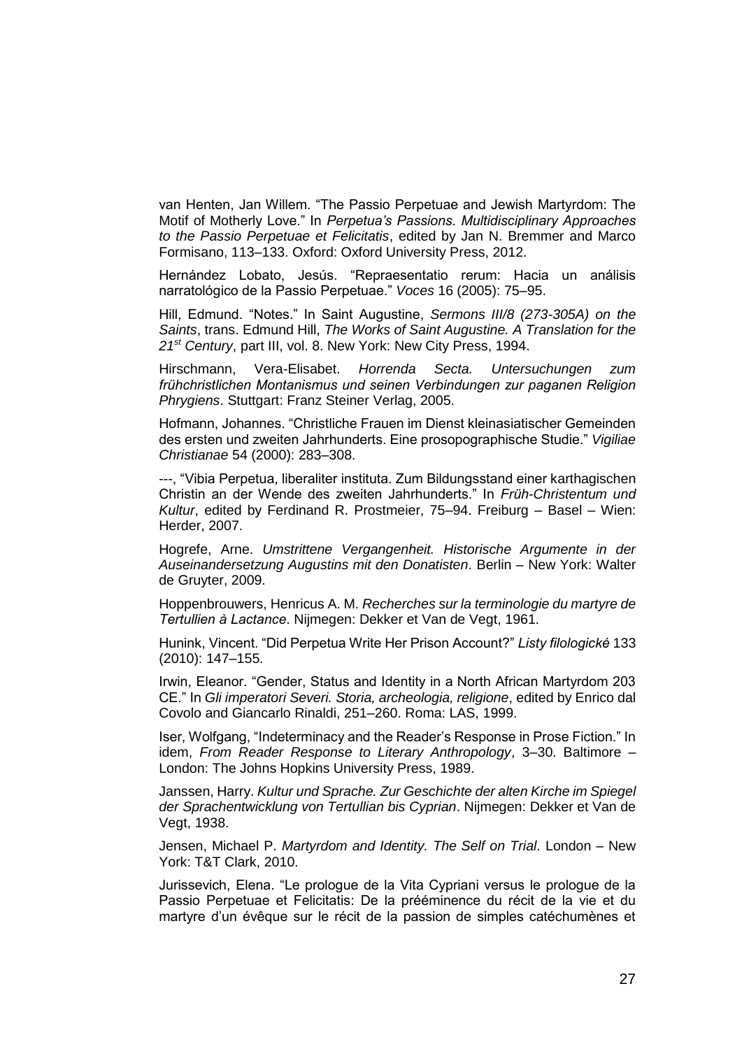van Henten, Jan Willem. “The Passio Perpetuae and Jewish Martyrdom: The Motif of Motherly Love.” In *Perpetua’s Passions. Multidisciplinary Approaches to the Passio Perpetuae et Felicitatis*, edited by Jan N. Bremmer and Marco Formisano, 113–133. Oxford: Oxford University Press, 2012.

Hernández Lobato, Jesús. “Repraesentatio rerum: Hacia un análisis narratológico de la Passio Perpetuae.” *Voces* 16 (2005): 75–95.

Hill, Edmund. “Notes.” In Saint Augustine, *Sermons III/8 (273-305A) on the Saints*, trans. Edmund Hill, *The Works of Saint Augustine. A Translation for the 21st Century*, part III, vol. 8. New York: New City Press, 1994.

Hirschmann, Vera-Elisabet. *Horrenda Secta. Untersuchungen zum frühchristlichen Montanismus und seinen Verbindungen zur paganen Religion Phrygiens*. Stuttgart: Franz Steiner Verlag, 2005.

Hofmann, Johannes. “Christliche Frauen im Dienst kleinasiatischer Gemeinden des ersten und zweiten Jahrhunderts. Eine prosopographische Studie.” *Vigiliae Christianae* 54 (2000): 283–308.

---, “Vibia Perpetua, liberaliter instituta. Zum Bildungsstand einer karthagischen Christin an der Wende des zweiten Jahrhunderts.” In *Früh-Christentum und Kultur*, edited by Ferdinand R. Prostmeier, 75–94. Freiburg – Basel – Wien: Herder, 2007.

Hogrefe, Arne. *Umstrittene Vergangenheit. Historische Argumente in der Auseinandersetzung Augustins mit den Donatisten*. Berlin – New York: Walter de Gruyter, 2009.

Hoppenbrouwers, Henricus A. M. *Recherches sur la terminologie du martyre de Tertullien à Lactance*. Nijmegen: Dekker et Van de Vegt, 1961.

Hunink, Vincent. “Did Perpetua Write Her Prison Account?” *Listy filologické* 133 (2010): 147–155.

Irwin, Eleanor. “Gender, Status and Identity in a North African Martyrdom 203 CE.” In *Gli imperatori Severi. Storia, archeologia, religione*, edited by Enrico dal Covolo and Giancarlo Rinaldi, 251–260. Roma: LAS, 1999.

Iser, Wolfgang, “Indeterminacy and the Reader’s Response in Prose Fiction.” In idem, *From Reader Response to Literary Anthropology*, 3–30. Baltimore – London: The Johns Hopkins University Press, 1989.

Janssen, Harry. *Kultur und Sprache. Zur Geschichte der alten Kirche im Spiegel der Sprachentwicklung von Tertullian bis Cyprian*. Nijmegen: Dekker et Van de Vegt, 1938.

Jensen, Michael P. *Martyrdom and Identity. The Self on Trial*. London – New York: T&T Clark, 2010.

Jurissevich, Elena. “Le prologue de la Vita Cypriani versus le prologue de la Passio Perpetuae et Felicitatis: De la prééminence du récit de la vie et du martyre d’un évêque sur le récit de la passion de simples catéchumènes et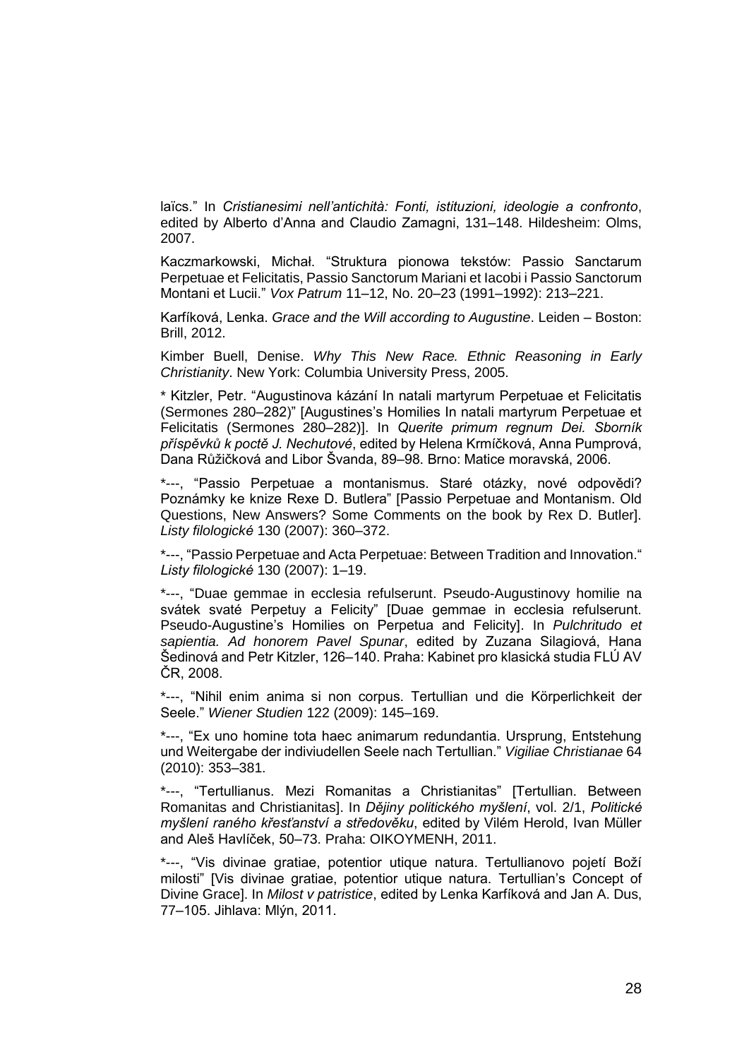laïcs." In *Cristianesimi nell'antichità: Fonti, istituzioni, ideologie a confronto*, edited by Alberto d'Anna and Claudio Zamagni, 131–148. Hildesheim: Olms, 2007.

Kaczmarkowski, Michał. "Struktura pionowa tekstów: Passio Sanctarum Perpetuae et Felicitatis, Passio Sanctorum Mariani et Iacobi i Passio Sanctorum Montani et Lucii." *Vox Patrum* 11–12, No. 20–23 (1991–1992): 213–221.

Karfíková, Lenka. *Grace and the Will according to Augustine*. Leiden – Boston: Brill, 2012.

Kimber Buell, Denise. *Why This New Race. Ethnic Reasoning in Early Christianity*. New York: Columbia University Press, 2005.

* Kitzler, Petr. "Augustinova kázání In natali martyrum Perpetuae et Felicitatis (Sermones 280–282)" [Augustines's Homilies In natali martyrum Perpetuae et Felicitatis (Sermones 280–282)]. In *Querite primum regnum Dei. Sborník příspěvků k poctě J. Nechutové*, edited by Helena Krmíčková, Anna Pumprová, Dana Růžičková and Libor Švanda, 89–98. Brno: Matice moravská, 2006.

*---, "Passio Perpetuae a montanismus. Staré otázky, nové odpovědi? Poznámky ke knize Rexe D. Butlera" [Passio Perpetuae and Montanism. Old Questions, New Answers? Some Comments on the book by Rex D. Butler]. *Listy filologické* 130 (2007): 360–372.

*---, "Passio Perpetuae and Acta Perpetuae: Between Tradition and Innovation." *Listy filologické* 130 (2007): 1–19.

*---, "Duae gemmae in ecclesia refulserunt. Pseudo-Augustinovy homilie na svátek svaté Perpetuy a Felicity" [Duae gemmae in ecclesia refulserunt. Pseudo-Augustine's Homilies on Perpetua and Felicity]. In *Pulchritudo et sapientia. Ad honorem Pavel Spunar*, edited by Zuzana Silagiová, Hana Šedinová and Petr Kitzler, 126–140. Praha: Kabinet pro klasická studia FLÚ AV ČR, 2008.

*---, "Nihil enim anima si non corpus. Tertullian und die Körperlichkeit der Seele." *Wiener Studien* 122 (2009): 145–169.

*---, "Ex uno homine tota haec animarum redundantia. Ursprung, Entstehung und Weitergabe der indiviudellen Seele nach Tertullian." *Vigiliae Christianae* 64 (2010): 353–381.

*---, "Tertullianus. Mezi Romanitas a Christianitas" [Tertullian. Between Romanitas and Christianitas]. In *Dějiny politického myšlení*, vol. 2/1, *Politické myšlení raného křesťanství a středověku*, edited by Vilém Herold, Ivan Müller and Aleš Havlíček, 50–73. Praha: OIKOYMENH, 2011.

*---, "Vis divinae gratiae, potentior utique natura. Tertullianovo pojetí Boží milosti" [Vis divinae gratiae, potentior utique natura. Tertullian's Concept of Divine Grace]. In *Milost v patristice*, edited by Lenka Karfíková and Jan A. Dus, 77–105. Jihlava: Mlýn, 2011.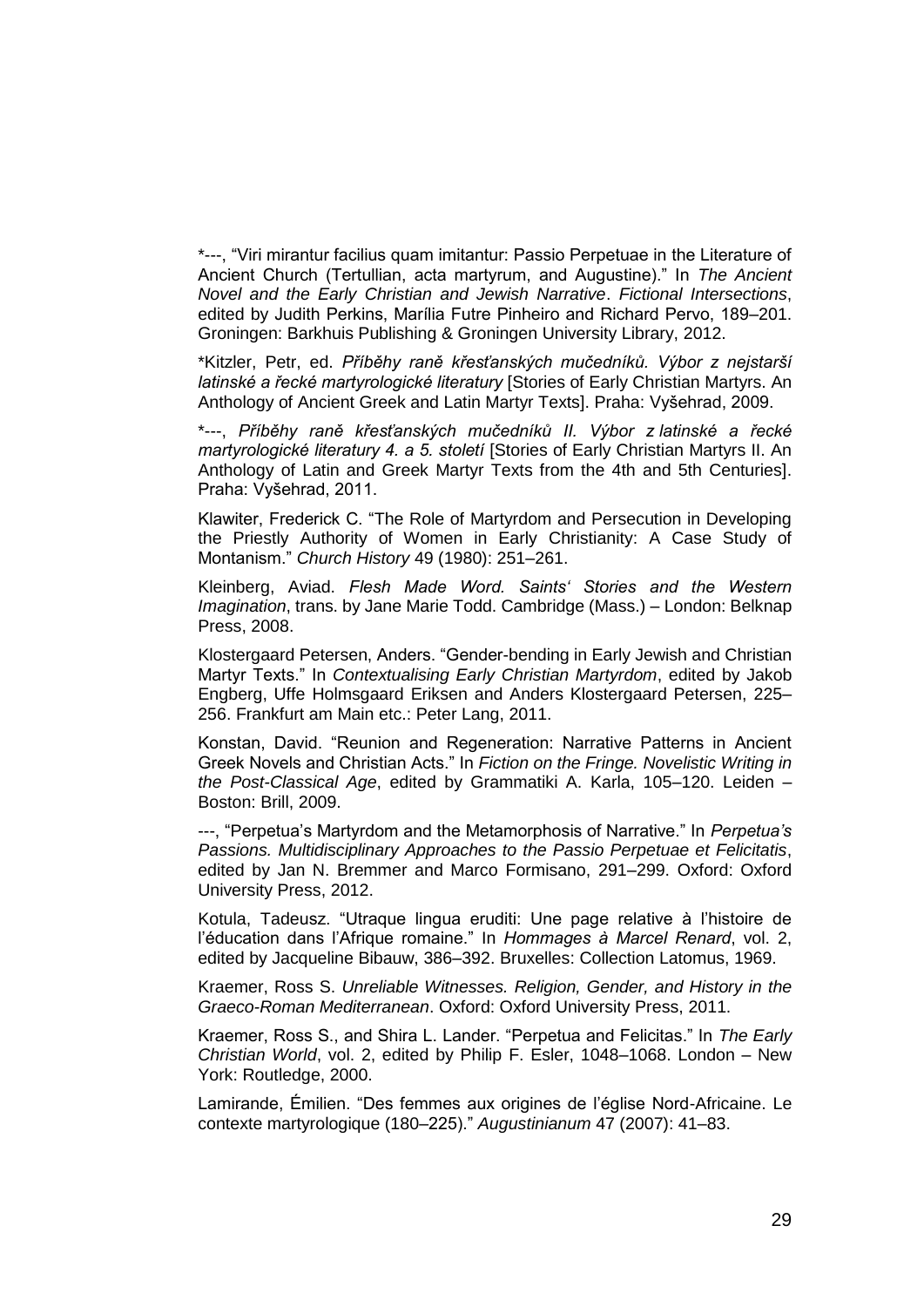*---, "Viri mirantur facilius quam imitantur: Passio Perpetuae in the Literature of Ancient Church (Tertullian, acta martyrum, and Augustine)." In *The Ancient Novel and the Early Christian and Jewish Narrative*. *Fictional Intersections*, edited by Judith Perkins, Marília Futre Pinheiro and Richard Pervo, 189–201. Groningen: Barkhuis Publishing & Groningen University Library, 2012.

*Kitzler, Petr, ed. *Příběhy raně křesťanských mučedníků. Výbor z nejstarší latinské a řecké martyrologické literatury* [Stories of Early Christian Martyrs. An Anthology of Ancient Greek and Latin Martyr Texts]. Praha: Vyšehrad, 2009.

*---, *Příběhy raně křesťanských mučedníků II. Výbor z latinské a řecké martyrologické literatury 4. a 5. století* [Stories of Early Christian Martyrs II. An Anthology of Latin and Greek Martyr Texts from the 4th and 5th Centuries]. Praha: Vyšehrad, 2011.

Klawiter, Frederick C. "The Role of Martyrdom and Persecution in Developing the Priestly Authority of Women in Early Christianity: A Case Study of Montanism." *Church History* 49 (1980): 251–261.

Kleinberg, Aviad. *Flesh Made Word. Saints' Stories and the Western Imagination*, trans. by Jane Marie Todd. Cambridge (Mass.) – London: Belknap Press, 2008.

Klostergaard Petersen, Anders. "Gender-bending in Early Jewish and Christian Martyr Texts." In *Contextualising Early Christian Martyrdom*, edited by Jakob Engberg, Uffe Holmsgaard Eriksen and Anders Klostergaard Petersen, 225–256. Frankfurt am Main etc.: Peter Lang, 2011.

Konstan, David. "Reunion and Regeneration: Narrative Patterns in Ancient Greek Novels and Christian Acts." In *Fiction on the Fringe. Novelistic Writing in the Post-Classical Age*, edited by Grammatiki A. Karla, 105–120. Leiden – Boston: Brill, 2009.

---, "Perpetua's Martyrdom and the Metamorphosis of Narrative." In *Perpetua's Passions. Multidisciplinary Approaches to the Passio Perpetuae et Felicitatis*, edited by Jan N. Bremmer and Marco Formisano, 291–299. Oxford: Oxford University Press, 2012.

Kotula, Tadeusz. "Utraque lingua eruditi: Une page relative à l'histoire de l'éducation dans l'Afrique romaine." In *Hommages à Marcel Renard*, vol. 2, edited by Jacqueline Bibauw, 386–392. Bruxelles: Collection Latomus, 1969.

Kraemer, Ross S. *Unreliable Witnesses. Religion, Gender, and History in the Graeco-Roman Mediterranean*. Oxford: Oxford University Press, 2011.

Kraemer, Ross S., and Shira L. Lander. "Perpetua and Felicitas." In *The Early Christian World*, vol. 2, edited by Philip F. Esler, 1048–1068. London – New York: Routledge, 2000.

Lamirande, Émilien. "Des femmes aux origines de l'église Nord-Africaine. Le contexte martyrologique (180–225)." *Augustinianum* 47 (2007): 41–83.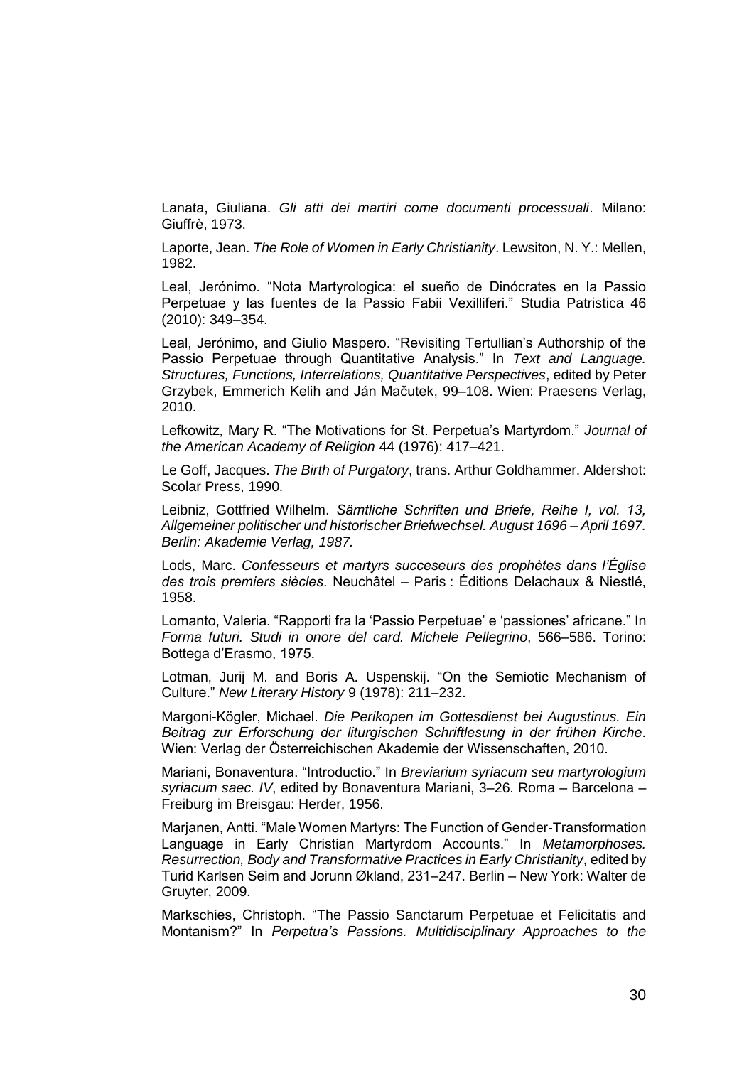Lanata, Giuliana. *Gli atti dei martiri come documenti processuali*. Milano: Giuffrè, 1973.

Laporte, Jean. *The Role of Women in Early Christianity*. Lewsiton, N. Y.: Mellen, 1982.

Leal, Jerónimo. "Nota Martyrologica: el sueño de Dinócrates en la Passio Perpetuae y las fuentes de la Passio Fabii Vexilliferi." Studia Patristica 46 (2010): 349–354.

Leal, Jerónimo, and Giulio Maspero. "Revisiting Tertullian's Authorship of the Passio Perpetuae through Quantitative Analysis." In *Text and Language. Structures, Functions, Interrelations, Quantitative Perspectives*, edited by Peter Grzybek, Emmerich Kelih and Ján Mačutek, 99–108. Wien: Praesens Verlag, 2010.

Lefkowitz, Mary R. "The Motivations for St. Perpetua's Martyrdom." *Journal of the American Academy of Religion* 44 (1976): 417–421.

Le Goff, Jacques. *The Birth of Purgatory*, trans. Arthur Goldhammer. Aldershot: Scolar Press, 1990.

Leibniz, Gottfried Wilhelm. *Sämtliche Schriften und Briefe, Reihe I, vol. 13, Allgemeiner politischer und historischer Briefwechsel. August 1696 – April 1697. Berlin: Akademie Verlag, 1987.*

Lods, Marc. *Confesseurs et martyrs succeseurs des prophètes dans l'Église des trois premiers siècles*. Neuchâtel – Paris : Éditions Delachaux & Niestlé, 1958.

Lomanto, Valeria. "Rapporti fra la 'Passio Perpetuae' e 'passiones' africane." In *Forma futuri. Studi in onore del card. Michele Pellegrino*, 566–586. Torino: Bottega d'Erasmo, 1975.

Lotman, Jurij M. and Boris A. Uspenskij. "On the Semiotic Mechanism of Culture." *New Literary History* 9 (1978): 211–232.

Margoni-Kögler, Michael. *Die Perikopen im Gottesdienst bei Augustinus. Ein Beitrag zur Erforschung der liturgischen Schriftlesung in der frühen Kirche*. Wien: Verlag der Österreichischen Akademie der Wissenschaften, 2010.

Mariani, Bonaventura. "Introductio." In *Breviarium syriacum seu martyrologium syriacum saec. IV*, edited by Bonaventura Mariani, 3–26. Roma – Barcelona – Freiburg im Breisgau: Herder, 1956.

Marjanen, Antti. "Male Women Martyrs: The Function of Gender-Transformation Language in Early Christian Martyrdom Accounts." In *Metamorphoses. Resurrection, Body and Transformative Practices in Early Christianity*, edited by Turid Karlsen Seim and Jorunn Økland, 231–247. Berlin – New York: Walter de Gruyter, 2009.

Markschies, Christoph. "The Passio Sanctarum Perpetuae et Felicitatis and Montanism?" In *Perpetua's Passions. Multidisciplinary Approaches to the*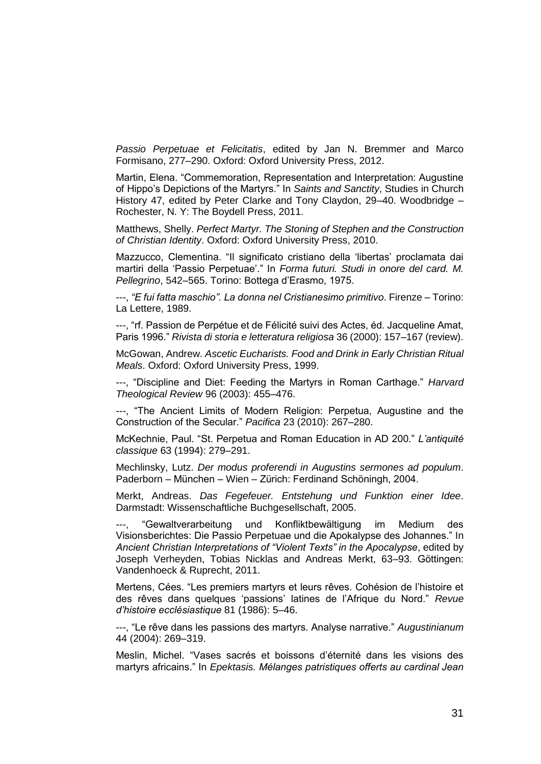*Passio Perpetuae et Felicitatis*, edited by Jan N. Bremmer and Marco Formisano, 277–290. Oxford: Oxford University Press, 2012.

Martin, Elena. "Commemoration, Representation and Interpretation: Augustine of Hippo's Depictions of the Martyrs." In *Saints and Sanctity*, Studies in Church History 47, edited by Peter Clarke and Tony Claydon, 29–40. Woodbridge – Rochester, N. Y: The Boydell Press, 2011.

Matthews, Shelly. *Perfect Martyr. The Stoning of Stephen and the Construction of Christian Identity*. Oxford: Oxford University Press, 2010.

Mazzucco, Clementina. "Il significato cristiano della 'libertas' proclamata dai martiri della 'Passio Perpetuae'." In *Forma futuri. Studi in onore del card. M. Pellegrino*, 542–565. Torino: Bottega d'Erasmo, 1975.

---, *"E fui fatta maschio". La donna nel Cristianesimo primitivo*. Firenze – Torino: La Lettere, 1989.

---, "rf. Passion de Perpétue et de Félicité suivi des Actes, éd. Jacqueline Amat, Paris 1996." *Rivista di storia e letteratura religiosa* 36 (2000): 157–167 (review).

McGowan, Andrew. *Ascetic Eucharists. Food and Drink in Early Christian Ritual Meals*. Oxford: Oxford University Press, 1999.

---, "Discipline and Diet: Feeding the Martyrs in Roman Carthage." *Harvard Theological Review* 96 (2003): 455–476.

---, "The Ancient Limits of Modern Religion: Perpetua, Augustine and the Construction of the Secular." *Pacifica* 23 (2010): 267–280.

McKechnie, Paul. "St. Perpetua and Roman Education in AD 200." *L'antiquité classique* 63 (1994): 279–291.

Mechlinsky, Lutz. *Der modus proferendi in Augustins sermones ad populum*. Paderborn – München – Wien – Zürich: Ferdinand Schöningh, 2004.

Merkt, Andreas. *Das Fegefeuer. Entstehung und Funktion einer Idee*. Darmstadt: Wissenschaftliche Buchgesellschaft, 2005.

---, "Gewaltverarbeitung und Konfliktbewältigung im Medium des Visionsberichtes: Die Passio Perpetuae und die Apokalypse des Johannes." In *Ancient Christian Interpretations of "Violent Texts" in the Apocalypse*, edited by Joseph Verheyden, Tobias Nicklas and Andreas Merkt, 63–93. Göttingen: Vandenhoeck & Ruprecht, 2011.

Mertens, Cées. "Les premiers martyrs et leurs rêves. Cohésion de l'histoire et des rêves dans quelques 'passions' latines de l'Afrique du Nord." *Revue d'histoire ecclésiastique* 81 (1986): 5–46.

---, "Le rêve dans les passions des martyrs. Analyse narrative." *Augustinianum* 44 (2004): 269–319.

Meslin, Michel. "Vases sacrés et boissons d'éternité dans les visions des martyrs africains." In *Epektasis. Mélanges patristiques offerts au cardinal Jean*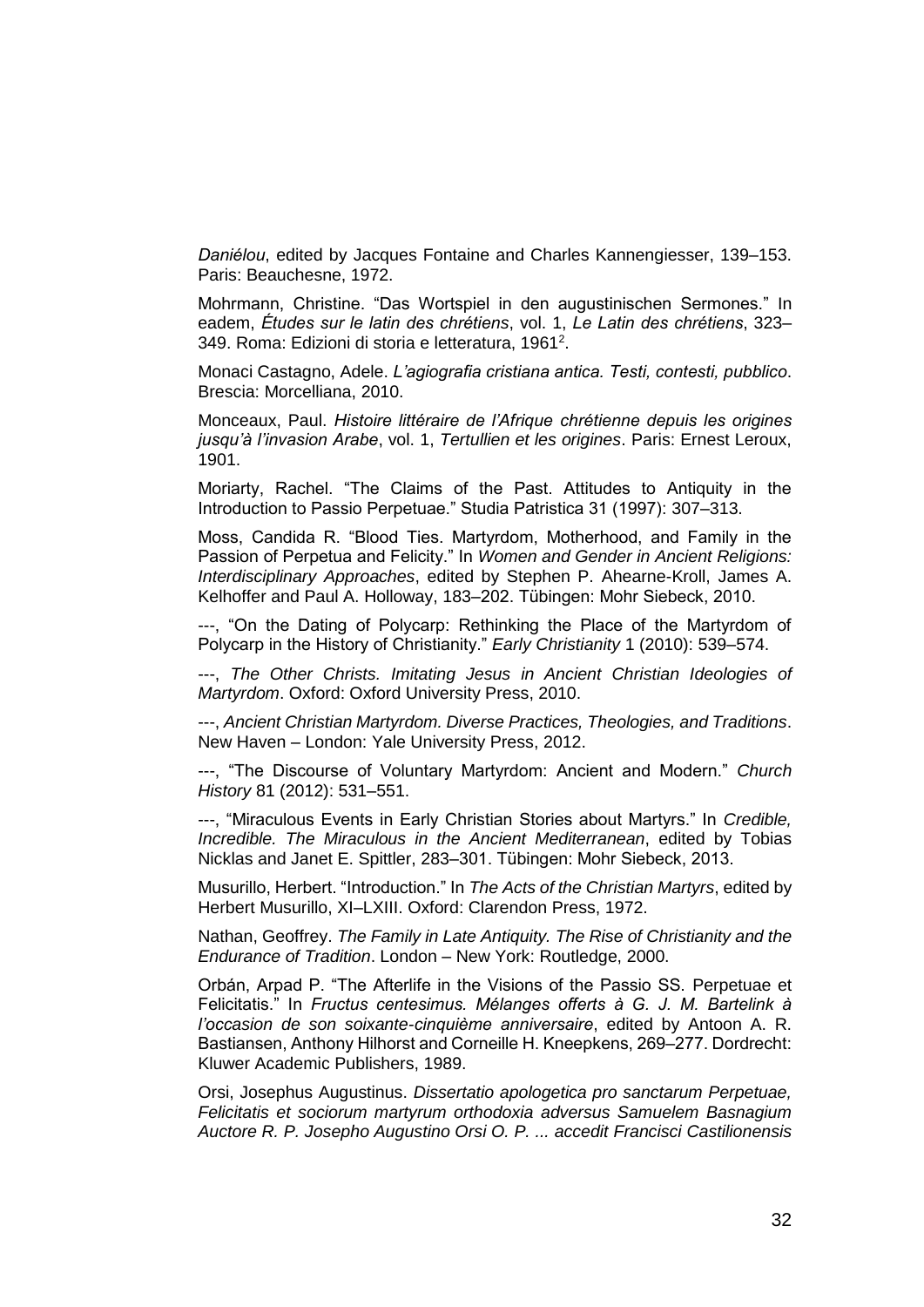*Daniélou*, edited by Jacques Fontaine and Charles Kannengiesser, 139–153. Paris: Beauchesne, 1972.

Mohrmann, Christine. "Das Wortspiel in den augustinischen Sermones." In eadem, *Études sur le latin des chrétiens*, vol. 1, *Le Latin des chrétiens*, 323–349. Roma: Edizioni di storia e letteratura, 1961[2].

Monaci Castagno, Adele. *L'agiografia cristiana antica. Testi, contesti, pubblico*. Brescia: Morcelliana, 2010.

Monceaux, Paul. *Histoire littéraire de l'Afrique chrétienne depuis les origines jusqu'à l'invasion Arabe*, vol. 1, *Tertullien et les origines*. Paris: Ernest Leroux, 1901.

Moriarty, Rachel. "The Claims of the Past. Attitudes to Antiquity in the Introduction to Passio Perpetuae." Studia Patristica 31 (1997): 307–313.

Moss, Candida R. "Blood Ties. Martyrdom, Motherhood, and Family in the Passion of Perpetua and Felicity." In *Women and Gender in Ancient Religions: Interdisciplinary Approaches*, edited by Stephen P. Ahearne-Kroll, James A. Kelhoffer and Paul A. Holloway, 183–202. Tübingen: Mohr Siebeck, 2010.

---, "On the Dating of Polycarp: Rethinking the Place of the Martyrdom of Polycarp in the History of Christianity." *Early Christianity* 1 (2010): 539–574.

---, *The Other Christs. Imitating Jesus in Ancient Christian Ideologies of Martyrdom*. Oxford: Oxford University Press, 2010.

---, *Ancient Christian Martyrdom. Diverse Practices, Theologies, and Traditions*. New Haven – London: Yale University Press, 2012.

---, "The Discourse of Voluntary Martyrdom: Ancient and Modern." *Church History* 81 (2012): 531–551.

---, "Miraculous Events in Early Christian Stories about Martyrs." In *Credible, Incredible. The Miraculous in the Ancient Mediterranean*, edited by Tobias Nicklas and Janet E. Spittler, 283–301. Tübingen: Mohr Siebeck, 2013.

Musurillo, Herbert. "Introduction." In *The Acts of the Christian Martyrs*, edited by Herbert Musurillo, XI–LXIII. Oxford: Clarendon Press, 1972.

Nathan, Geoffrey. *The Family in Late Antiquity. The Rise of Christianity and the Endurance of Tradition*. London – New York: Routledge, 2000.

Orbán, Arpad P. "The Afterlife in the Visions of the Passio SS. Perpetuae et Felicitatis." In *Fructus centesimus. Mélanges offerts à G. J. M. Bartelink à l'occasion de son soixante-cinquième anniversaire*, edited by Antoon A. R. Bastiansen, Anthony Hilhorst and Corneille H. Kneepkens, 269–277. Dordrecht: Kluwer Academic Publishers, 1989.

Orsi, Josephus Augustinus. *Dissertatio apologetica pro sanctarum Perpetuae, Felicitatis et sociorum martyrum orthodoxia adversus Samuelem Basnagium Auctore R. P. Josepho Augustino Orsi O. P. ... accedit Francisci Castilionensis*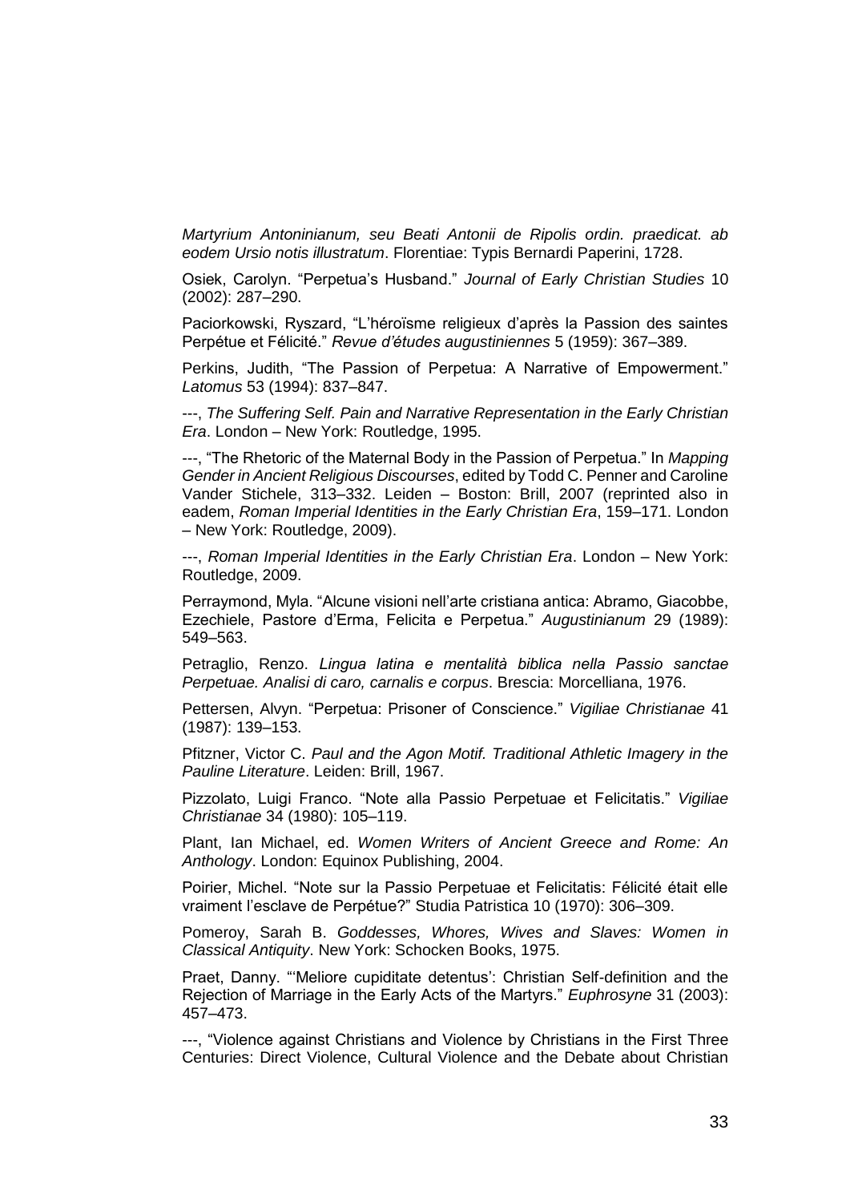*Martyrium Antoninianum, seu Beati Antonii de Ripolis ordin. praedicat. ab eodem Ursio notis illustratum*. Florentiae: Typis Bernardi Paperini, 1728.

Osiek, Carolyn. “Perpetua’s Husband.” *Journal of Early Christian Studies* 10 (2002): 287–290.

Paciorkowski, Ryszard, “L’héroïsme religieux d’après la Passion des saintes Perpétue et Félicité.” *Revue d’études augustiniennes* 5 (1959): 367–389.

Perkins, Judith, “The Passion of Perpetua: A Narrative of Empowerment.” *Latomus* 53 (1994): 837–847.

---, *The Suffering Self. Pain and Narrative Representation in the Early Christian Era*. London – New York: Routledge, 1995.

---, “The Rhetoric of the Maternal Body in the Passion of Perpetua.” In *Mapping Gender in Ancient Religious Discourses*, edited by Todd C. Penner and Caroline Vander Stichele, 313–332. Leiden – Boston: Brill, 2007 (reprinted also in eadem, *Roman Imperial Identities in the Early Christian Era*, 159–171. London – New York: Routledge, 2009).

---, *Roman Imperial Identities in the Early Christian Era*. London – New York: Routledge, 2009.

Perraymond, Myla. “Alcune visioni nell’arte cristiana antica: Abramo, Giacobbe, Ezechiele, Pastore d’Erma, Felicita e Perpetua.” *Augustinianum* 29 (1989): 549–563.

Petraglio, Renzo. *Lingua latina e mentalità biblica nella Passio sanctae Perpetuae. Analisi di caro, carnalis e corpus*. Brescia: Morcelliana, 1976.

Pettersen, Alvyn. “Perpetua: Prisoner of Conscience.” *Vigiliae Christianae* 41 (1987): 139–153.

Pfitzner, Victor C. *Paul and the Agon Motif. Traditional Athletic Imagery in the Pauline Literature*. Leiden: Brill, 1967.

Pizzolato, Luigi Franco. “Note alla Passio Perpetuae et Felicitatis.” *Vigiliae Christianae* 34 (1980): 105–119.

Plant, Ian Michael, ed. *Women Writers of Ancient Greece and Rome: An Anthology*. London: Equinox Publishing, 2004.

Poirier, Michel. “Note sur la Passio Perpetuae et Felicitatis: Félicité était elle vraiment l’esclave de Perpétue?” Studia Patristica 10 (1970): 306–309.

Pomeroy, Sarah B. *Goddesses, Whores, Wives and Slaves: Women in Classical Antiquity*. New York: Schocken Books, 1975.

Praet, Danny. “‘Meliore cupiditate detentus’: Christian Self-definition and the Rejection of Marriage in the Early Acts of the Martyrs.” *Euphrosyne* 31 (2003): 457–473.

---, “Violence against Christians and Violence by Christians in the First Three Centuries: Direct Violence, Cultural Violence and the Debate about Christian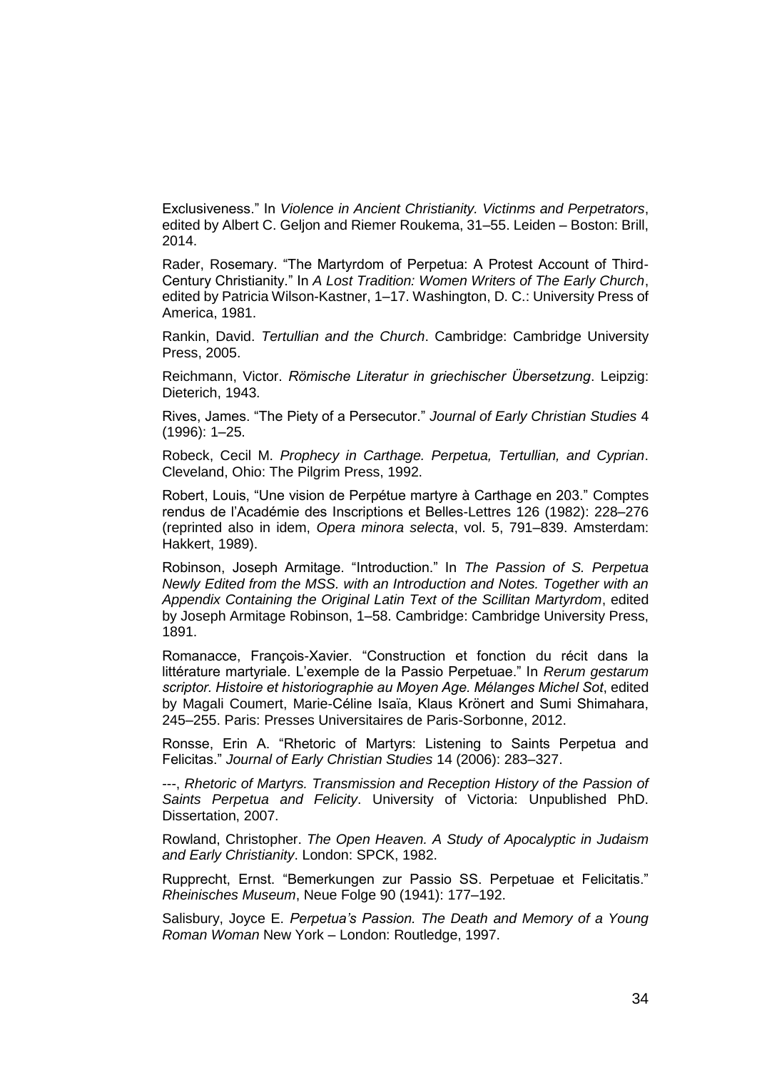Exclusiveness.” In *Violence in Ancient Christianity. Victinms and Perpetrators*, edited by Albert C. Geljon and Riemer Roukema, 31–55. Leiden – Boston: Brill, 2014.

Rader, Rosemary. “The Martyrdom of Perpetua: A Protest Account of Third-Century Christianity.” In *A Lost Tradition: Women Writers of The Early Church*, edited by Patricia Wilson-Kastner, 1–17. Washington, D. C.: University Press of America, 1981.

Rankin, David. *Tertullian and the Church*. Cambridge: Cambridge University Press, 2005.

Reichmann, Victor. *Römische Literatur in griechischer Übersetzung*. Leipzig: Dieterich, 1943.

Rives, James. “The Piety of a Persecutor.” *Journal of Early Christian Studies* 4 (1996): 1–25.

Robeck, Cecil M. *Prophecy in Carthage. Perpetua, Tertullian, and Cyprian*. Cleveland, Ohio: The Pilgrim Press, 1992.

Robert, Louis, “Une vision de Perpétue martyre à Carthage en 203.” Comptes rendus de l’Académie des Inscriptions et Belles-Lettres 126 (1982): 228–276 (reprinted also in idem, *Opera minora selecta*, vol. 5, 791–839. Amsterdam: Hakkert, 1989).

Robinson, Joseph Armitage. “Introduction.” In *The Passion of S. Perpetua Newly Edited from the MSS. with an Introduction and Notes. Together with an Appendix Containing the Original Latin Text of the Scillitan Martyrdom*, edited by Joseph Armitage Robinson, 1–58. Cambridge: Cambridge University Press, 1891.

Romanacce, François-Xavier. “Construction et fonction du récit dans la littérature martyriale. L’exemple de la Passio Perpetuae.” In *Rerum gestarum scriptor. Histoire et historiographie au Moyen Age. Mélanges Michel Sot*, edited by Magali Coumert, Marie-Céline Isaïa, Klaus Krönert and Sumi Shimahara, 245–255. Paris: Presses Universitaires de Paris-Sorbonne, 2012.

Ronsse, Erin A. “Rhetoric of Martyrs: Listening to Saints Perpetua and Felicitas.” *Journal of Early Christian Studies* 14 (2006): 283–327.

---, *Rhetoric of Martyrs. Transmission and Reception History of the Passion of Saints Perpetua and Felicity*. University of Victoria: Unpublished PhD. Dissertation, 2007.

Rowland, Christopher. *The Open Heaven. A Study of Apocalyptic in Judaism and Early Christianity*. London: SPCK, 1982.

Rupprecht, Ernst. “Bemerkungen zur Passio SS. Perpetuae et Felicitatis.” *Rheinisches Museum*, Neue Folge 90 (1941): 177–192.

Salisbury, Joyce E. *Perpetua’s Passion. The Death and Memory of a Young Roman Woman* New York – London: Routledge, 1997.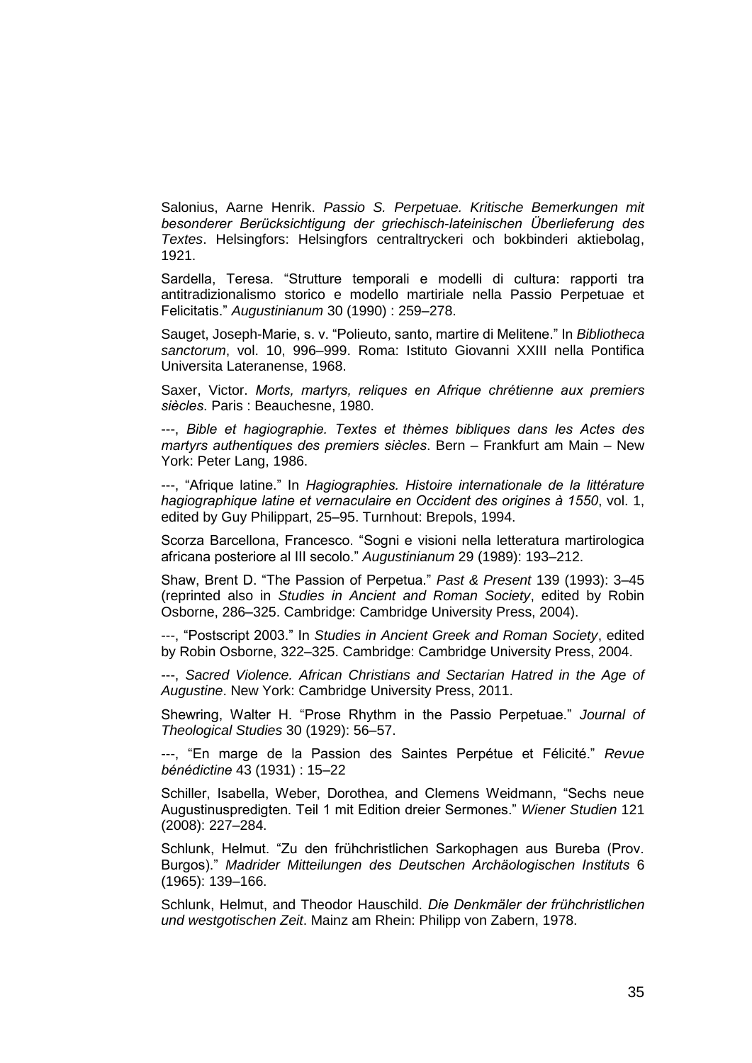Salonius, Aarne Henrik. *Passio S. Perpetuae. Kritische Bemerkungen mit besonderer Berücksichtigung der griechisch-lateinischen Überlieferung des Textes*. Helsingfors: Helsingfors centraltryckeri och bokbinderi aktiebolag, 1921.

Sardella, Teresa. "Strutture temporali e modelli di cultura: rapporti tra antitradizionalismo storico e modello martiriale nella Passio Perpetuae et Felicitatis." *Augustinianum* 30 (1990) : 259–278.

Sauget, Joseph-Marie, s. v. "Polieuto, santo, martire di Melitene." In *Bibliotheca sanctorum*, vol. 10, 996–999. Roma: Istituto Giovanni XXIII nella Pontifica Universita Lateranense, 1968.

Saxer, Victor. *Morts, martyrs, reliques en Afrique chrétienne aux premiers siècles*. Paris : Beauchesne, 1980.

---, *Bible et hagiographie. Textes et thèmes bibliques dans les Actes des martyrs authentiques des premiers siècles*. Bern – Frankfurt am Main – New York: Peter Lang, 1986.

---, "Afrique latine." In *Hagiographies. Histoire internationale de la littérature hagiographique latine et vernaculaire en Occident des origines à 1550*, vol. 1, edited by Guy Philippart, 25–95. Turnhout: Brepols, 1994.

Scorza Barcellona, Francesco. "Sogni e visioni nella letteratura martirologica africana posteriore al III secolo." *Augustinianum* 29 (1989): 193–212.

Shaw, Brent D. "The Passion of Perpetua." *Past & Present* 139 (1993): 3–45 (reprinted also in *Studies in Ancient and Roman Society*, edited by Robin Osborne, 286–325. Cambridge: Cambridge University Press, 2004).

---, "Postscript 2003." In *Studies in Ancient Greek and Roman Society*, edited by Robin Osborne, 322–325. Cambridge: Cambridge University Press, 2004.

---, *Sacred Violence. African Christians and Sectarian Hatred in the Age of Augustine*. New York: Cambridge University Press, 2011.

Shewring, Walter H. "Prose Rhythm in the Passio Perpetuae." *Journal of Theological Studies* 30 (1929): 56–57.

---, "En marge de la Passion des Saintes Perpétue et Félicité." *Revue bénédictine* 43 (1931) : 15–22

Schiller, Isabella, Weber, Dorothea, and Clemens Weidmann, "Sechs neue Augustinuspredigten. Teil 1 mit Edition dreier Sermones." *Wiener Studien* 121 (2008): 227–284.

Schlunk, Helmut. "Zu den frühchristlichen Sarkophagen aus Bureba (Prov. Burgos)." *Madrider Mitteilungen des Deutschen Archäologischen Instituts* 6 (1965): 139–166.

Schlunk, Helmut, and Theodor Hauschild. *Die Denkmäler der frühchristlichen und westgotischen Zeit*. Mainz am Rhein: Philipp von Zabern, 1978.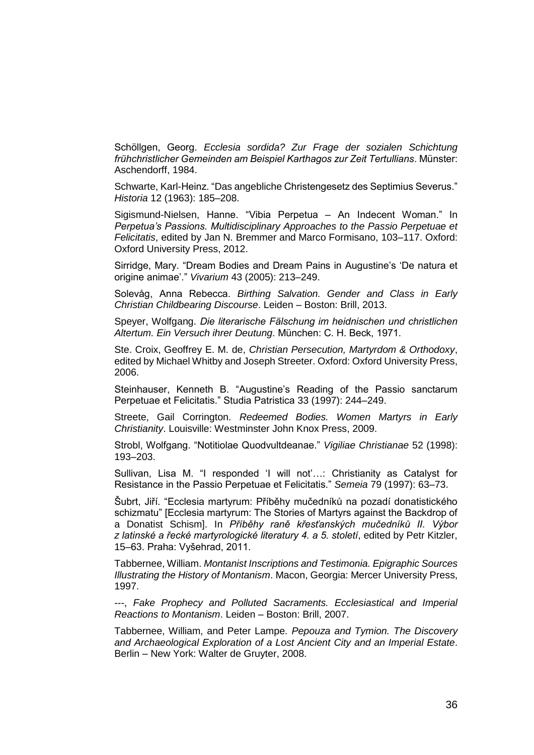Schöllgen, Georg. *Ecclesia sordida? Zur Frage der sozialen Schichtung frühchristlicher Gemeinden am Beispiel Karthagos zur Zeit Tertullians*. Münster: Aschendorff, 1984.

Schwarte, Karl-Heinz. "Das angebliche Christengesetz des Septimius Severus." *Historia* 12 (1963): 185–208.

Sigismund-Nielsen, Hanne. "Vibia Perpetua – An Indecent Woman." In *Perpetua's Passions. Multidisciplinary Approaches to the Passio Perpetuae et Felicitatis*, edited by Jan N. Bremmer and Marco Formisano, 103–117. Oxford: Oxford University Press, 2012.

Sirridge, Mary. "Dream Bodies and Dream Pains in Augustine's 'De natura et origine animae'." *Vivarium* 43 (2005): 213–249.

Solevåg, Anna Rebecca. *Birthing Salvation. Gender and Class in Early Christian Childbearing Discourse*. Leiden – Boston: Brill, 2013.

Speyer, Wolfgang. *Die literarische Fälschung im heidnischen und christlichen Altertum. Ein Versuch ihrer Deutung*. München: C. H. Beck, 1971.

Ste. Croix, Geoffrey E. M. de, *Christian Persecution, Martyrdom & Orthodoxy*, edited by Michael Whitby and Joseph Streeter. Oxford: Oxford University Press, 2006.

Steinhauser, Kenneth B. "Augustine's Reading of the Passio sanctarum Perpetuae et Felicitatis." Studia Patristica 33 (1997): 244–249.

Streete, Gail Corrington. *Redeemed Bodies. Women Martyrs in Early Christianity*. Louisville: Westminster John Knox Press, 2009.

Strobl, Wolfgang. "Notitiolae Quodvultdeanae." *Vigiliae Christianae* 52 (1998): 193–203.

Sullivan, Lisa M. "I responded 'I will not'…: Christianity as Catalyst for Resistance in the Passio Perpetuae et Felicitatis." *Semeia* 79 (1997): 63–73.

Šubrt, Jiří. "Ecclesia martyrum: Příběhy mučedníků na pozadí donatistického schizmatu" [Ecclesia martyrum: The Stories of Martyrs against the Backdrop of a Donatist Schism]. In *Příběhy raně křesťanských mučedníků II. Výbor z latinské a řecké martyrologické literatury 4. a 5. století*, edited by Petr Kitzler, 15–63. Praha: Vyšehrad, 2011.

Tabbernee, William. *Montanist Inscriptions and Testimonia. Epigraphic Sources Illustrating the History of Montanism*. Macon, Georgia: Mercer University Press, 1997.

---, *Fake Prophecy and Polluted Sacraments. Ecclesiastical and Imperial Reactions to Montanism*. Leiden – Boston: Brill, 2007.

Tabbernee, William, and Peter Lampe. *Pepouza and Tymion. The Discovery and Archaeological Exploration of a Lost Ancient City and an Imperial Estate*. Berlin – New York: Walter de Gruyter, 2008.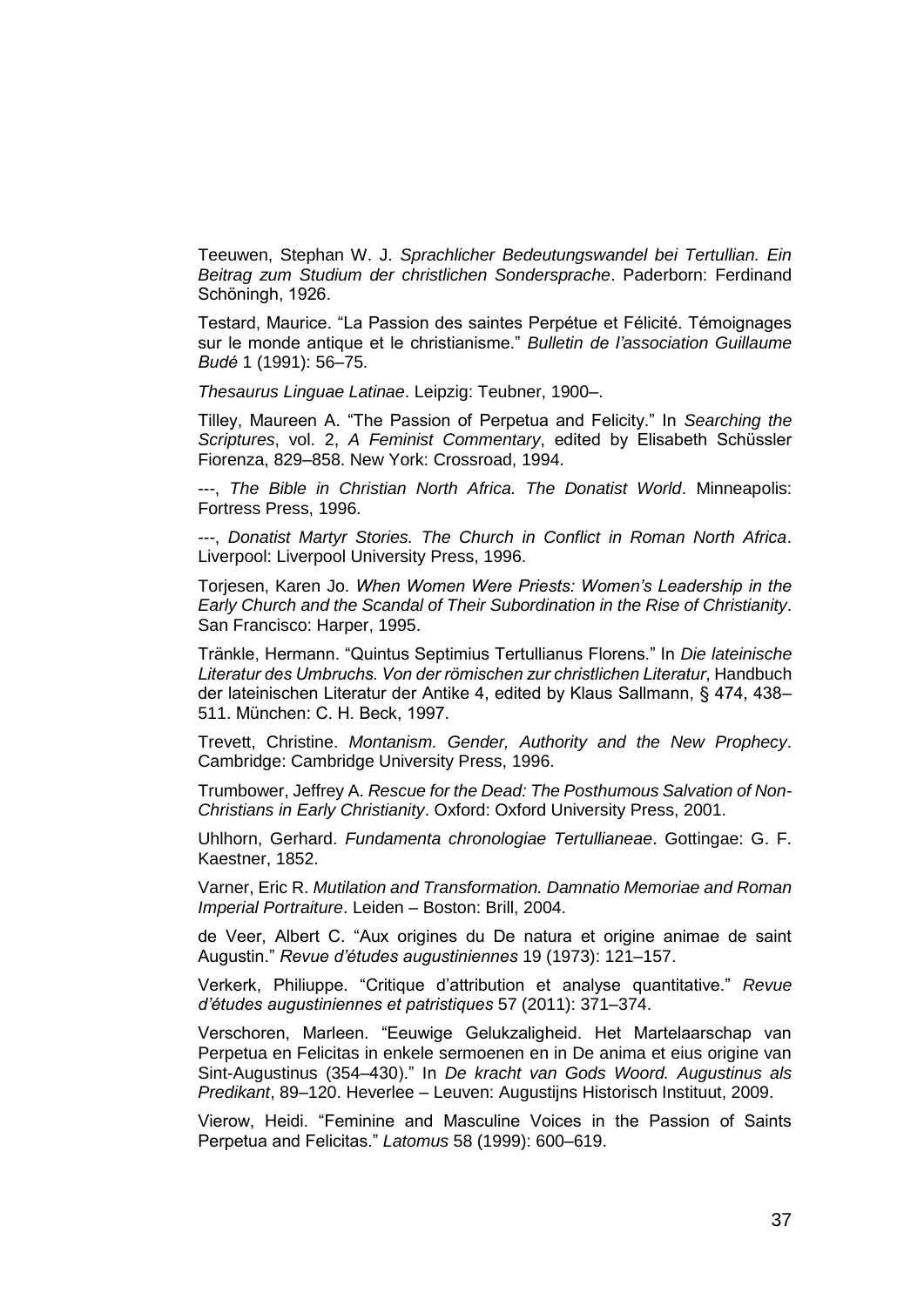Teeuwen, Stephan W. J. *Sprachlicher Bedeutungswandel bei Tertullian. Ein Beitrag zum Studium der christlichen Sondersprache*. Paderborn: Ferdinand Schöningh, 1926.

Testard, Maurice. "La Passion des saintes Perpétue et Félicité. Témoignages sur le monde antique et le christianisme." *Bulletin de l'association Guillaume Budé* 1 (1991): 56–75.

*Thesaurus Linguae Latinae*. Leipzig: Teubner, 1900–.

Tilley, Maureen A. "The Passion of Perpetua and Felicity." In *Searching the Scriptures*, vol. 2, *A Feminist Commentary*, edited by Elisabeth Schüssler Fiorenza, 829–858. New York: Crossroad, 1994.

---, *The Bible in Christian North Africa. The Donatist World*. Minneapolis: Fortress Press, 1996.

---, *Donatist Martyr Stories. The Church in Conflict in Roman North Africa*. Liverpool: Liverpool University Press, 1996.

Torjesen, Karen Jo. *When Women Were Priests: Women's Leadership in the Early Church and the Scandal of Their Subordination in the Rise of Christianity*. San Francisco: Harper, 1995.

Tränkle, Hermann. "Quintus Septimius Tertullianus Florens." In *Die lateinische Literatur des Umbruchs. Von der römischen zur christlichen Literatur*, Handbuch der lateinischen Literatur der Antike 4, edited by Klaus Sallmann, § 474, 438–511. München: C. H. Beck, 1997.

Trevett, Christine. *Montanism. Gender, Authority and the New Prophecy*. Cambridge: Cambridge University Press, 1996.

Trumbower, Jeffrey A. *Rescue for the Dead: The Posthumous Salvation of Non-Christians in Early Christianity*. Oxford: Oxford University Press, 2001.

Uhlhorn, Gerhard. *Fundamenta chronologiae Tertullianeae*. Gottingae: G. F. Kaestner, 1852.

Varner, Eric R. *Mutilation and Transformation. Damnatio Memoriae and Roman Imperial Portraiture*. Leiden – Boston: Brill, 2004.

de Veer, Albert C. "Aux origines du De natura et origine animae de saint Augustin." *Revue d'études augustiniennes* 19 (1973): 121–157.

Verkerk, Philiuppe. "Critique d'attribution et analyse quantitative." *Revue d'études augustiniennes et patristiques* 57 (2011): 371–374.

Verschoren, Marleen. "Eeuwige Gelukzaligheid. Het Martelaarschap van Perpetua en Felicitas in enkele sermoenen en in De anima et eius origine van Sint-Augustinus (354–430)." In *De kracht van Gods Woord. Augustinus als Predikant*, 89–120. Heverlee – Leuven: Augustijns Historisch Instituut, 2009.

Vierow, Heidi. "Feminine and Masculine Voices in the Passion of Saints Perpetua and Felicitas." *Latomus* 58 (1999): 600–619.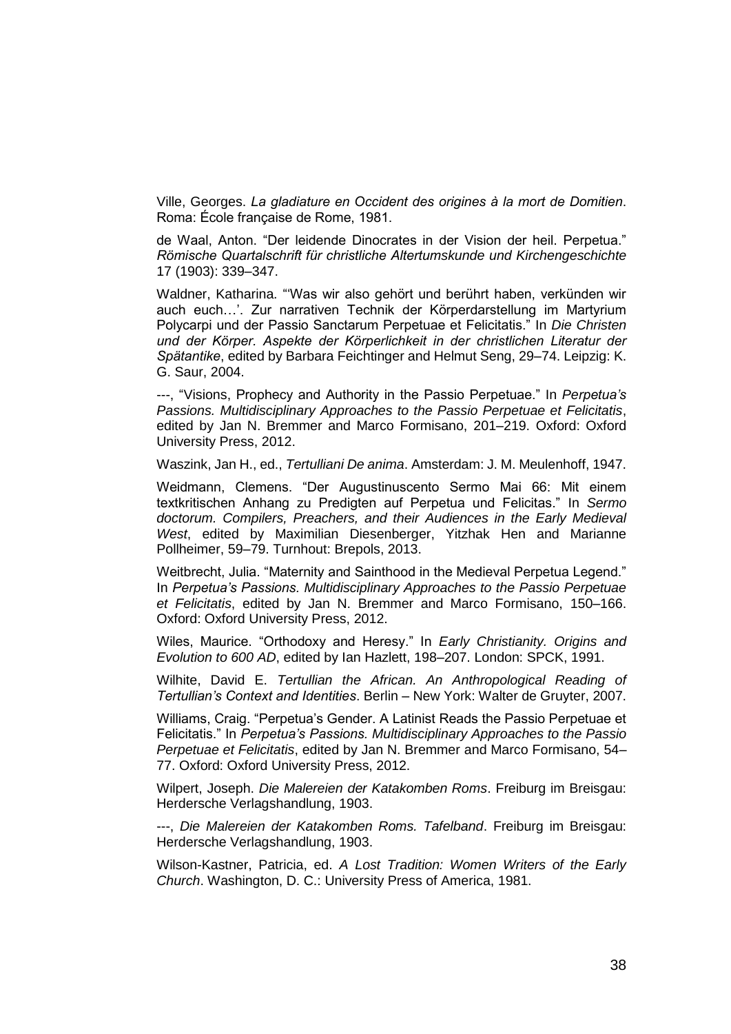Ville, Georges. *La gladiature en Occident des origines à la mort de Domitien*. Roma: École française de Rome, 1981.

de Waal, Anton. “Der leidende Dinocrates in der Vision der heil. Perpetua.” *Römische Quartalschrift für christliche Altertumskunde und Kirchengeschichte* 17 (1903): 339–347.

Waldner, Katharina. “‘Was wir also gehört und berührt haben, verkünden wir auch euch…’. Zur narrativen Technik der Körperdarstellung im Martyrium Polycarpi und der Passio Sanctarum Perpetuae et Felicitatis.” In *Die Christen und der Körper. Aspekte der Körperlichkeit in der christlichen Literatur der Spätantike*, edited by Barbara Feichtinger and Helmut Seng, 29–74. Leipzig: K. G. Saur, 2004.

---, “Visions, Prophecy and Authority in the Passio Perpetuae.” In *Perpetua's Passions. Multidisciplinary Approaches to the Passio Perpetuae et Felicitatis*, edited by Jan N. Bremmer and Marco Formisano, 201–219. Oxford: Oxford University Press, 2012.

Waszink, Jan H., ed., *Tertulliani De anima*. Amsterdam: J. M. Meulenhoff, 1947.

Weidmann, Clemens. “Der Augustinuscento Sermo Mai 66: Mit einem textkritischen Anhang zu Predigten auf Perpetua und Felicitas.” In *Sermo doctorum. Compilers, Preachers, and their Audiences in the Early Medieval West*, edited by Maximilian Diesenberger, Yitzhak Hen and Marianne Pollheimer, 59–79. Turnhout: Brepols, 2013.

Weitbrecht, Julia. “Maternity and Sainthood in the Medieval Perpetua Legend.” In *Perpetua's Passions. Multidisciplinary Approaches to the Passio Perpetuae et Felicitatis*, edited by Jan N. Bremmer and Marco Formisano, 150–166. Oxford: Oxford University Press, 2012.

Wiles, Maurice. “Orthodoxy and Heresy.” In *Early Christianity. Origins and Evolution to 600 AD*, edited by Ian Hazlett, 198–207. London: SPCK, 1991.

Wilhite, David E. *Tertullian the African. An Anthropological Reading of Tertullian's Context and Identities*. Berlin – New York: Walter de Gruyter, 2007.

Williams, Craig. “Perpetua's Gender. A Latinist Reads the Passio Perpetuae et Felicitatis.” In *Perpetua's Passions. Multidisciplinary Approaches to the Passio Perpetuae et Felicitatis*, edited by Jan N. Bremmer and Marco Formisano, 54–77. Oxford: Oxford University Press, 2012.

Wilpert, Joseph. *Die Malereien der Katakomben Roms*. Freiburg im Breisgau: Herdersche Verlagshandlung, 1903.

---, *Die Malereien der Katakomben Roms. Tafelband*. Freiburg im Breisgau: Herdersche Verlagshandlung, 1903.

Wilson-Kastner, Patricia, ed. *A Lost Tradition: Women Writers of the Early Church*. Washington, D. C.: University Press of America, 1981.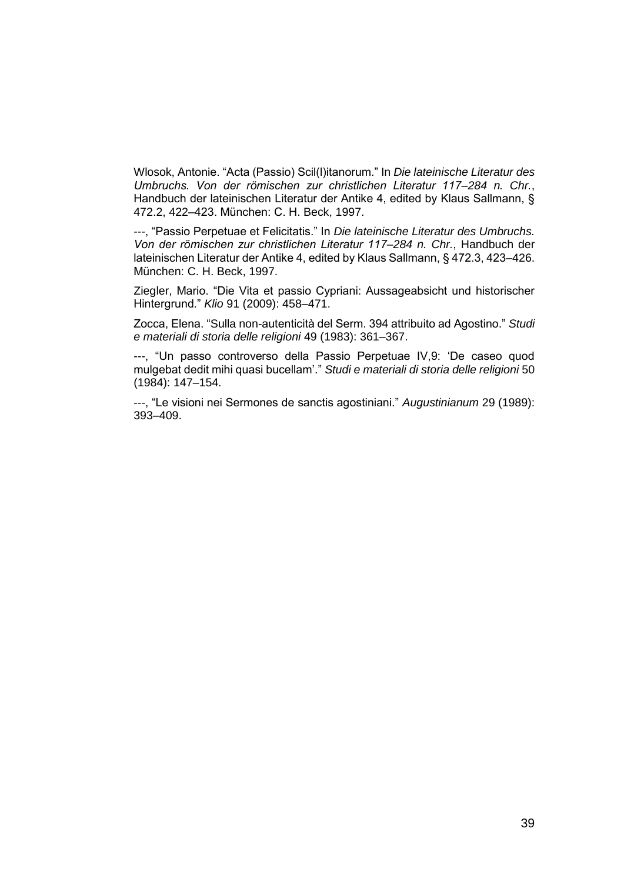Wlosok, Antonie. “Acta (Passio) Scil(l)itanorum.” In *Die lateinische Literatur des Umbruchs. Von der römischen zur christlichen Literatur 117–284 n. Chr.*, Handbuch der lateinischen Literatur der Antike 4, edited by Klaus Sallmann, § 472.2, 422–423. München: C. H. Beck, 1997.

---, “Passio Perpetuae et Felicitatis.” In *Die lateinische Literatur des Umbruchs. Von der römischen zur christlichen Literatur 117–284 n. Chr.*, Handbuch der lateinischen Literatur der Antike 4, edited by Klaus Sallmann, § 472.3, 423–426. München: C. H. Beck, 1997.

Ziegler, Mario. “Die Vita et passio Cypriani: Aussageabsicht und historischer Hintergrund.” *Klio* 91 (2009): 458–471.

Zocca, Elena. “Sulla non-autenticità del Serm. 394 attribuito ad Agostino.” *Studi e materiali di storia delle religioni* 49 (1983): 361–367.

---, “Un passo controverso della Passio Perpetuae IV,9: ‘De caseo quod mulgebat dedit mihi quasi bucellam’.” *Studi e materiali di storia delle religioni* 50 (1984): 147–154.

---, “Le visioni nei Sermones de sanctis agostiniani.” *Augustinianum* 29 (1989): 393–409.